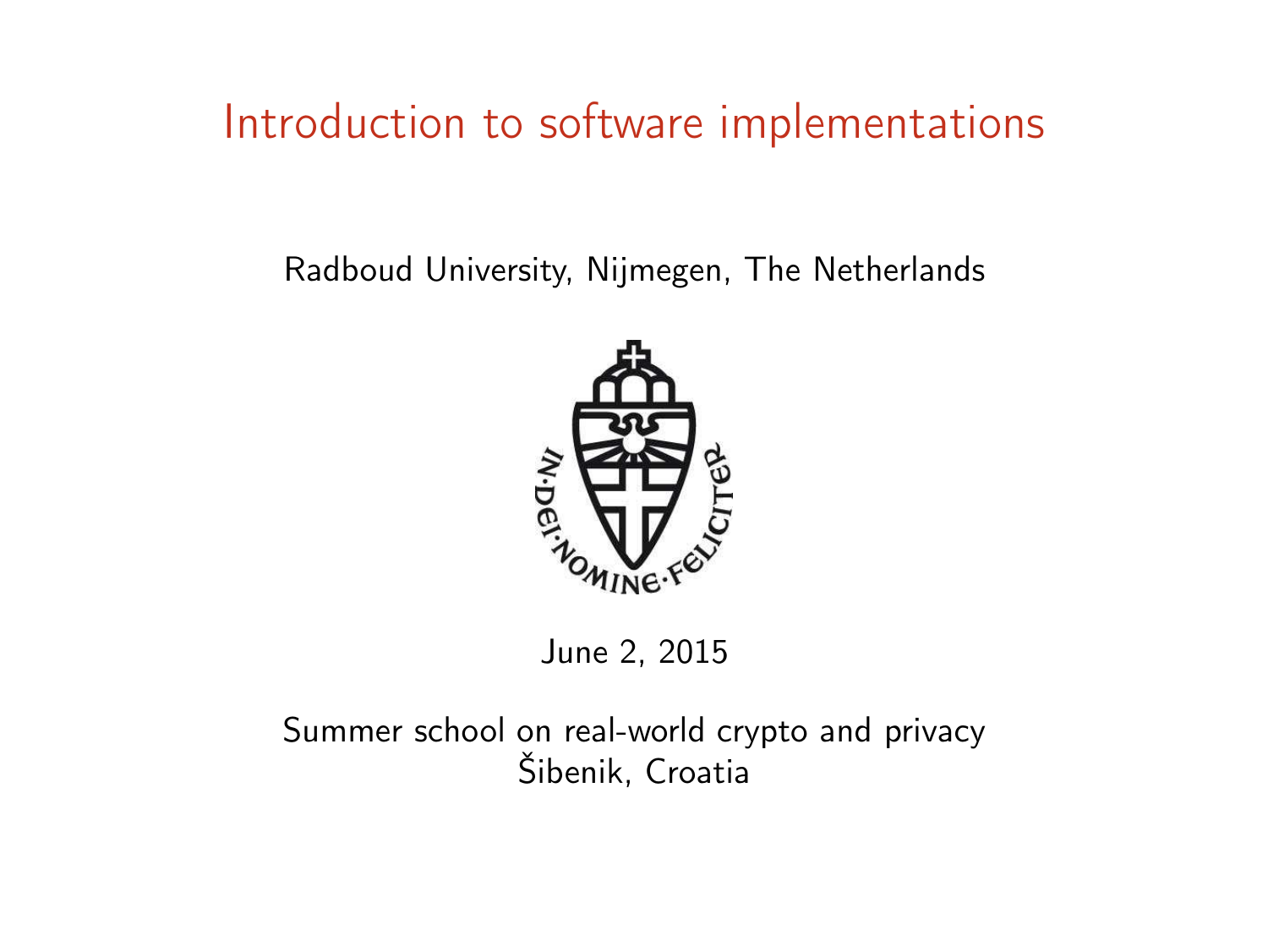# Introduction to software implementations

Radboud University, Nijmegen, The Netherlands

IN·DEI·NOMINE·FELICITER

June 2, 2015

Summer school on real-world crypto and privacy
Šibenik, Croatia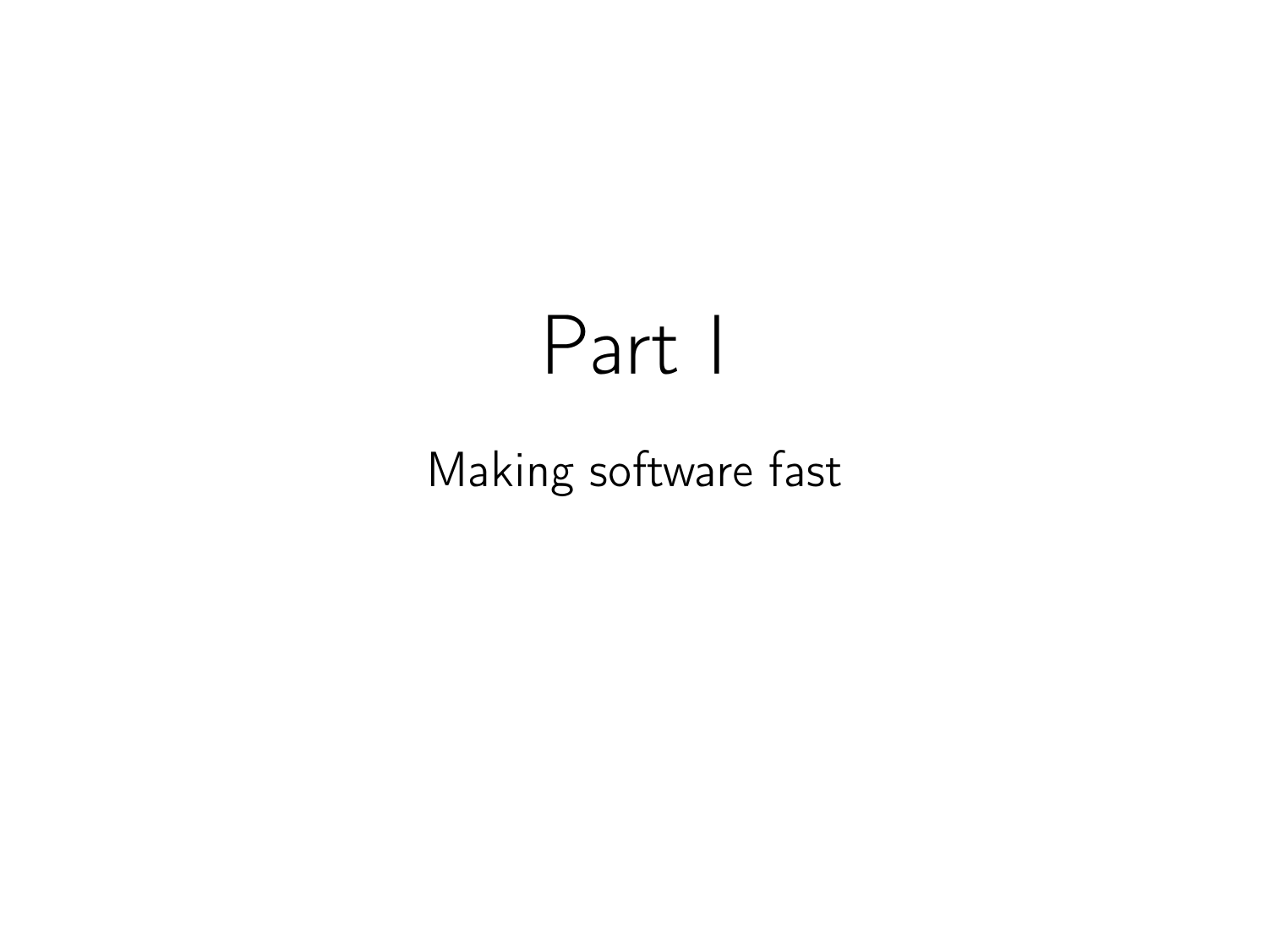# Part I

Making software fast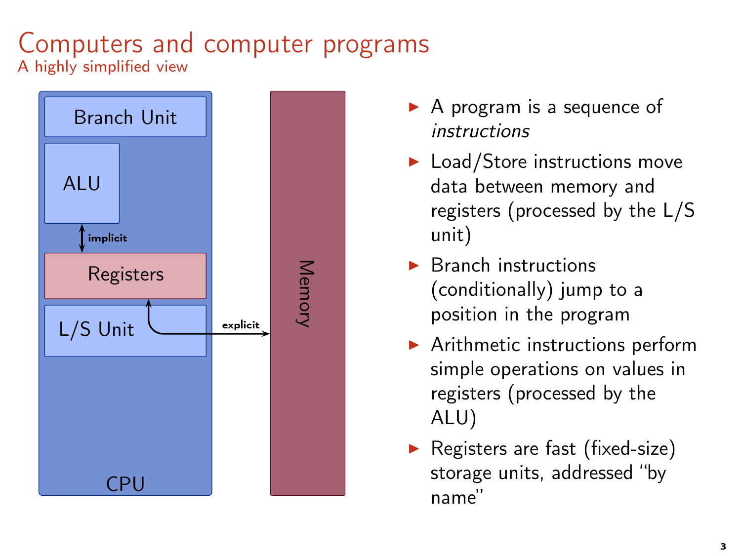# Computers and computer programs

## A highly simplified view

Branch Unit

ALU

implicit

Registers

L/S Unit

explicit

Memory

CPU

- A program is a sequence of *instructions*
- Load/Store instructions move data between memory and registers (processed by the L/S unit)
- Branch instructions (conditionally) jump to a position in the program
- Arithmetic instructions perform simple operations on values in registers (processed by the ALU)
- Registers are fast (fixed-size) storage units, addressed "by name"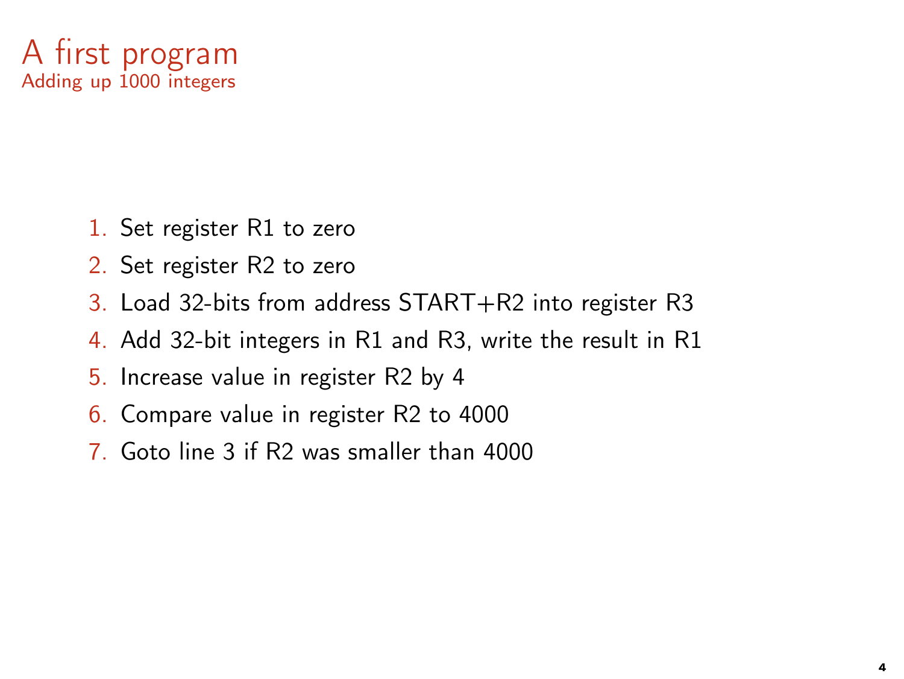# A first program

## Adding up 1000 integers

1. Set register R1 to zero
2. Set register R2 to zero
3. Load 32-bits from address START+R2 into register R3
4. Add 32-bit integers in R1 and R3, write the result in R1
5. Increase value in register R2 by 4
6. Compare value in register R2 to 4000
7. Goto line 3 if R2 was smaller than 4000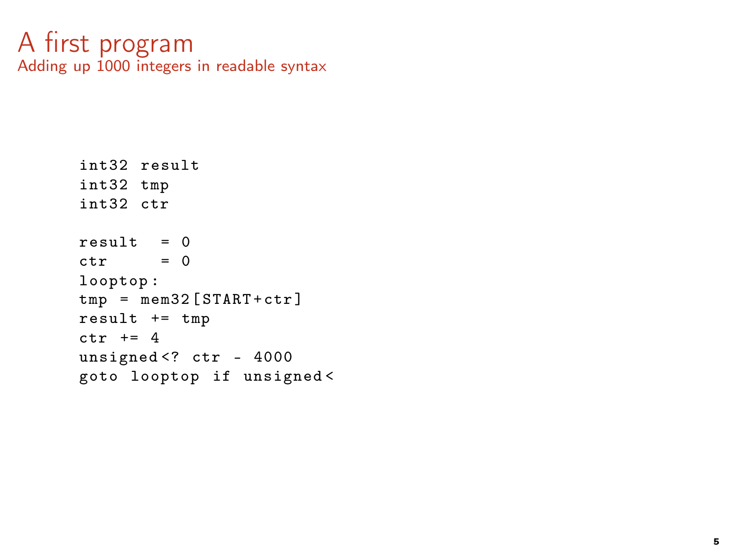# A first program

## Adding up 1000 integers in readable syntax

```
int32 result
int32 tmp
int32 ctr

result  = 0
ctr     = 0
looptop:
tmp = mem32[START+ctr]
result += tmp
ctr += 4
unsigned<? ctr - 4000
goto looptop if unsigned<
```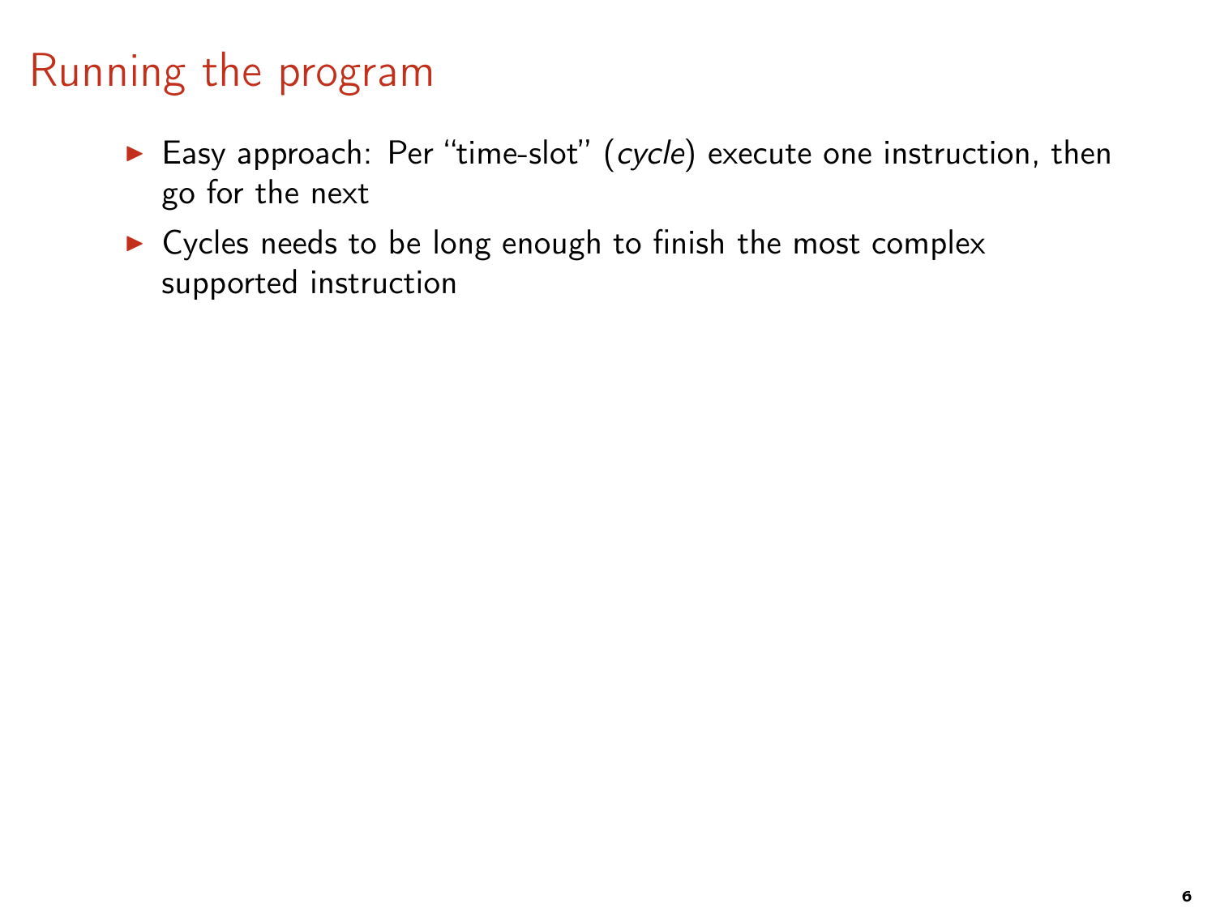# Running the program

- Easy approach: Per "time-slot" (*cycle*) execute one instruction, then go for the next
- Cycles needs to be long enough to finish the most complex supported instruction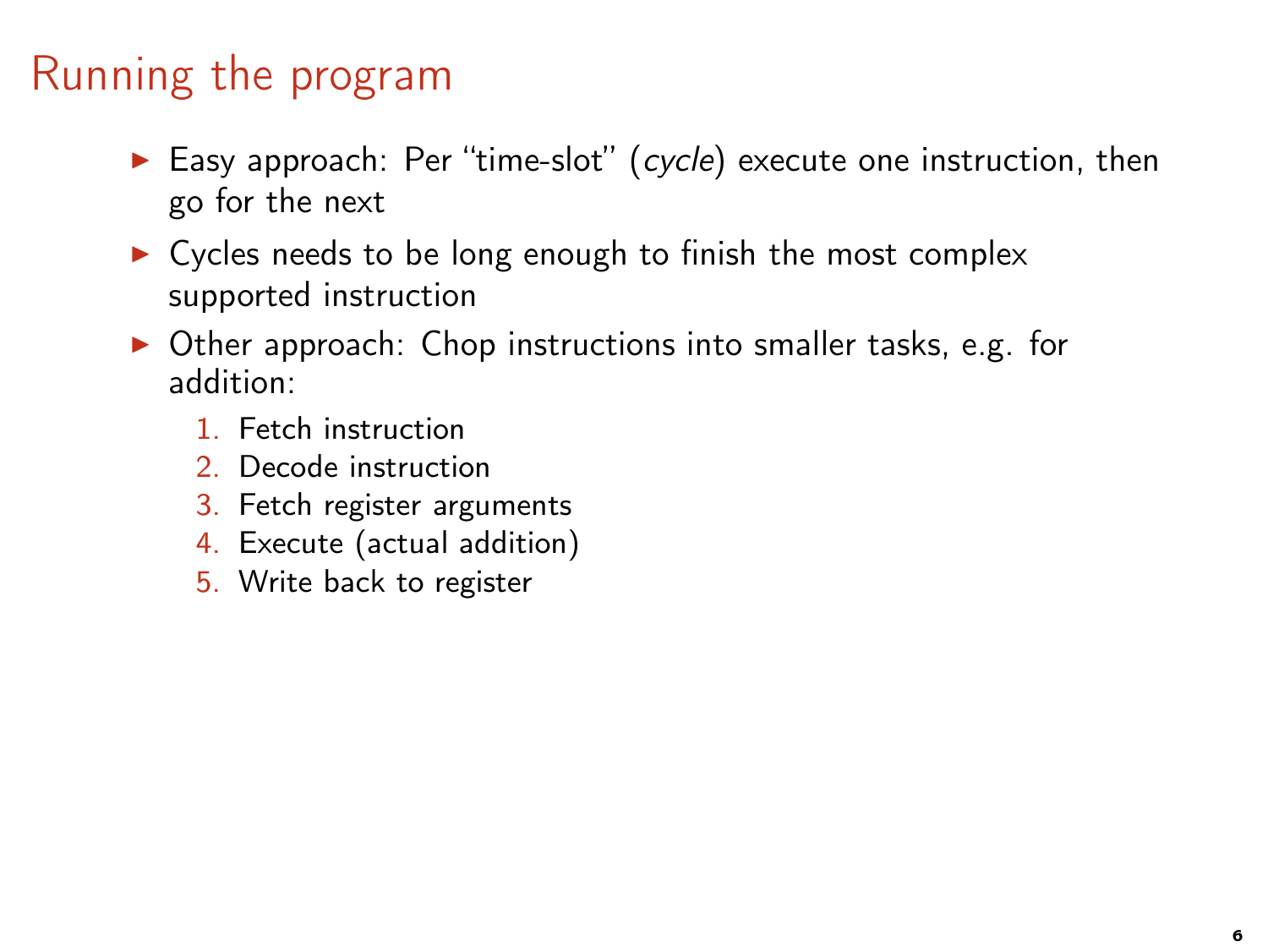# Running the program

- Easy approach: Per "time-slot" (*cycle*) execute one instruction, then go for the next
- Cycles needs to be long enough to finish the most complex supported instruction
- Other approach: Chop instructions into smaller tasks, e.g. for addition:
  1. Fetch instruction
  2. Decode instruction
  3. Fetch register arguments
  4. Execute (actual addition)
  5. Write back to register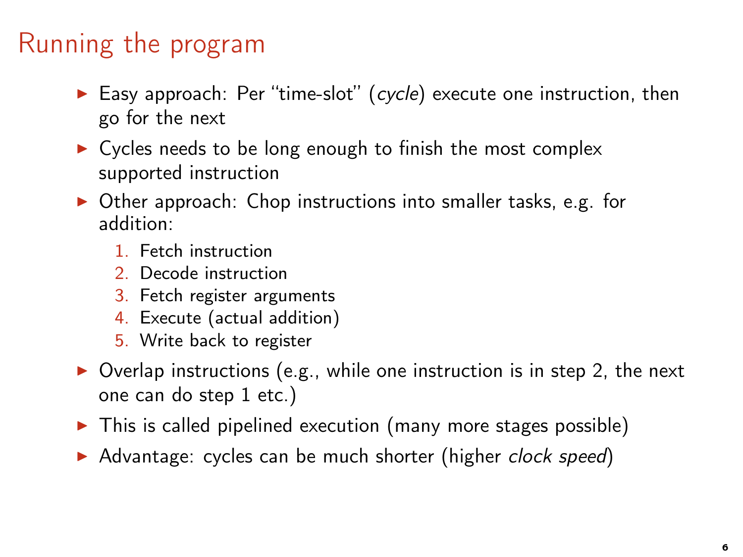# Running the program

- Easy approach: Per "time-slot" (*cycle*) execute one instruction, then go for the next
- Cycles needs to be long enough to finish the most complex supported instruction
- Other approach: Chop instructions into smaller tasks, e.g. for addition:
  1. Fetch instruction
  2. Decode instruction
  3. Fetch register arguments
  4. Execute (actual addition)
  5. Write back to register
- Overlap instructions (e.g., while one instruction is in step 2, the next one can do step 1 etc.)
- This is called pipelined execution (many more stages possible)
- Advantage: cycles can be much shorter (higher *clock speed*)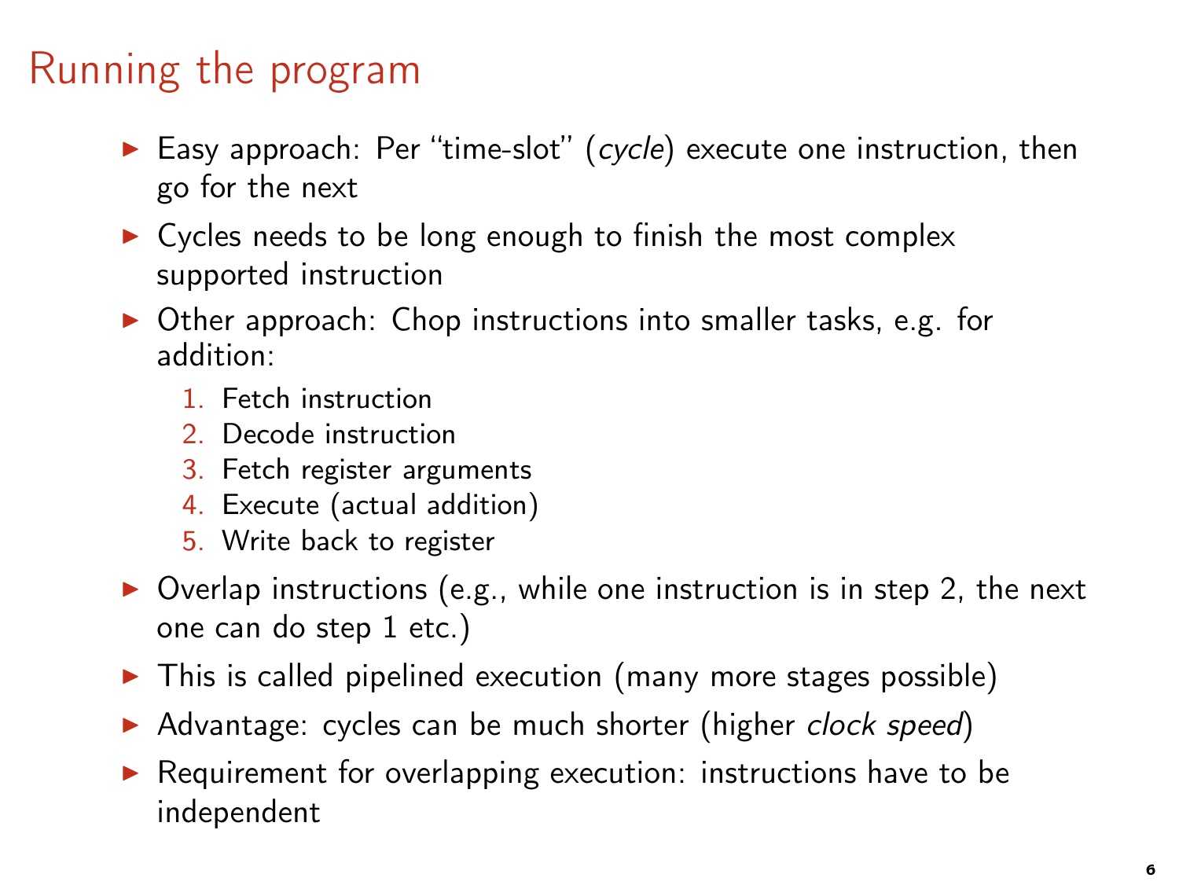# Running the program

- Easy approach: Per “time-slot” (*cycle*) execute one instruction, then go for the next
- Cycles needs to be long enough to finish the most complex supported instruction
- Other approach: Chop instructions into smaller tasks, e.g. for addition:
  1. Fetch instruction
  2. Decode instruction
  3. Fetch register arguments
  4. Execute (actual addition)
  5. Write back to register
- Overlap instructions (e.g., while one instruction is in step 2, the next one can do step 1 etc.)
- This is called pipelined execution (many more stages possible)
- Advantage: cycles can be much shorter (higher *clock speed*)
- Requirement for overlapping execution: instructions have to be independent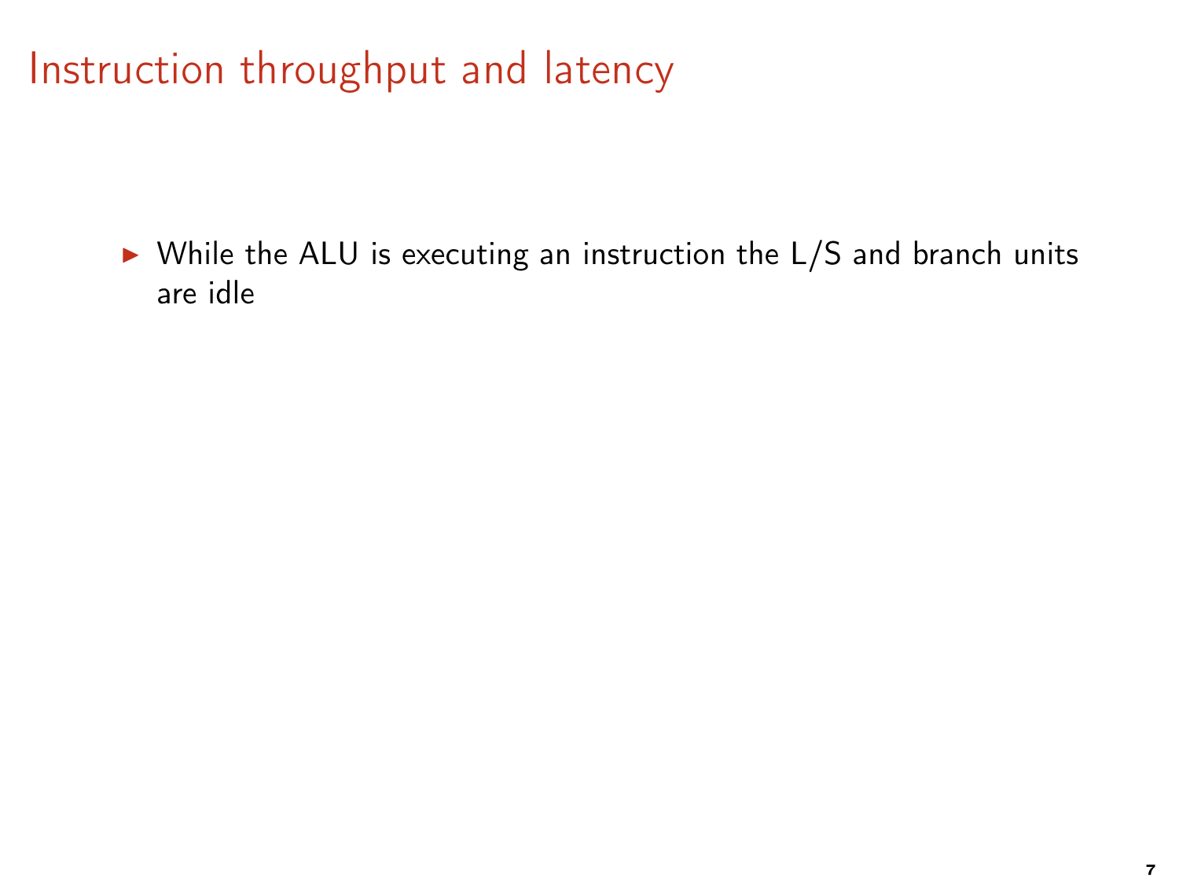# Instruction throughput and latency

- While the ALU is executing an instruction the L/S and branch units are idle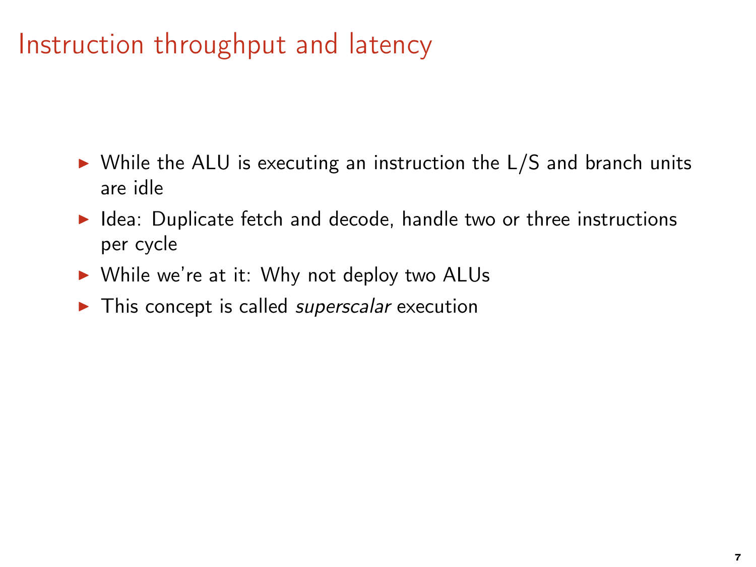# Instruction throughput and latency

- While the ALU is executing an instruction the L/S and branch units are idle
- Idea: Duplicate fetch and decode, handle two or three instructions per cycle
- While we're at it: Why not deploy two ALUs
- This concept is called *superscalar* execution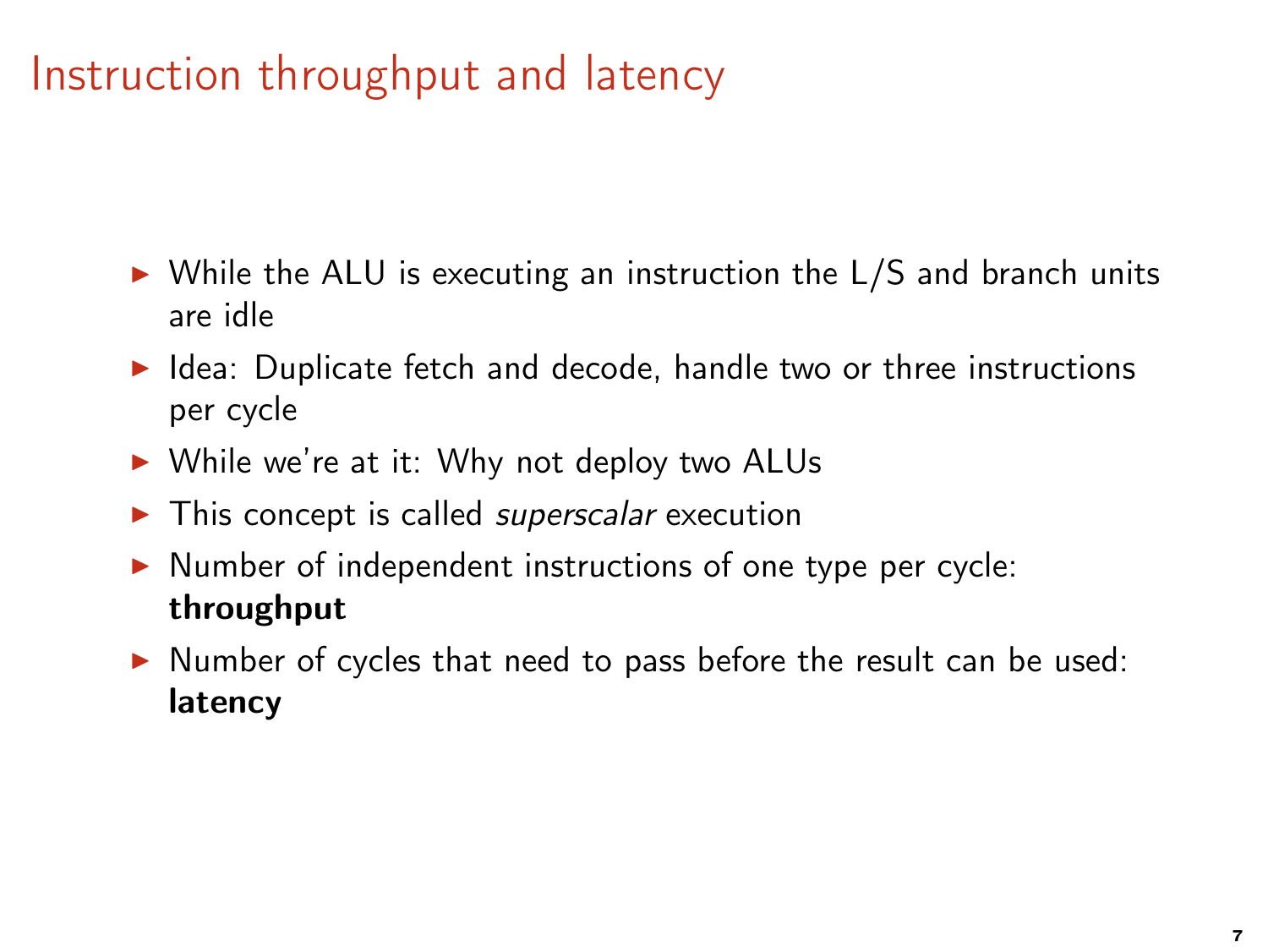# Instruction throughput and latency

- While the ALU is executing an instruction the L/S and branch units are idle
- Idea: Duplicate fetch and decode, handle two or three instructions per cycle
- While we're at it: Why not deploy two ALUs
- This concept is called *superscalar* execution
- Number of independent instructions of one type per cycle: **throughput**
- Number of cycles that need to pass before the result can be used: **latency**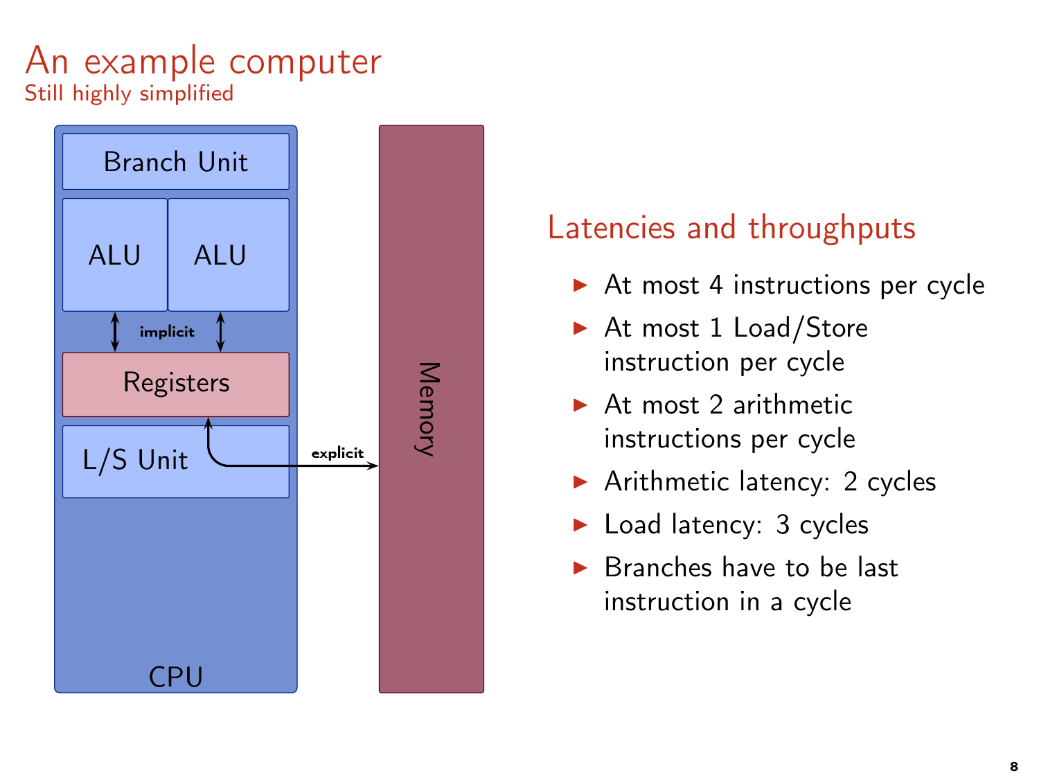# An example computer

Still highly simplified

Branch Unit

ALU ALU

implicit

Registers

L/S Unit

explicit

Memory

CPU

## Latencies and throughputs

- At most 4 instructions per cycle
- At most 1 Load/Store instruction per cycle
- At most 2 arithmetic instructions per cycle
- Arithmetic latency: 2 cycles
- Load latency: 3 cycles
- Branches have to be last instruction in a cycle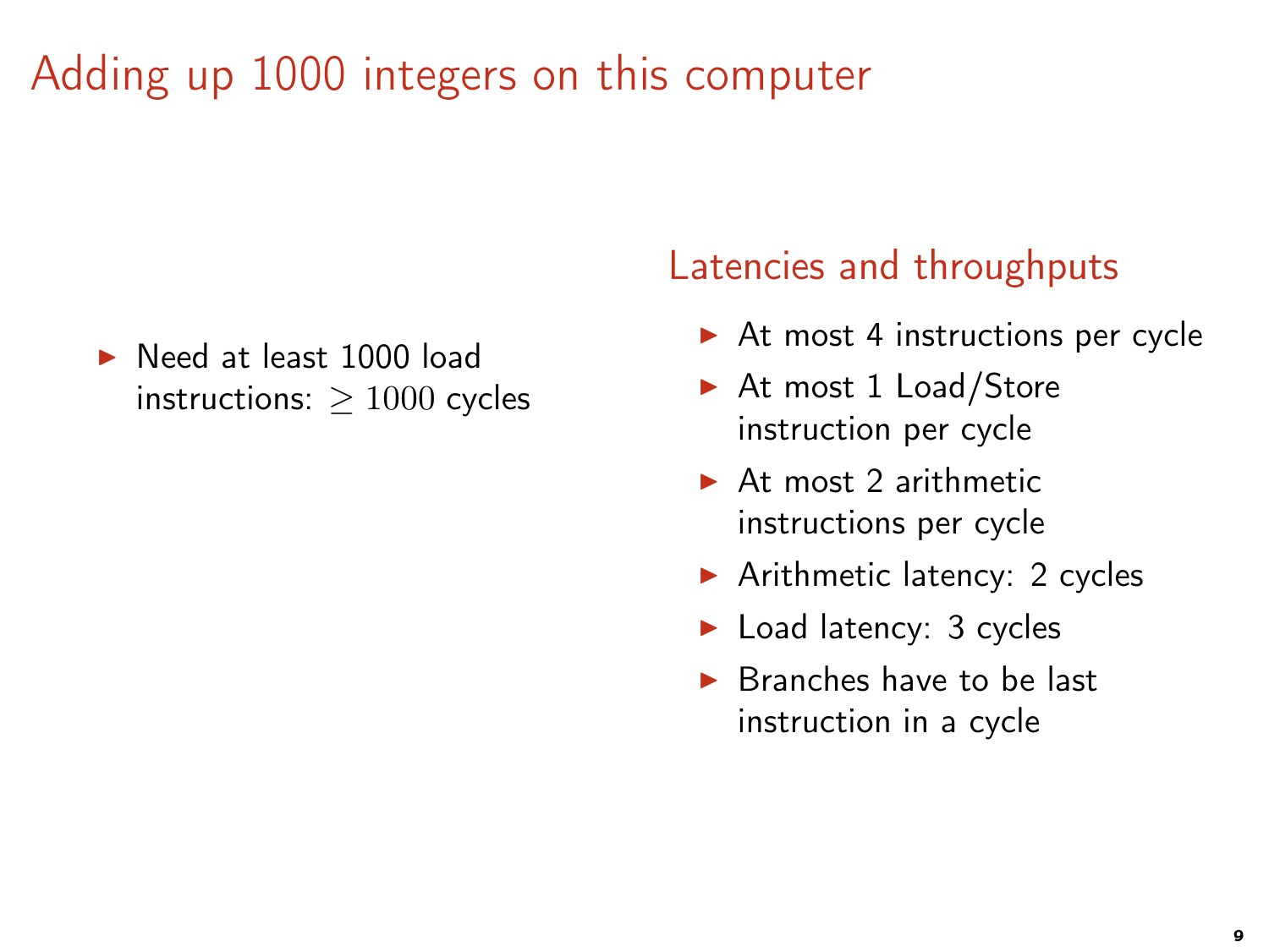# Adding up 1000 integers on this computer

- Need at least 1000 load instructions: $\geq 1000$ cycles

## Latencies and throughputs

- At most 4 instructions per cycle
- At most 1 Load/Store instruction per cycle
- At most 2 arithmetic instructions per cycle
- Arithmetic latency: 2 cycles
- Load latency: 3 cycles
- Branches have to be last instruction in a cycle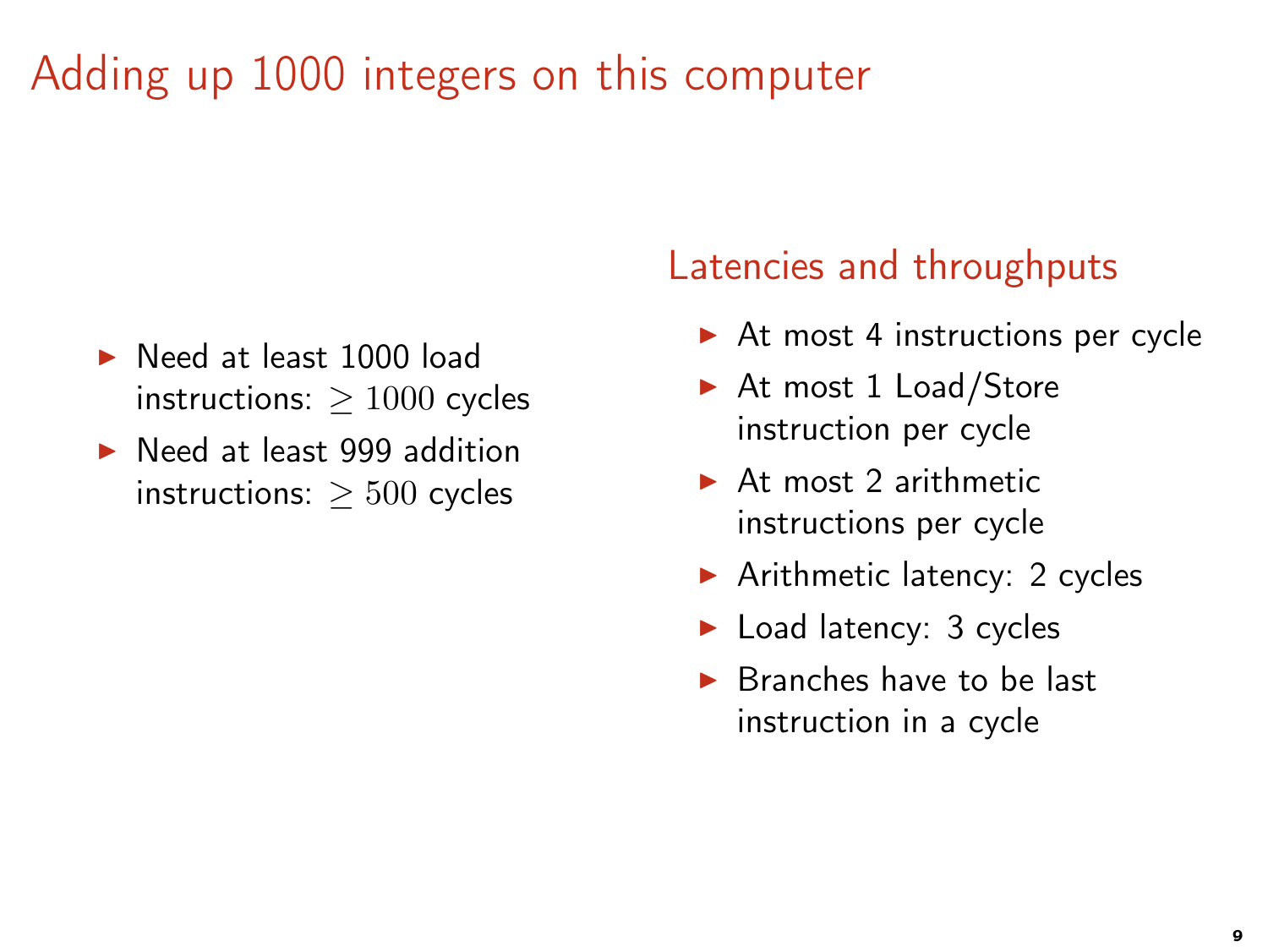# Adding up 1000 integers on this computer

- Need at least 1000 load instructions: $\geq 1000$ cycles
- Need at least 999 addition instructions: $\geq 500$ cycles

## Latencies and throughputs

- At most 4 instructions per cycle
- At most 1 Load/Store instruction per cycle
- At most 2 arithmetic instructions per cycle
- Arithmetic latency: 2 cycles
- Load latency: 3 cycles
- Branches have to be last instruction in a cycle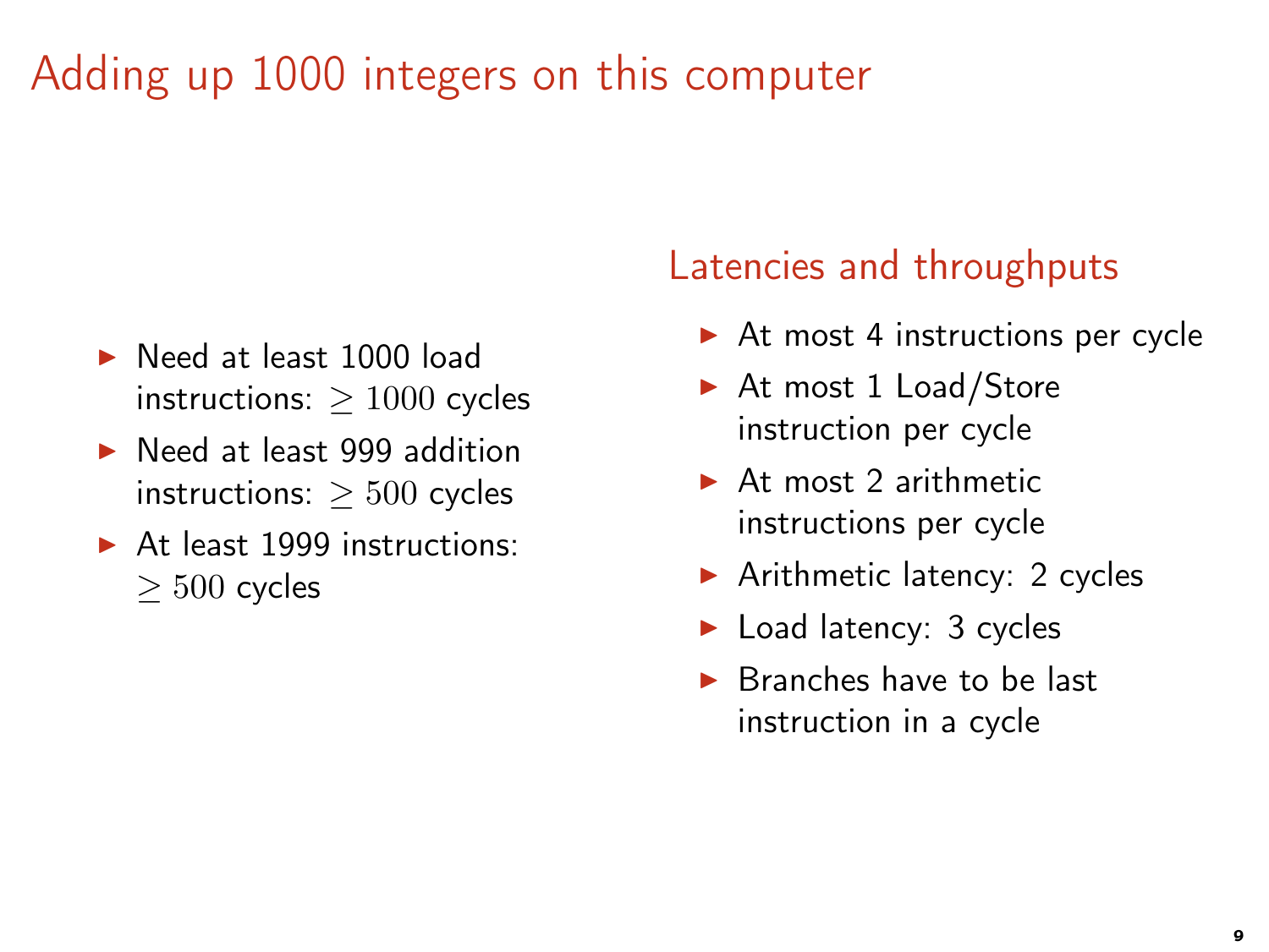# Adding up 1000 integers on this computer

- Need at least 1000 load instructions: $\geq 1000$ cycles
- Need at least 999 addition instructions: $\geq 500$ cycles
- At least 1999 instructions: $\geq 500$ cycles

## Latencies and throughputs

- At most 4 instructions per cycle
- At most 1 Load/Store instruction per cycle
- At most 2 arithmetic instructions per cycle
- Arithmetic latency: 2 cycles
- Load latency: 3 cycles
- Branches have to be last instruction in a cycle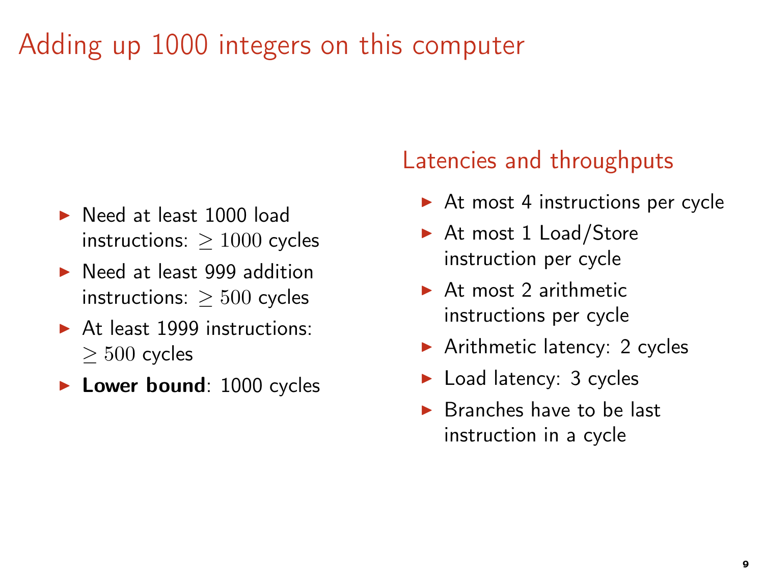# Adding up 1000 integers on this computer

- Need at least 1000 load instructions: $\geq 1000$ cycles
- Need at least 999 addition instructions: $\geq 500$ cycles
- At least 1999 instructions: $\geq 500$ cycles
- **Lower bound**: 1000 cycles

## Latencies and throughputs

- At most 4 instructions per cycle
- At most 1 Load/Store instruction per cycle
- At most 2 arithmetic instructions per cycle
- Arithmetic latency: 2 cycles
- Load latency: 3 cycles
- Branches have to be last instruction in a cycle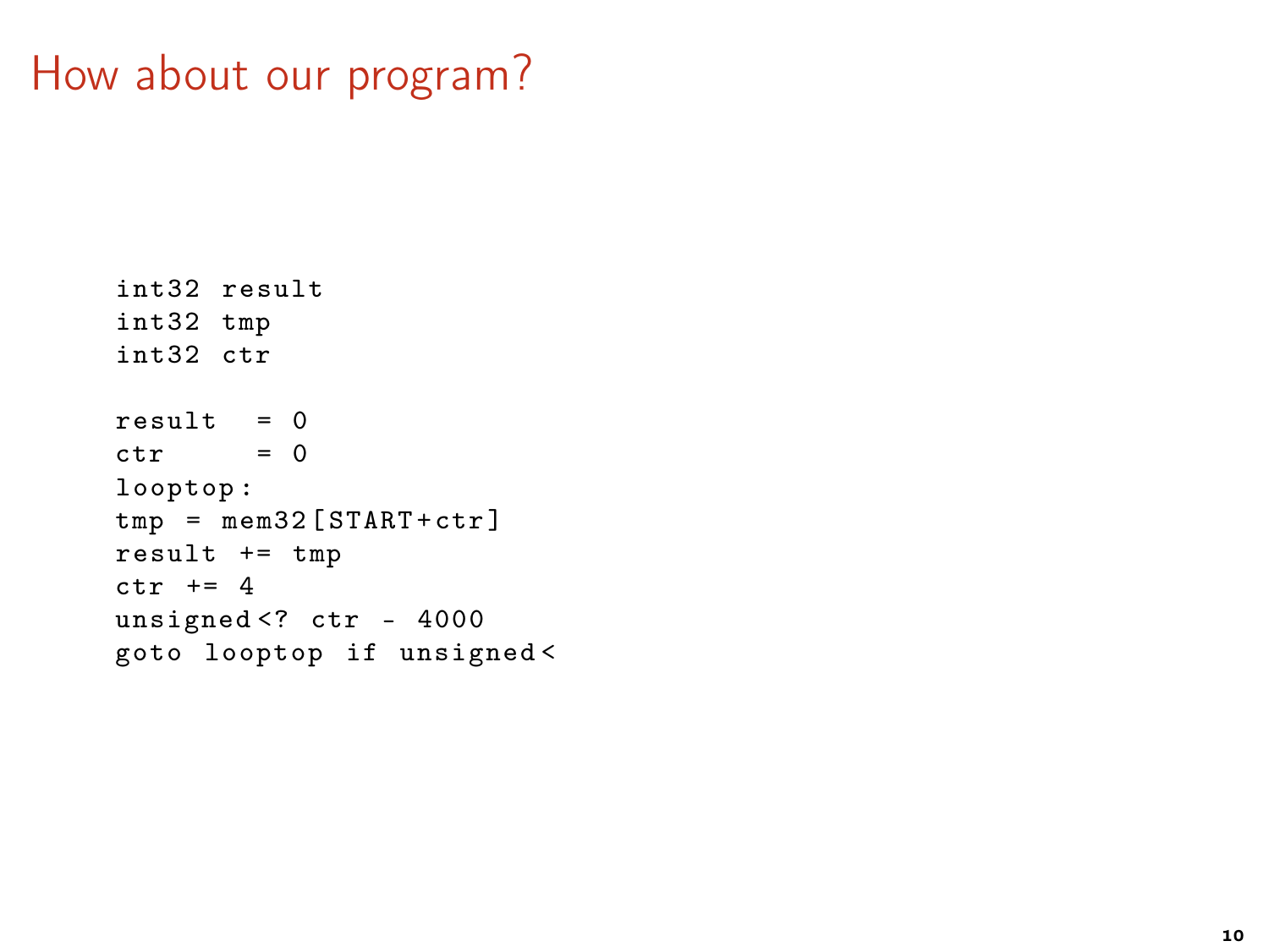# How about our program?

```
int32 result
int32 tmp
int32 ctr

result  = 0
ctr     = 0
looptop:
tmp = mem32[START+ctr]
result += tmp
ctr += 4
unsigned<? ctr - 4000
goto looptop if unsigned<
```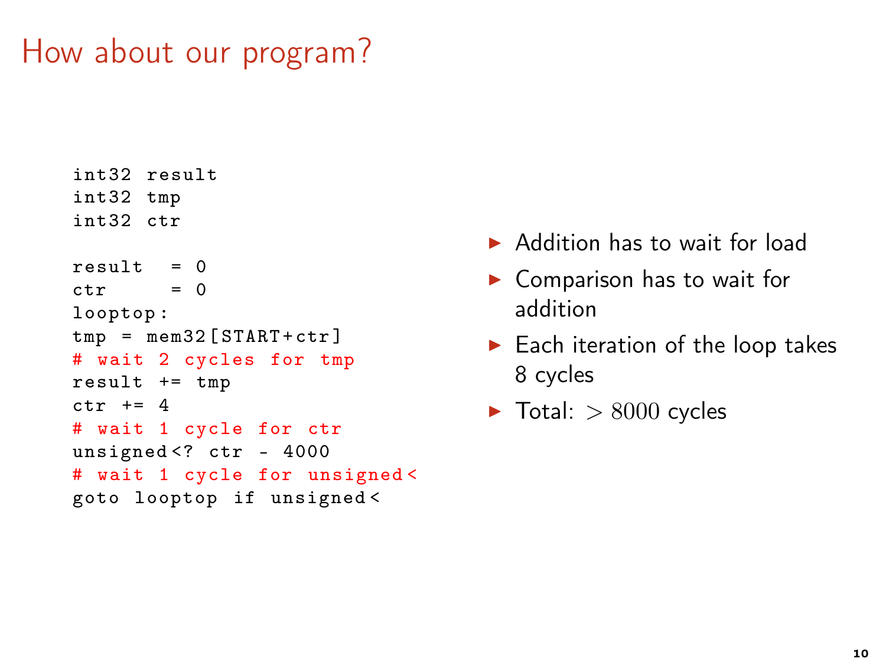# How about our program?

```
int32 result
int32 tmp
int32 ctr

result  = 0
ctr     = 0
looptop:
tmp = mem32[START+ctr]
# wait 2 cycles for tmp
result += tmp
ctr += 4
# wait 1 cycle for ctr
unsigned<? ctr - 4000
# wait 1 cycle for unsigned<
goto looptop if unsigned<
```

- Addition has to wait for load
- Comparison has to wait for addition
- Each iteration of the loop takes 8 cycles
- Total: $> 8000$ cycles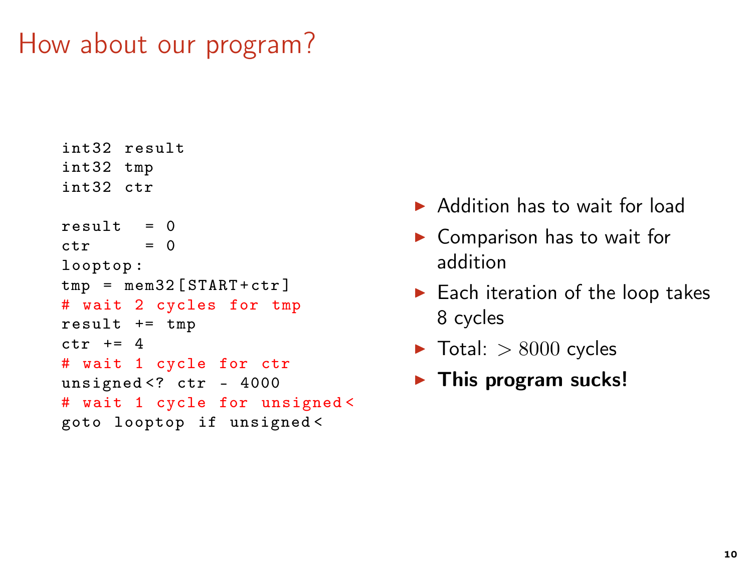# How about our program?

```
int32 result
int32 tmp
int32 ctr

result  = 0
ctr     = 0
looptop:
tmp = mem32[START+ctr]
# wait 2 cycles for tmp
result += tmp
ctr += 4
# wait 1 cycle for ctr
unsigned<? ctr - 4000
# wait 1 cycle for unsigned<
goto looptop if unsigned<
```

- Addition has to wait for load
- Comparison has to wait for addition
- Each iteration of the loop takes 8 cycles
- Total: $> 8000$ cycles
- **This program sucks!**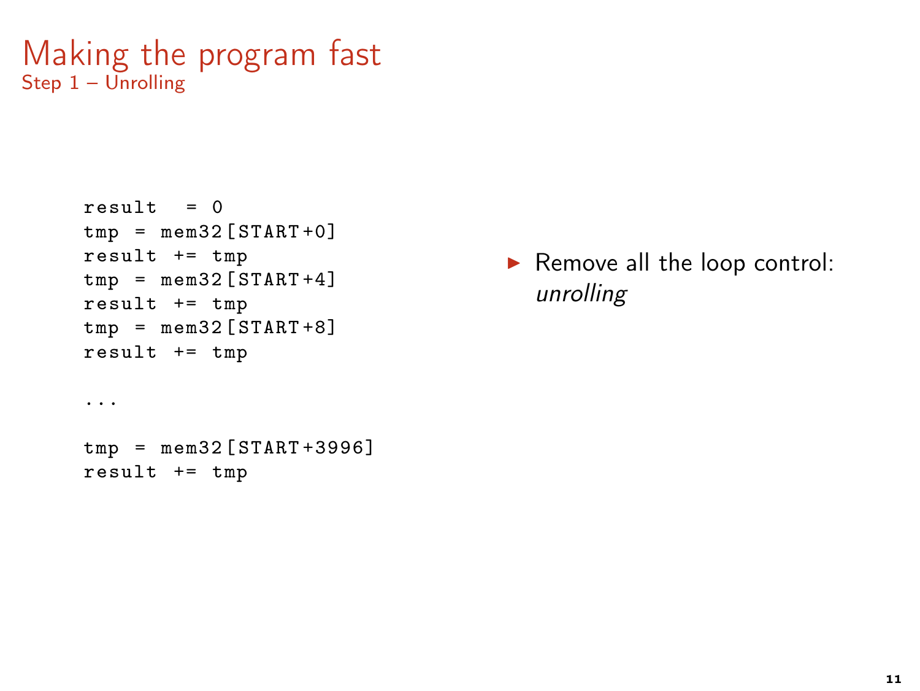# Making the program fast

## Step 1 – Unrolling

```
result  = 0
tmp = mem32[START+0]
result += tmp
tmp = mem32[START+4]
result += tmp
tmp = mem32[START+8]
result += tmp

...

tmp = mem32[START+3996]
result += tmp
```

- Remove all the loop control: *unrolling*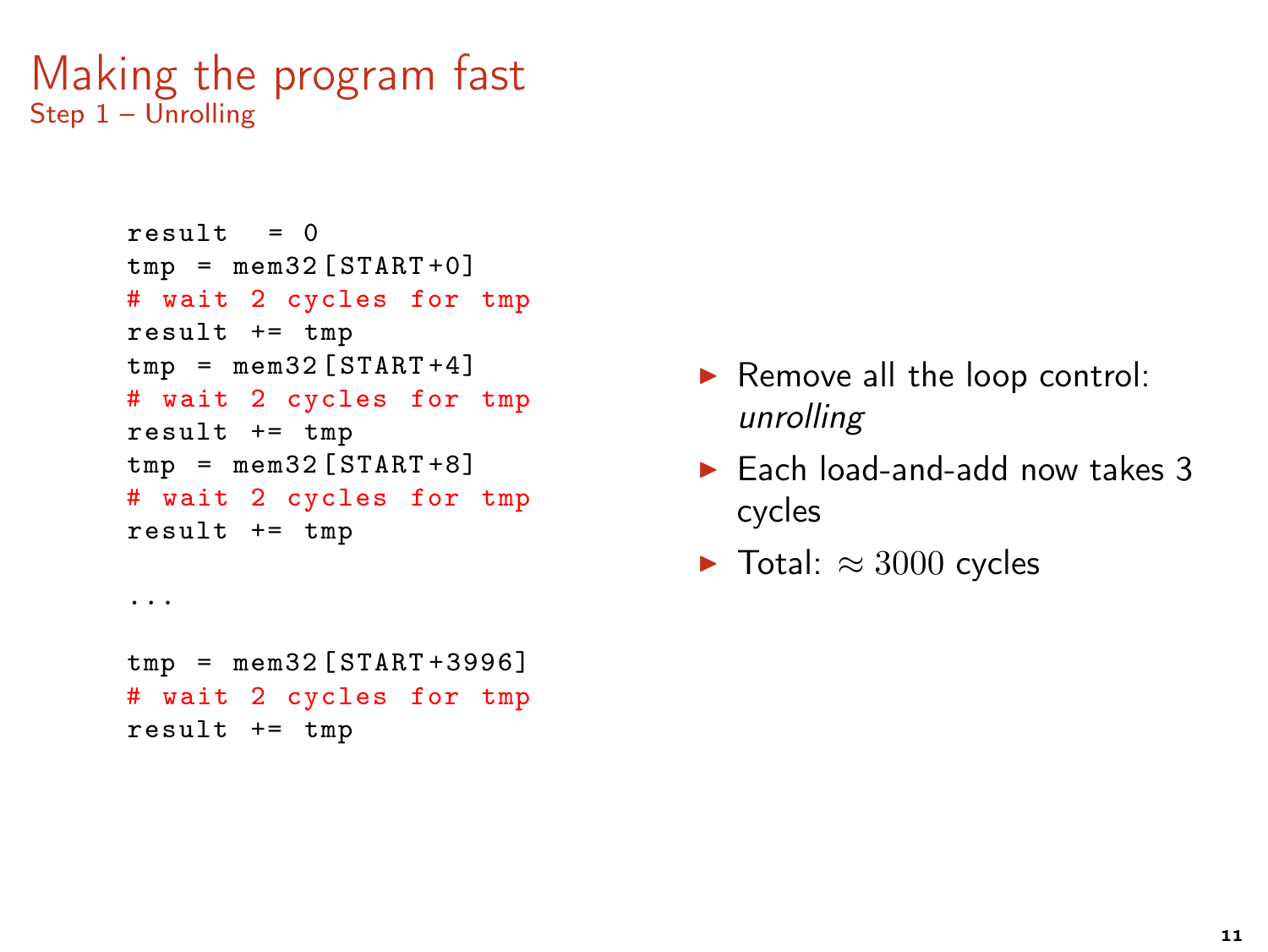# Making the program fast

## Step 1 – Unrolling

```
result  = 0
tmp = mem32[START+0]
# wait 2 cycles for tmp
result += tmp
tmp = mem32[START+4]
# wait 2 cycles for tmp
result += tmp
tmp = mem32[START+8]
# wait 2 cycles for tmp
result += tmp

...

tmp = mem32[START+3996]
# wait 2 cycles for tmp
result += tmp
```

- Remove all the loop control: *unrolling*
- Each load-and-add now takes 3 cycles
- Total: $\approx 3000$ cycles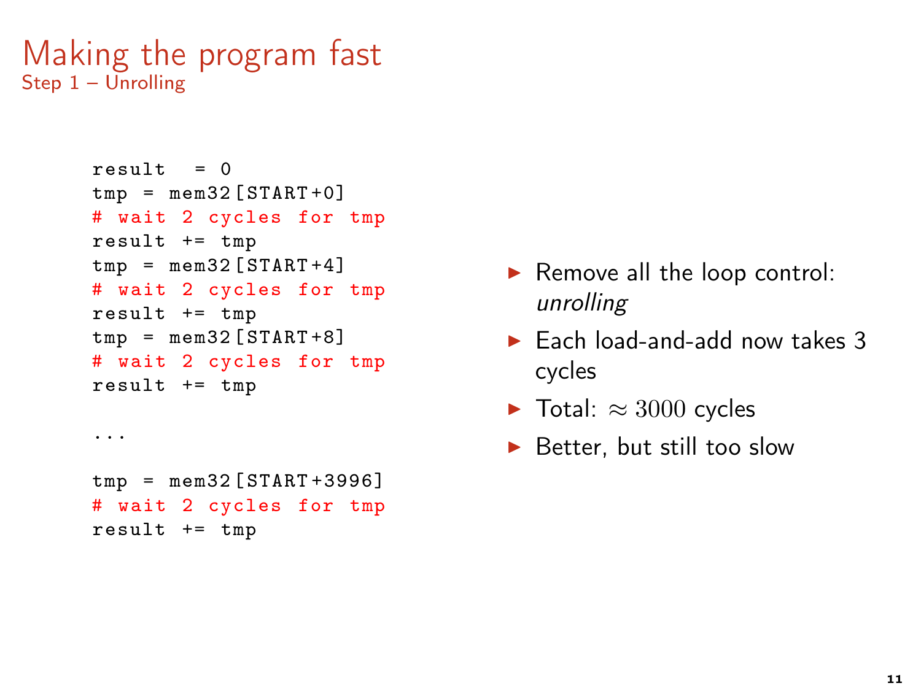# Making the program fast

## Step 1 – Unrolling

```
result  = 0
tmp = mem32[START+0]
# wait 2 cycles for tmp
result += tmp
tmp = mem32[START+4]
# wait 2 cycles for tmp
result += tmp
tmp = mem32[START+8]
# wait 2 cycles for tmp
result += tmp

...

tmp = mem32[START+3996]
# wait 2 cycles for tmp
result += tmp
```

- Remove all the loop control: *unrolling*
- Each load-and-add now takes 3 cycles
- Total: $\approx 3000$ cycles
- Better, but still too slow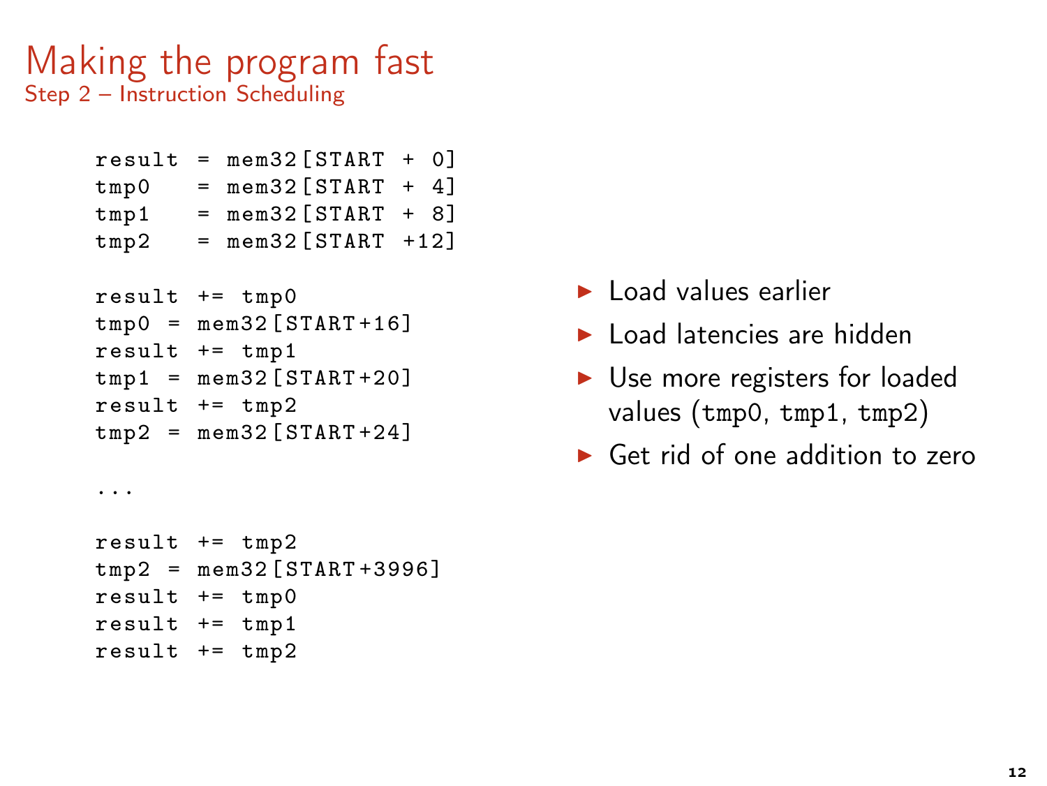# Making the program fast

## Step 2 – Instruction Scheduling

```
result = mem32[START + 0]
tmp0   = mem32[START + 4]
tmp1   = mem32[START + 8]
tmp2   = mem32[START +12]

result += tmp0
tmp0 = mem32[START+16]
result += tmp1
tmp1 = mem32[START+20]
result += tmp2
tmp2 = mem32[START+24]

...

result += tmp2
tmp2 = mem32[START+3996]
result += tmp0
result += tmp1
result += tmp2
```

- Load values earlier
- Load latencies are hidden
- Use more registers for loaded values (`tmp0`, `tmp1`, `tmp2`)
- Get rid of one addition to zero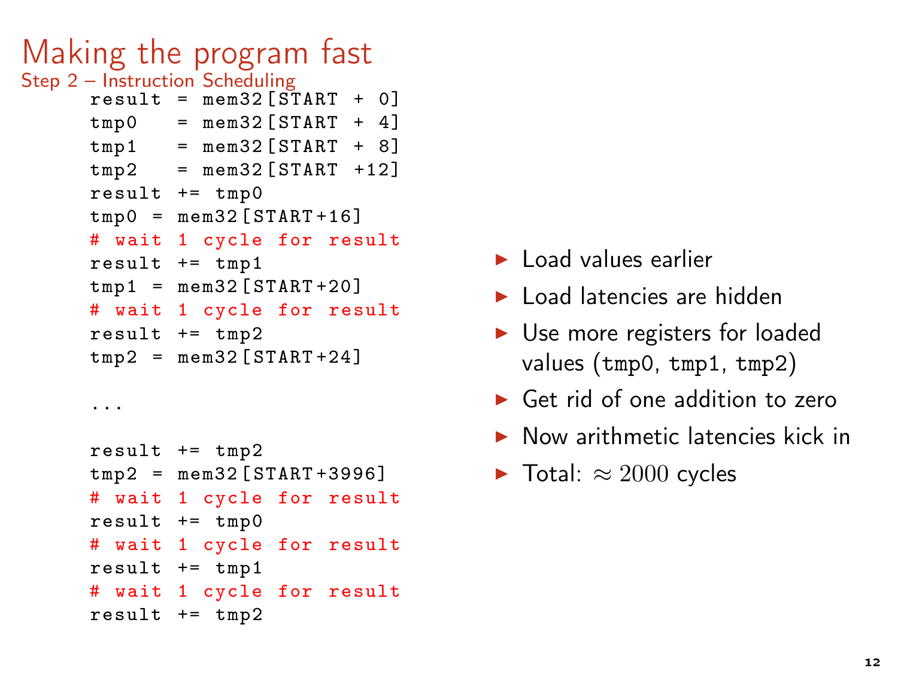# Making the program fast

## Step 2 – Instruction Scheduling

```
result = mem32[START + 0]
tmp0   = mem32[START + 4]
tmp1   = mem32[START + 8]
tmp2   = mem32[START +12]
result += tmp0
tmp0 = mem32[START+16]
# wait 1 cycle for result
result += tmp1
tmp1 = mem32[START+20]
# wait 1 cycle for result
result += tmp2
tmp2 = mem32[START+24]

...

result += tmp2
tmp2 = mem32[START+3996]
# wait 1 cycle for result
result += tmp0
# wait 1 cycle for result
result += tmp1
# wait 1 cycle for result
result += tmp2
```

- Load values earlier
- Load latencies are hidden
- Use more registers for loaded values (tmp0, tmp1, tmp2)
- Get rid of one addition to zero
- Now arithmetic latencies kick in
- Total: $\approx 2000$ cycles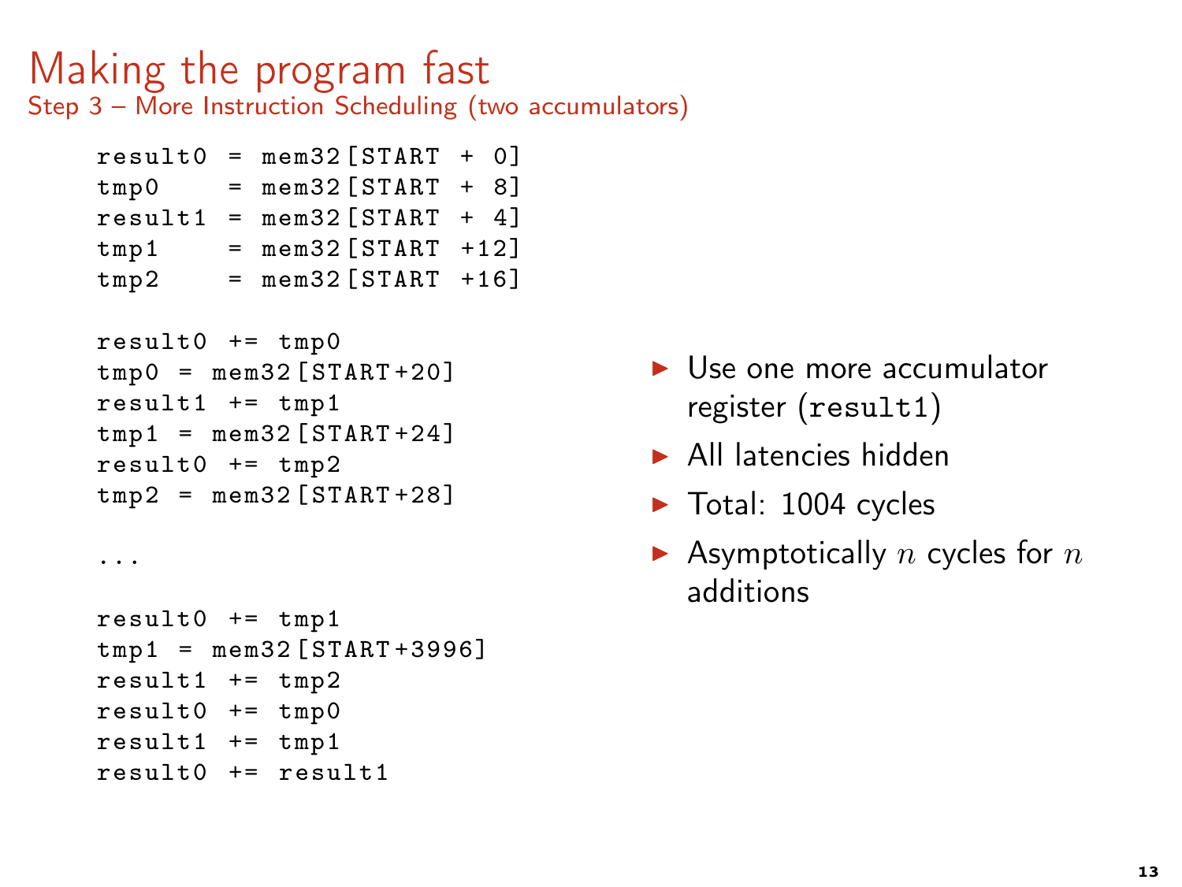# Making the program fast

## Step 3 – More Instruction Scheduling (two accumulators)

```
result0 = mem32[START + 0]
tmp0    = mem32[START + 8]
result1 = mem32[START + 4]
tmp1    = mem32[START +12]
tmp2    = mem32[START +16]

result0 += tmp0
tmp0 = mem32[START+20]
result1 += tmp1
tmp1 = mem32[START+24]
result0 += tmp2
tmp2 = mem32[START+28]

...

result0 += tmp1
tmp1 = mem32[START+3996]
result1 += tmp2
result0 += tmp0
result1 += tmp1
result0 += result1
```

- Use one more accumulator register (`result1`)
- All latencies hidden
- Total: 1004 cycles
- Asymptotically $n$ cycles for $n$ additions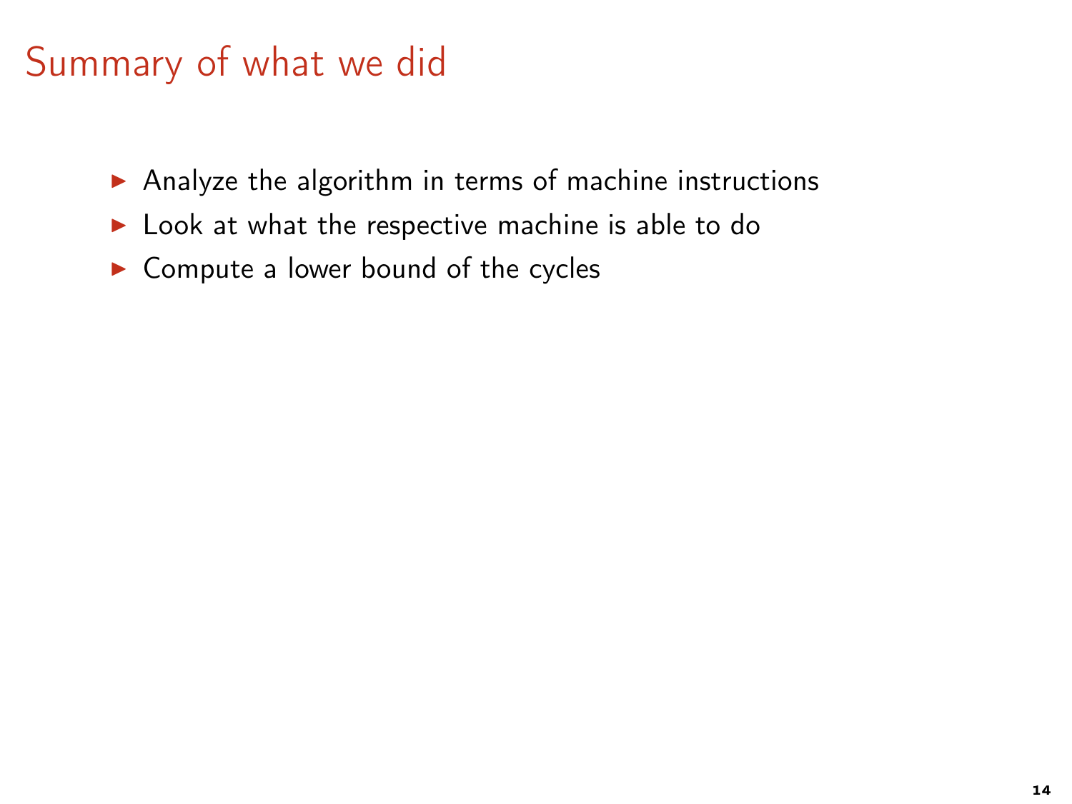# Summary of what we did

- Analyze the algorithm in terms of machine instructions
- Look at what the respective machine is able to do
- Compute a lower bound of the cycles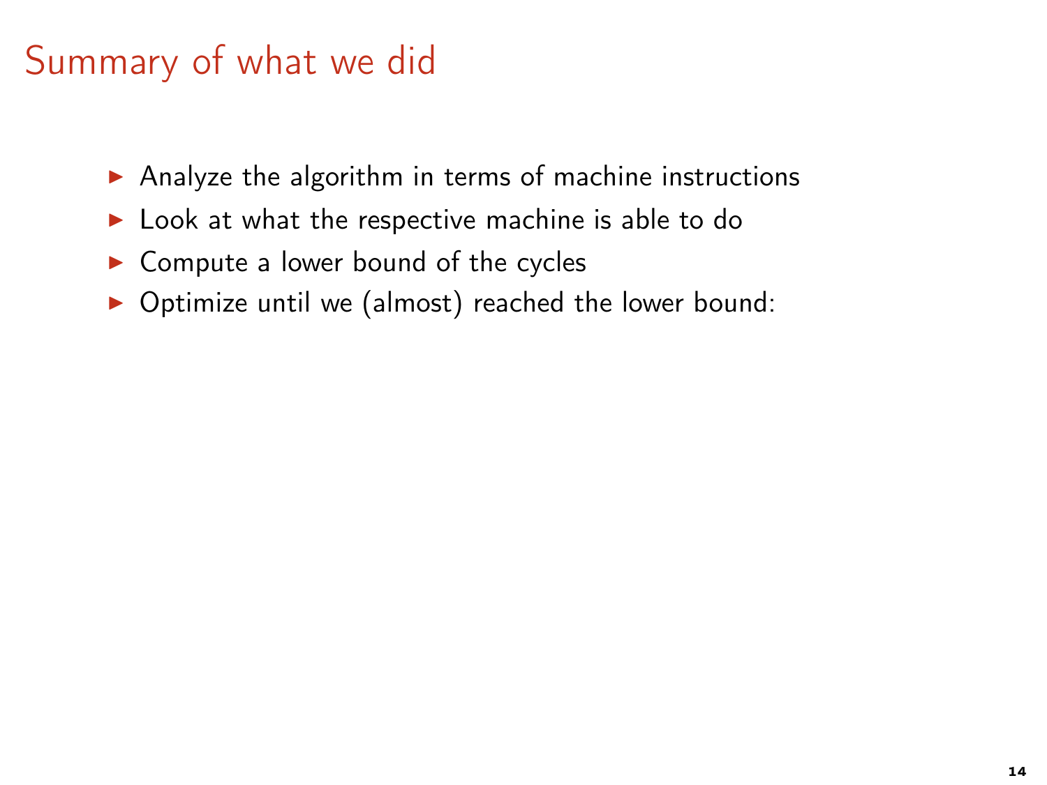# Summary of what we did

- Analyze the algorithm in terms of machine instructions
- Look at what the respective machine is able to do
- Compute a lower bound of the cycles
- Optimize until we (almost) reached the lower bound: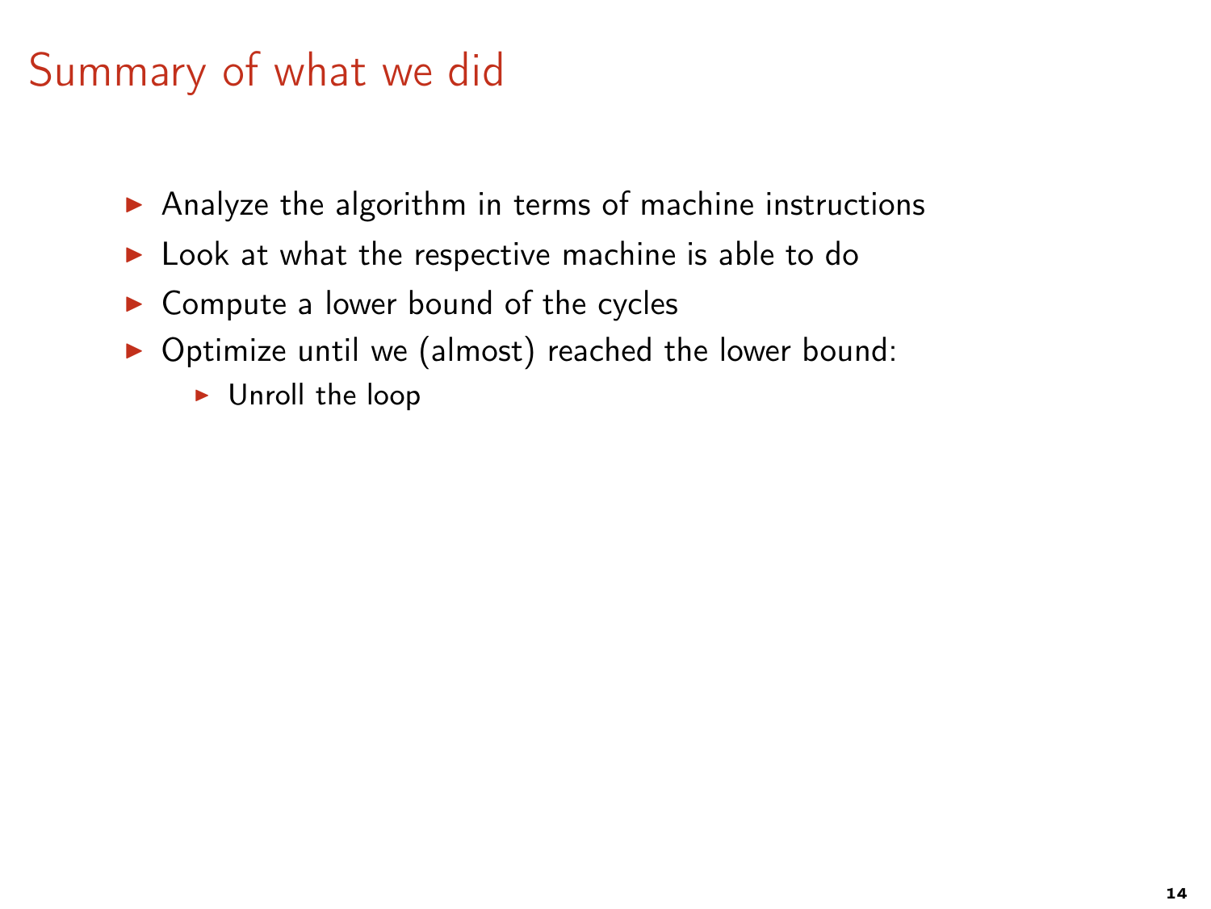# Summary of what we did

- Analyze the algorithm in terms of machine instructions
- Look at what the respective machine is able to do
- Compute a lower bound of the cycles
- Optimize until we (almost) reached the lower bound:
  - Unroll the loop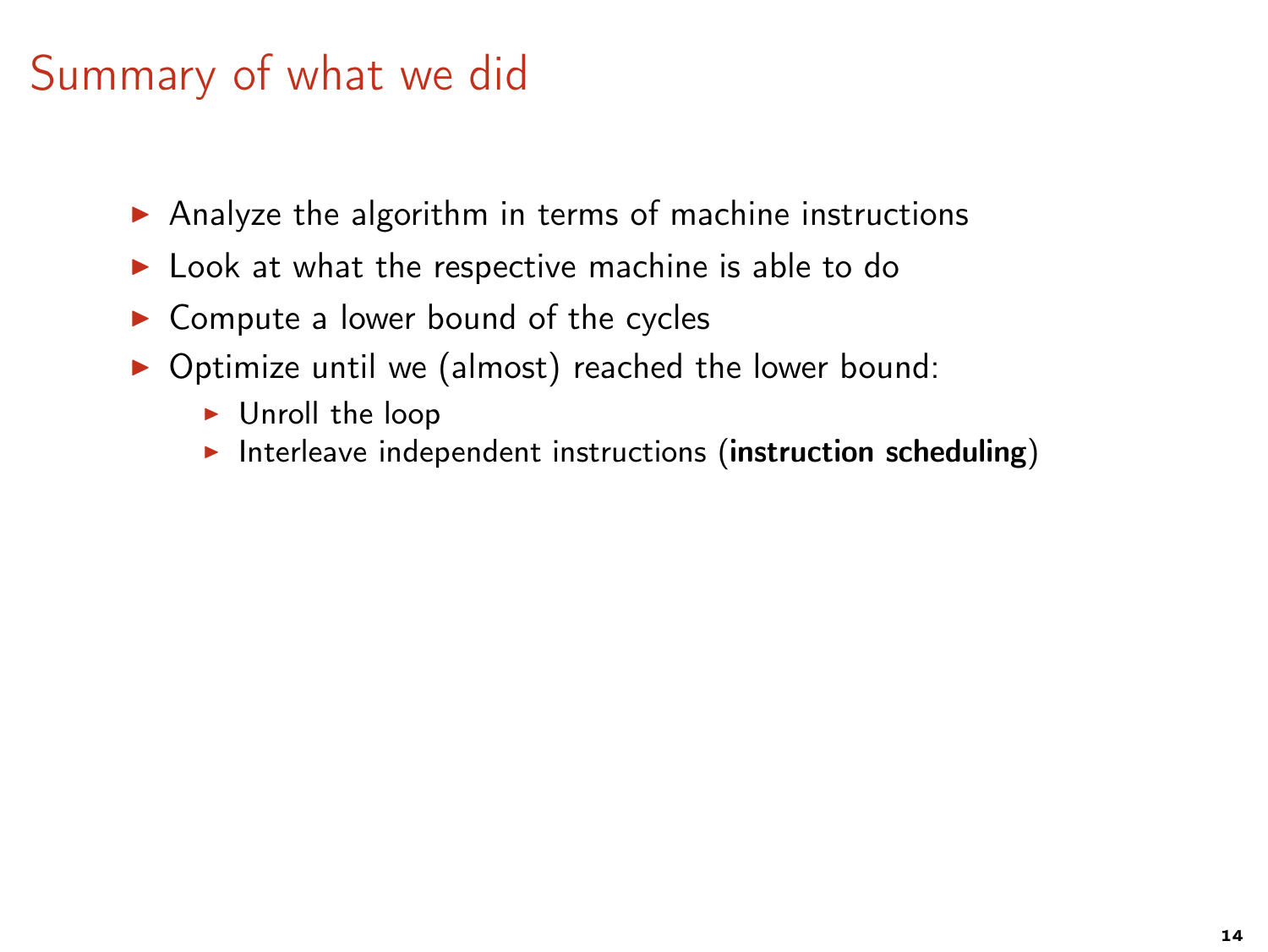# Summary of what we did

- Analyze the algorithm in terms of machine instructions
- Look at what the respective machine is able to do
- Compute a lower bound of the cycles
- Optimize until we (almost) reached the lower bound:
  - Unroll the loop
  - Interleave independent instructions (**instruction scheduling**)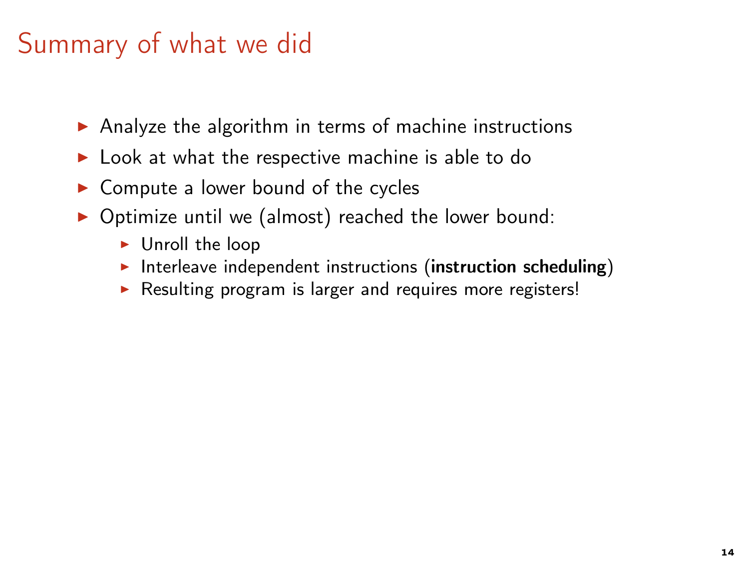# Summary of what we did

- Analyze the algorithm in terms of machine instructions
- Look at what the respective machine is able to do
- Compute a lower bound of the cycles
- Optimize until we (almost) reached the lower bound:
  - Unroll the loop
  - Interleave independent instructions (**instruction scheduling**)
  - Resulting program is larger and requires more registers!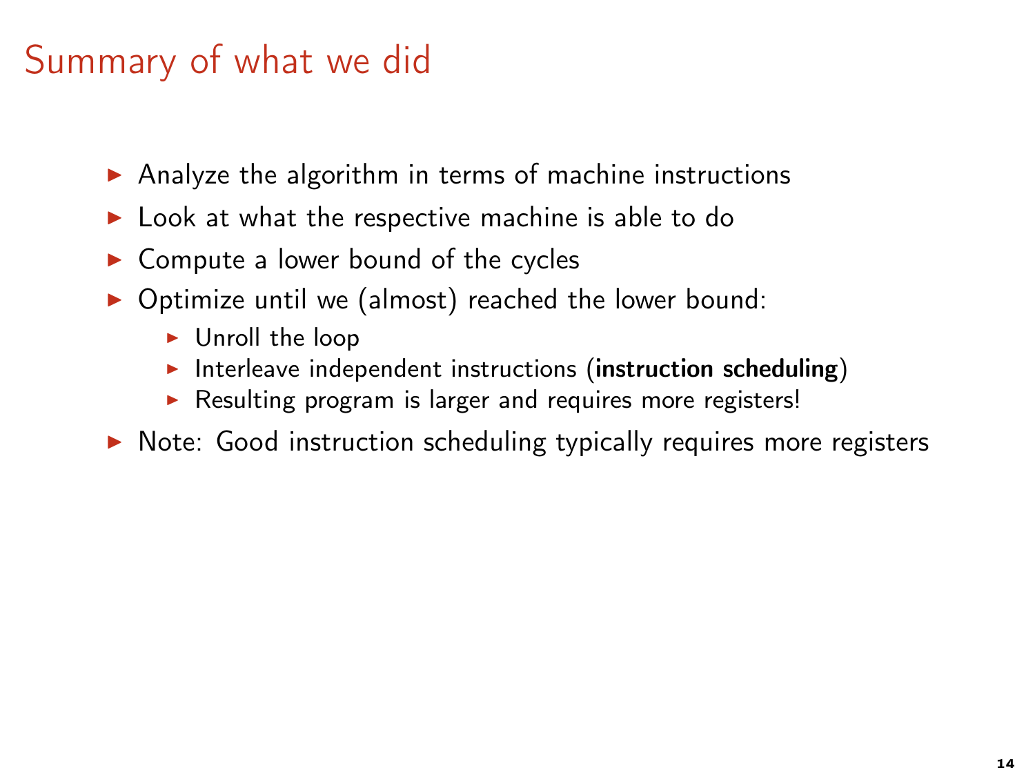# Summary of what we did

- Analyze the algorithm in terms of machine instructions
- Look at what the respective machine is able to do
- Compute a lower bound of the cycles
- Optimize until we (almost) reached the lower bound:
  - Unroll the loop
  - Interleave independent instructions (**instruction scheduling**)
  - Resulting program is larger and requires more registers!
- Note: Good instruction scheduling typically requires more registers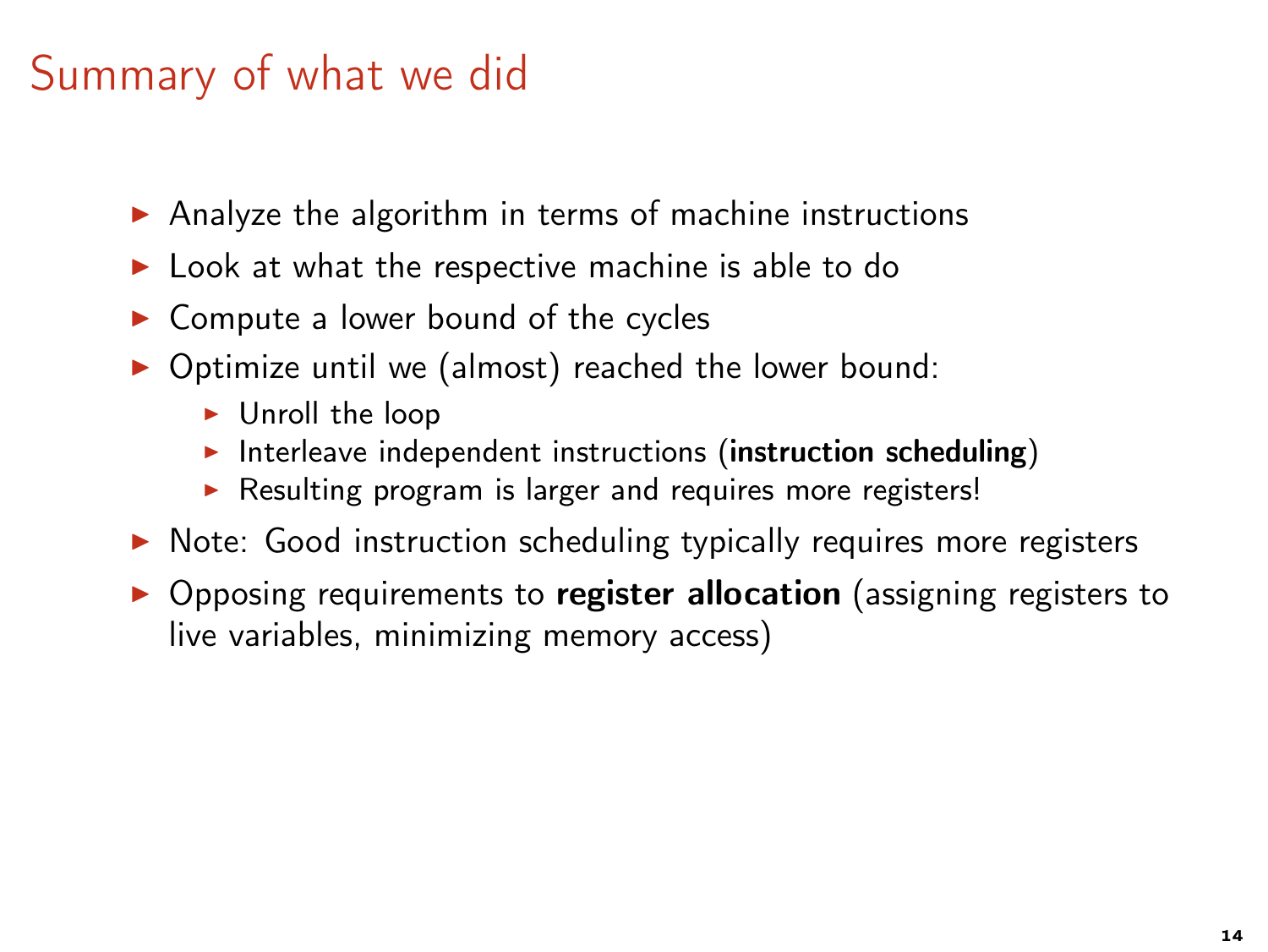# Summary of what we did

- Analyze the algorithm in terms of machine instructions
- Look at what the respective machine is able to do
- Compute a lower bound of the cycles
- Optimize until we (almost) reached the lower bound:
  - Unroll the loop
  - Interleave independent instructions (**instruction scheduling**)
  - Resulting program is larger and requires more registers!
- Note: Good instruction scheduling typically requires more registers
- Opposing requirements to **register allocation** (assigning registers to live variables, minimizing memory access)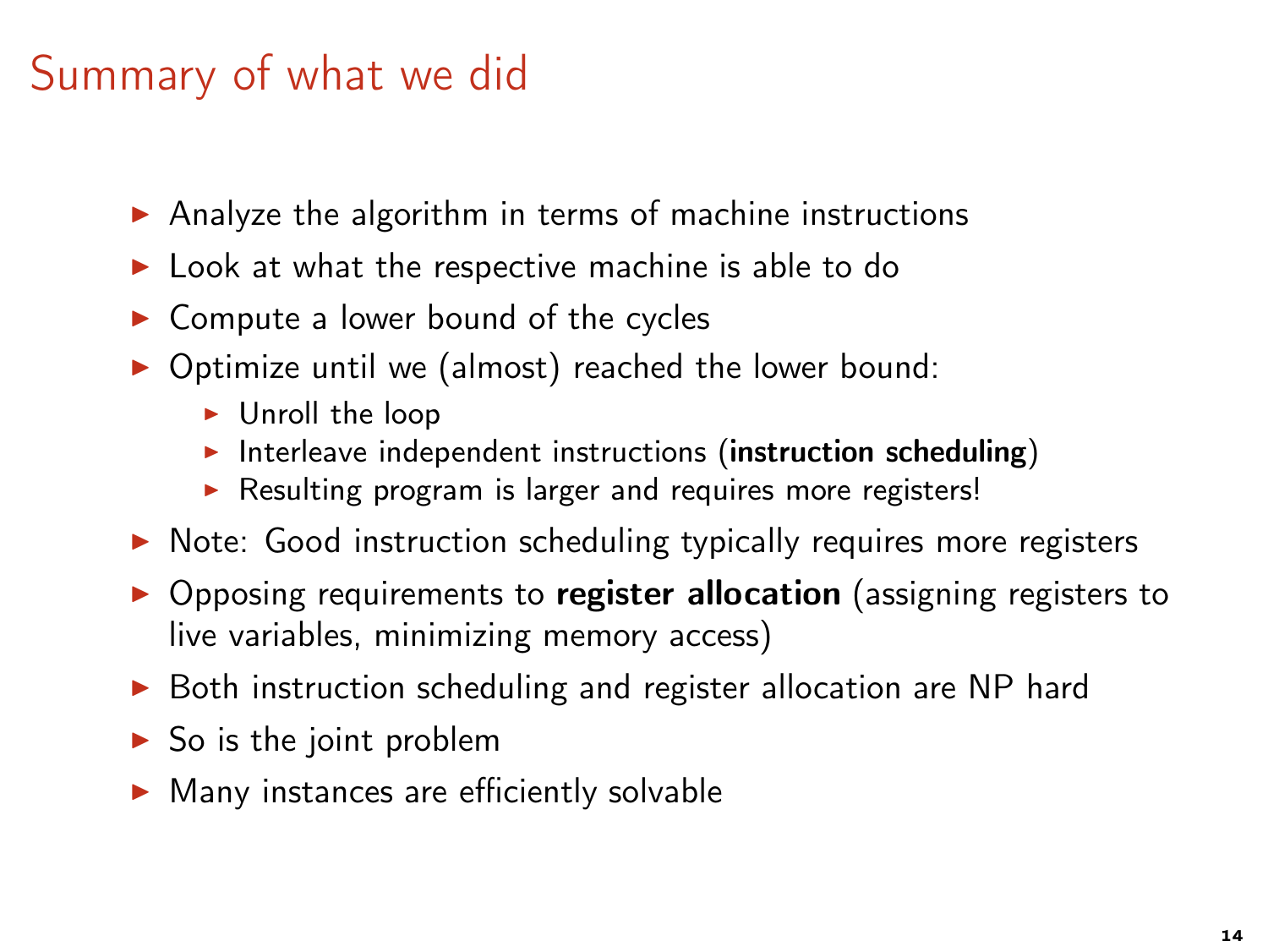# Summary of what we did

- Analyze the algorithm in terms of machine instructions
- Look at what the respective machine is able to do
- Compute a lower bound of the cycles
- Optimize until we (almost) reached the lower bound:
  - Unroll the loop
  - Interleave independent instructions (**instruction scheduling**)
  - Resulting program is larger and requires more registers!
- Note: Good instruction scheduling typically requires more registers
- Opposing requirements to **register allocation** (assigning registers to live variables, minimizing memory access)
- Both instruction scheduling and register allocation are NP hard
- So is the joint problem
- Many instances are efficiently solvable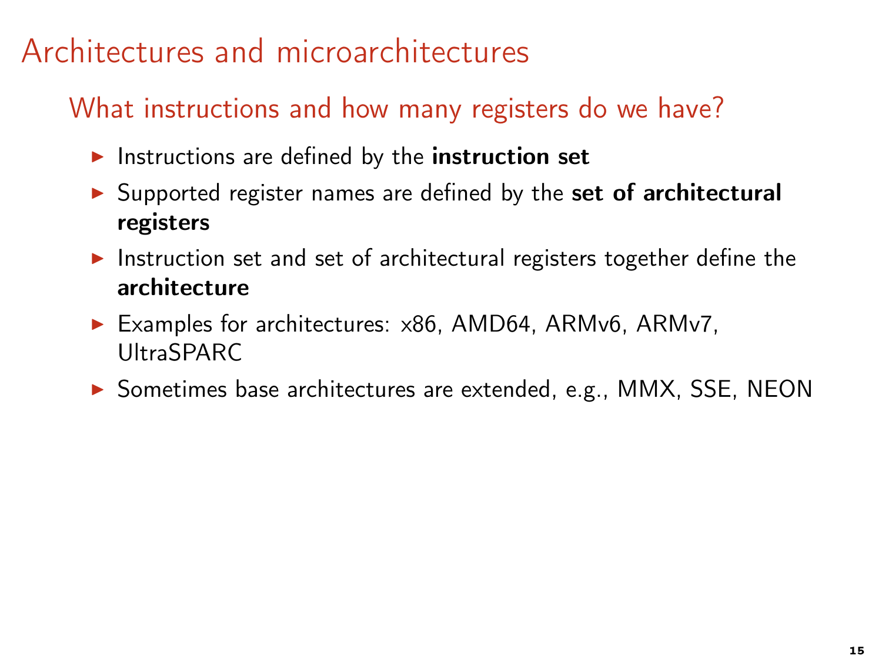# Architectures and microarchitectures

## What instructions and how many registers do we have?

- Instructions are defined by the **instruction set**
- Supported register names are defined by the **set of architectural registers**
- Instruction set and set of architectural registers together define the **architecture**
- Examples for architectures: x86, AMD64, ARMv6, ARMv7, UltraSPARC
- Sometimes base architectures are extended, e.g., MMX, SSE, NEON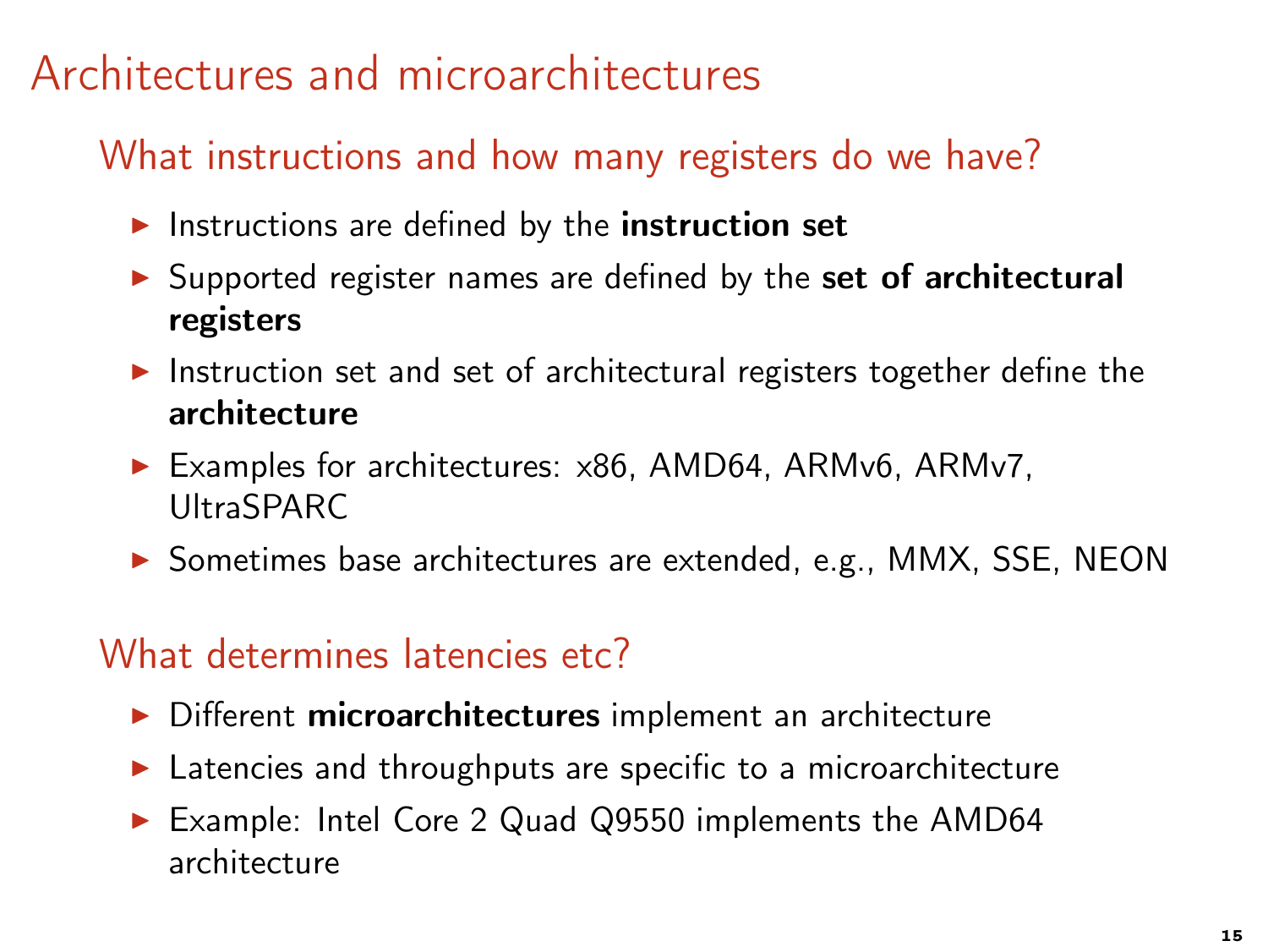# Architectures and microarchitectures

## What instructions and how many registers do we have?

- Instructions are defined by the **instruction set**
- Supported register names are defined by the **set of architectural registers**
- Instruction set and set of architectural registers together define the **architecture**
- Examples for architectures: x86, AMD64, ARMv6, ARMv7, UltraSPARC
- Sometimes base architectures are extended, e.g., MMX, SSE, NEON

## What determines latencies etc?

- Different **microarchitectures** implement an architecture
- Latencies and throughputs are specific to a microarchitecture
- Example: Intel Core 2 Quad Q9550 implements the AMD64 architecture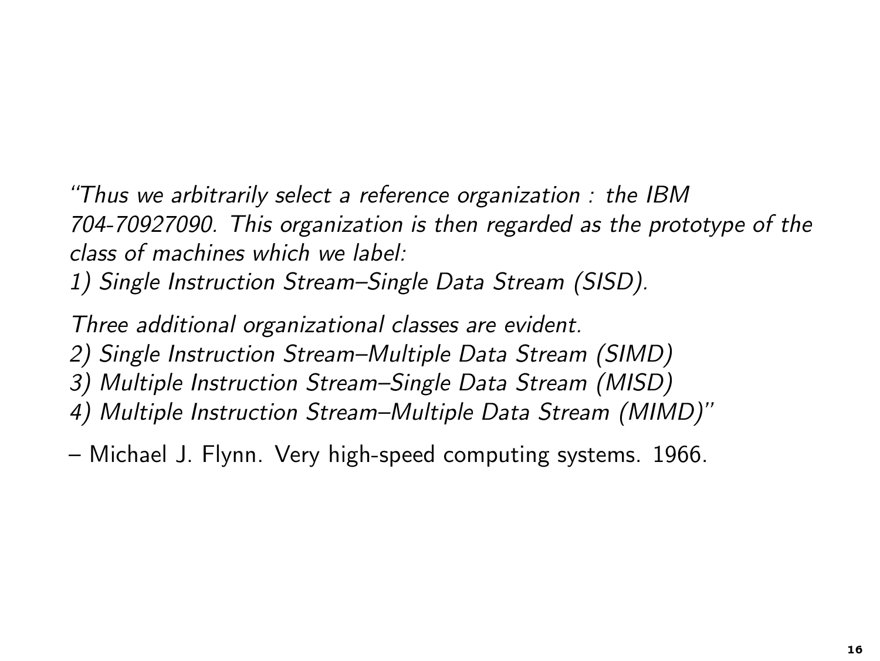*"Thus we arbitrarily select a reference organization : the IBM 704-70927090. This organization is then regarded as the prototype of the class of machines which we label:*
*1) Single Instruction Stream–Single Data Stream (SISD).*

*Three additional organizational classes are evident.*
*2) Single Instruction Stream–Multiple Data Stream (SIMD)*
*3) Multiple Instruction Stream–Single Data Stream (MISD)*
*4) Multiple Instruction Stream–Multiple Data Stream (MIMD)"*

– Michael J. Flynn. Very high-speed computing systems. 1966.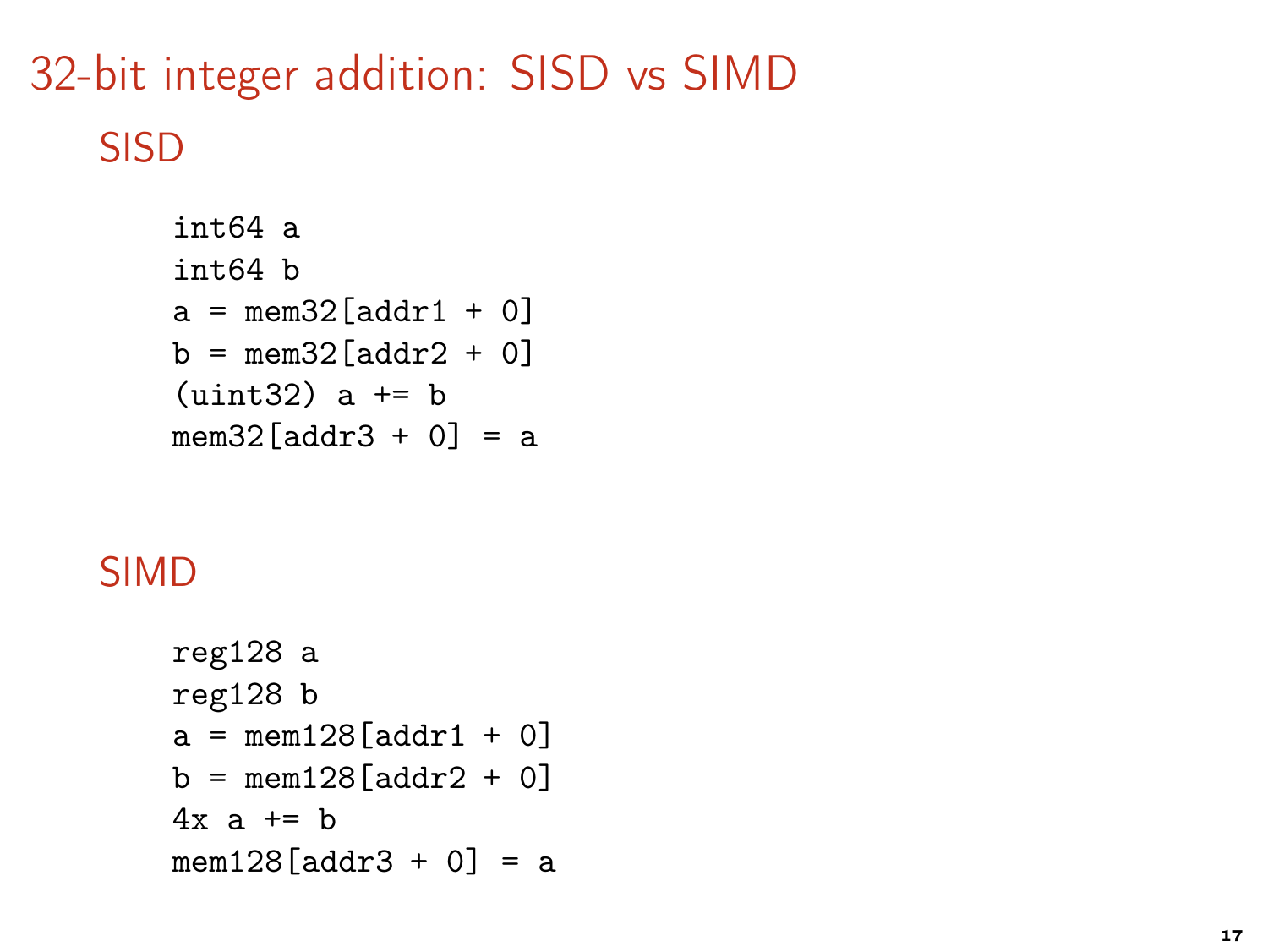# 32-bit integer addition: SISD vs SIMD

## SISD

```
int64 a
int64 b
a = mem32[addr1 + 0]
b = mem32[addr2 + 0]
(uint32) a += b
mem32[addr3 + 0] = a
```

## SIMD

```
reg128 a
reg128 b
a = mem128[addr1 + 0]
b = mem128[addr2 + 0]
4x a += b
mem128[addr3 + 0] = a
```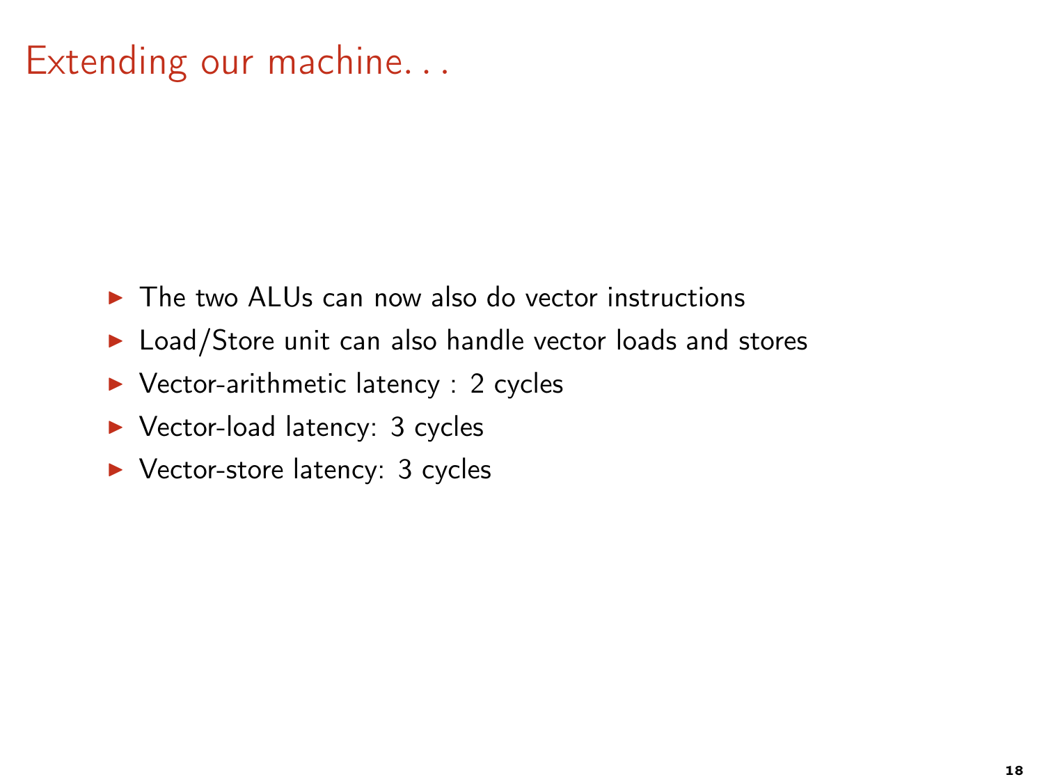# Extending our machine. . .

- The two ALUs can now also do vector instructions
- Load/Store unit can also handle vector loads and stores
- Vector-arithmetic latency : 2 cycles
- Vector-load latency: 3 cycles
- Vector-store latency: 3 cycles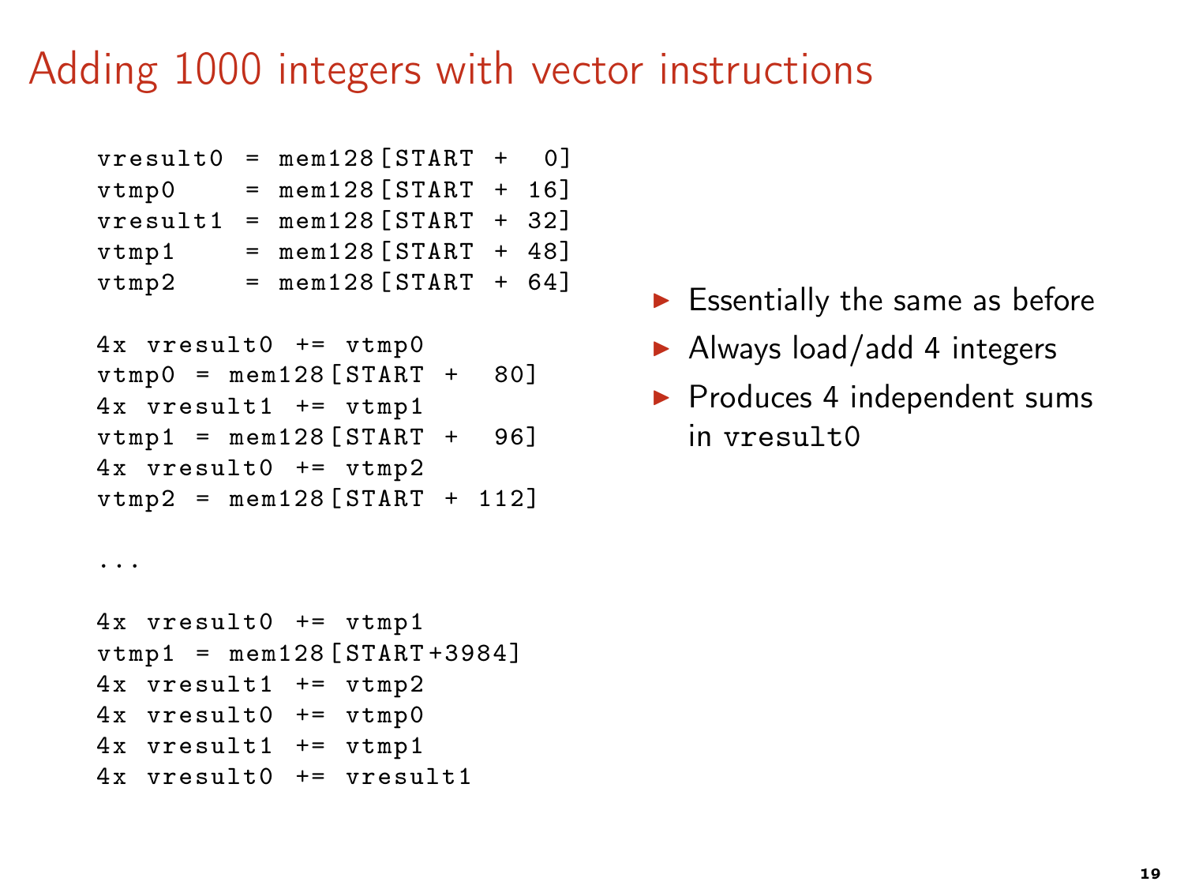# Adding 1000 integers with vector instructions

```
vresult0 = mem128[START +   0]
vtmp0    = mem128[START + 16]
vresult1 = mem128[START + 32]
vtmp1    = mem128[START + 48]
vtmp2    = mem128[START + 64]

4x vresult0 += vtmp0
vtmp0 = mem128[START +  80]
4x vresult1 += vtmp1
vtmp1 = mem128[START +  96]
4x vresult0 += vtmp2
vtmp2 = mem128[START + 112]

...

4x vresult0 += vtmp1
vtmp1 = mem128[START+3984]
4x vresult1 += vtmp2
4x vresult0 += vtmp0
4x vresult1 += vtmp1
4x vresult0 += vresult1
```

- Essentially the same as before
- Always load/add 4 integers
- Produces 4 independent sums in `vresult0`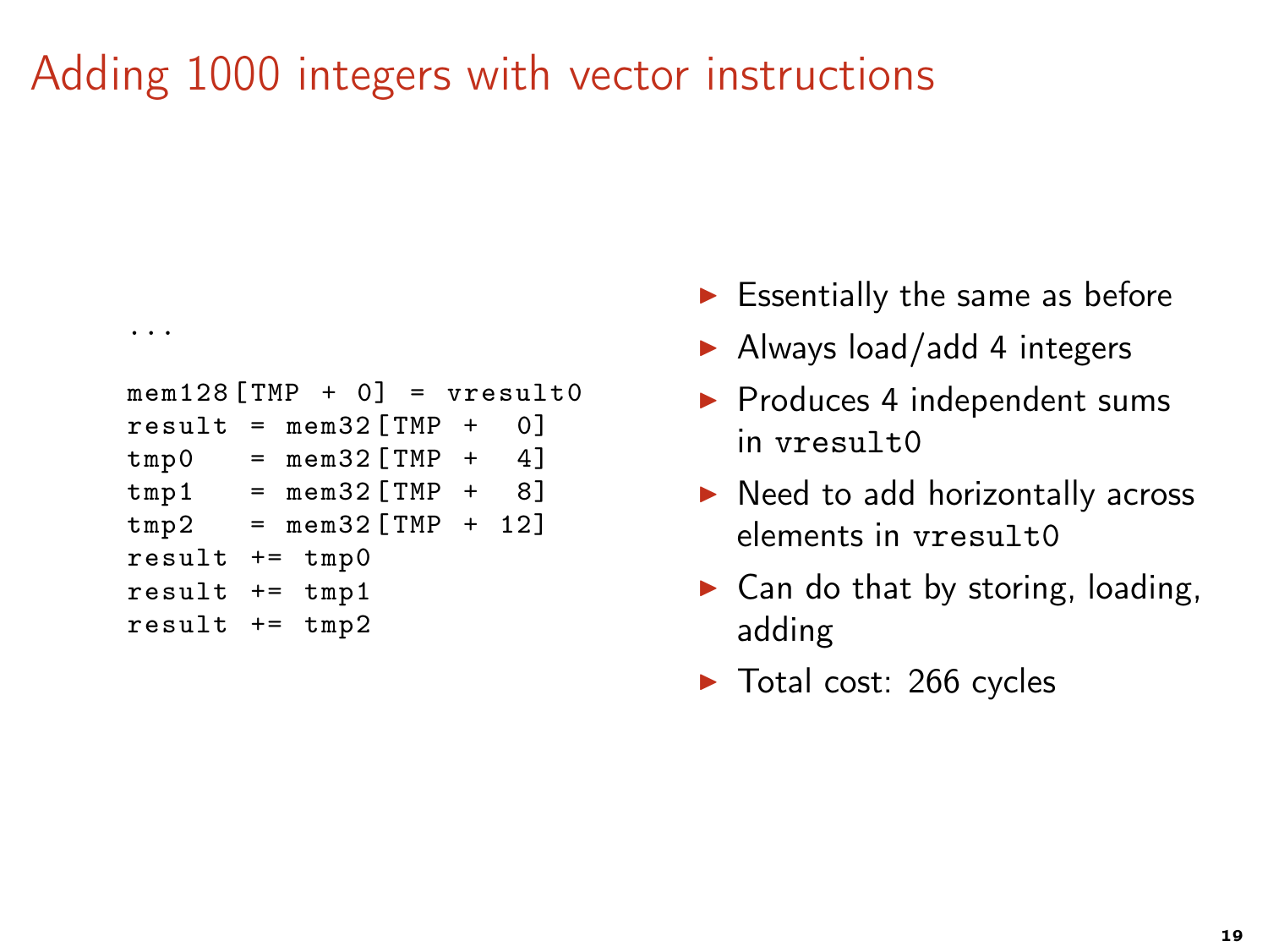# Adding 1000 integers with vector instructions

```
...

mem128[TMP + 0] = vresult0
result = mem32[TMP +  0]
tmp0   = mem32[TMP +  4]
tmp1   = mem32[TMP +  8]
tmp2   = mem32[TMP + 12]
result += tmp0
result += tmp1
result += tmp2
```

- Essentially the same as before
- Always load/add 4 integers
- Produces 4 independent sums in `vresult0`
- Need to add horizontally across elements in `vresult0`
- Can do that by storing, loading, adding
- Total cost: 266 cycles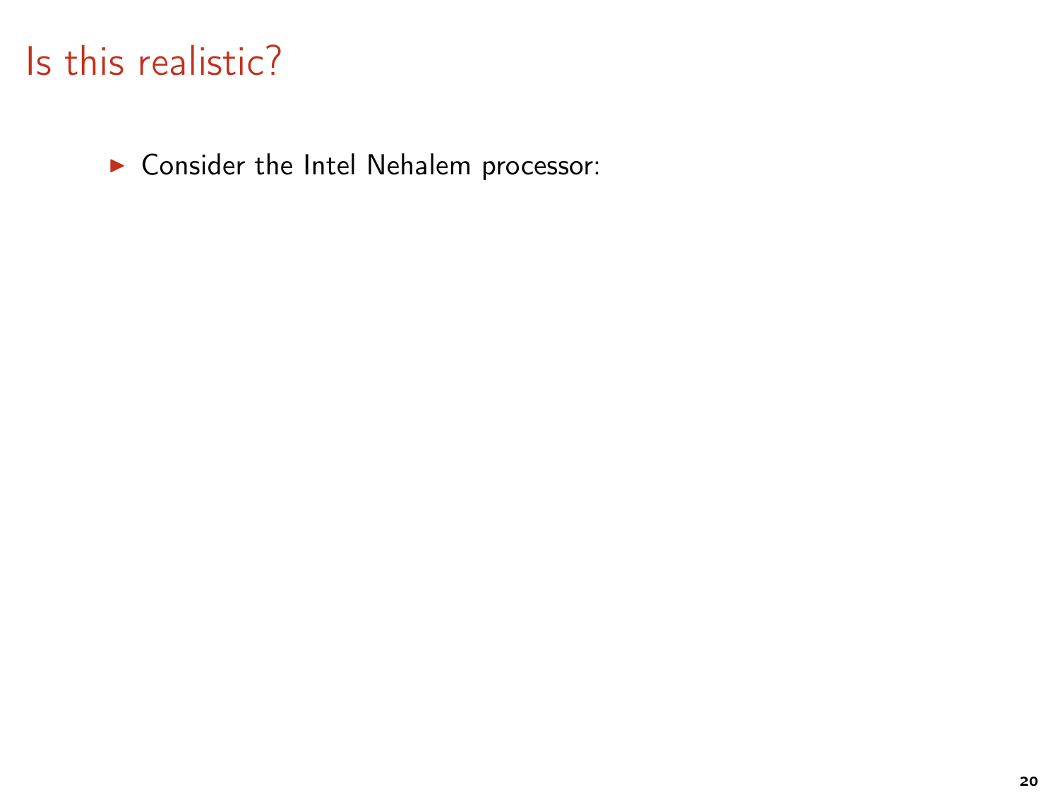# Is this realistic?

- Consider the Intel Nehalem processor: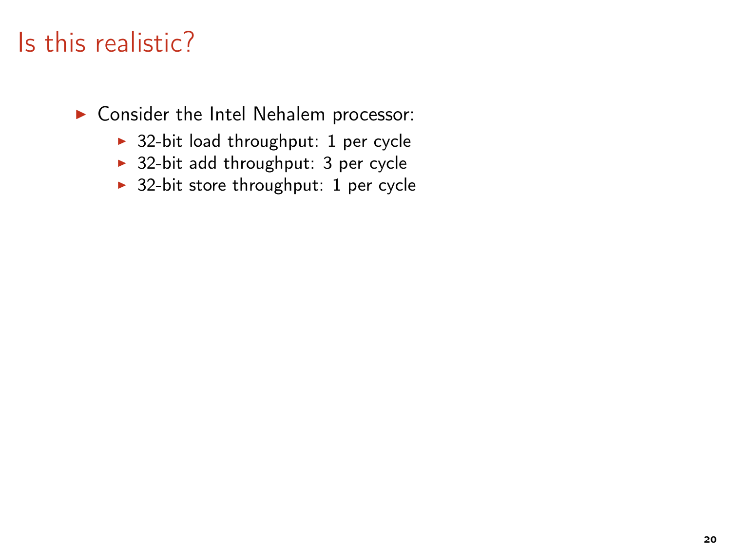# Is this realistic?

- Consider the Intel Nehalem processor:
  - 32-bit load throughput: 1 per cycle
  - 32-bit add throughput: 3 per cycle
  - 32-bit store throughput: 1 per cycle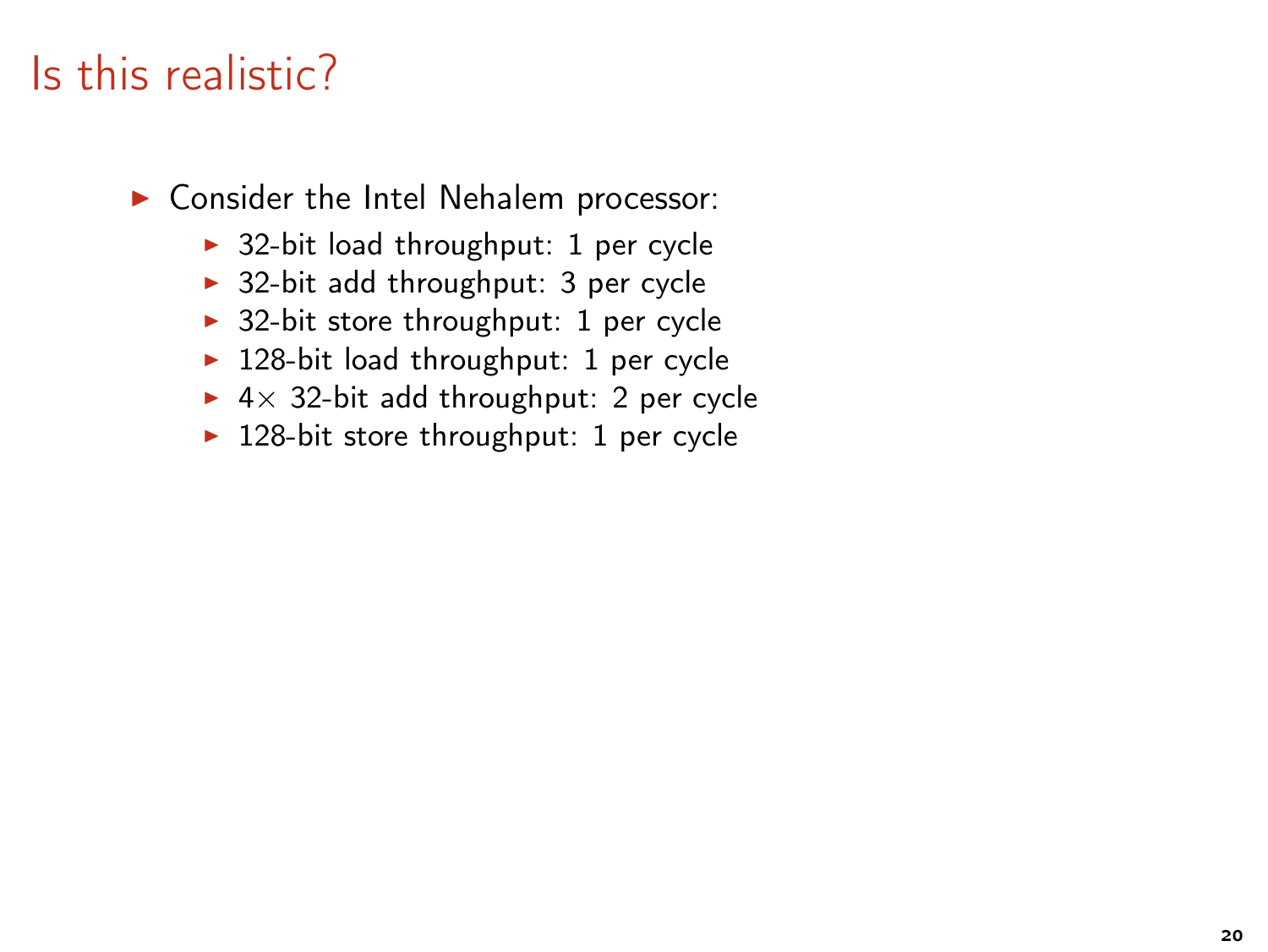# Is this realistic?

- Consider the Intel Nehalem processor:
  - 32-bit load throughput: 1 per cycle
  - 32-bit add throughput: 3 per cycle
  - 32-bit store throughput: 1 per cycle
  - 128-bit load throughput: 1 per cycle
  - $4\times$ 32-bit add throughput: 2 per cycle
  - 128-bit store throughput: 1 per cycle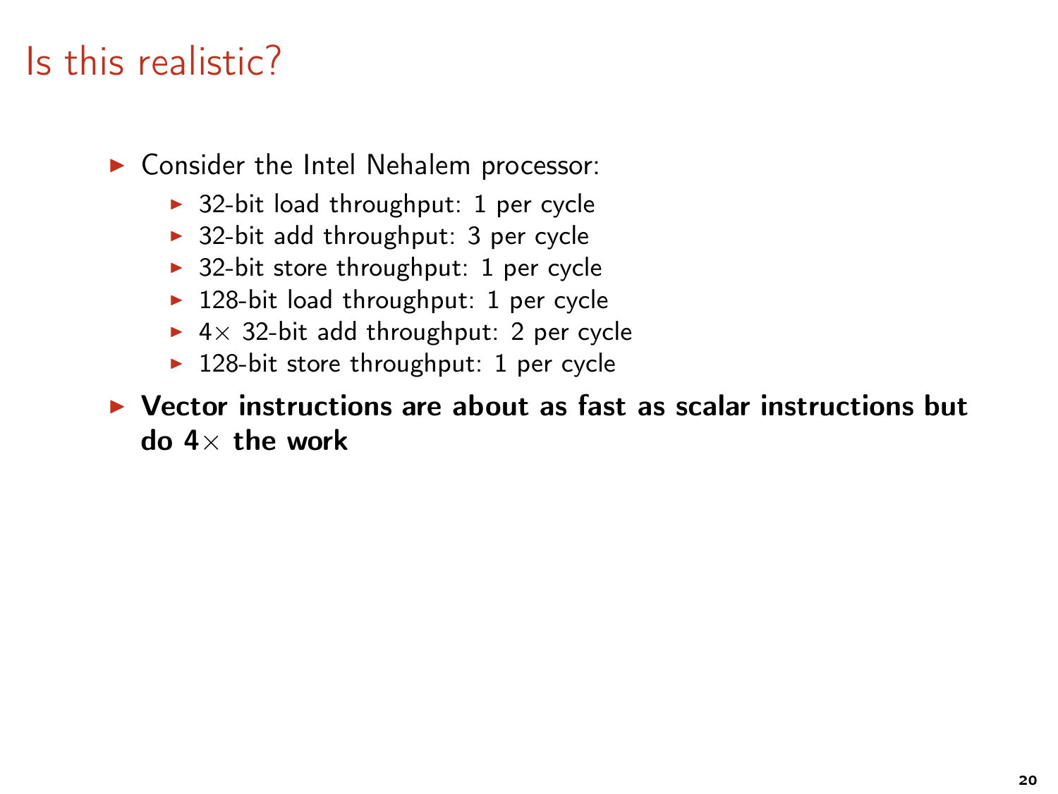# Is this realistic?

- Consider the Intel Nehalem processor:
  - 32-bit load throughput: 1 per cycle
  - 32-bit add throughput: 3 per cycle
  - 32-bit store throughput: 1 per cycle
  - 128-bit load throughput: 1 per cycle
  - $4\times$ 32-bit add throughput: 2 per cycle
  - 128-bit store throughput: 1 per cycle
- **Vector instructions are about as fast as scalar instructions but do $4\times$ the work**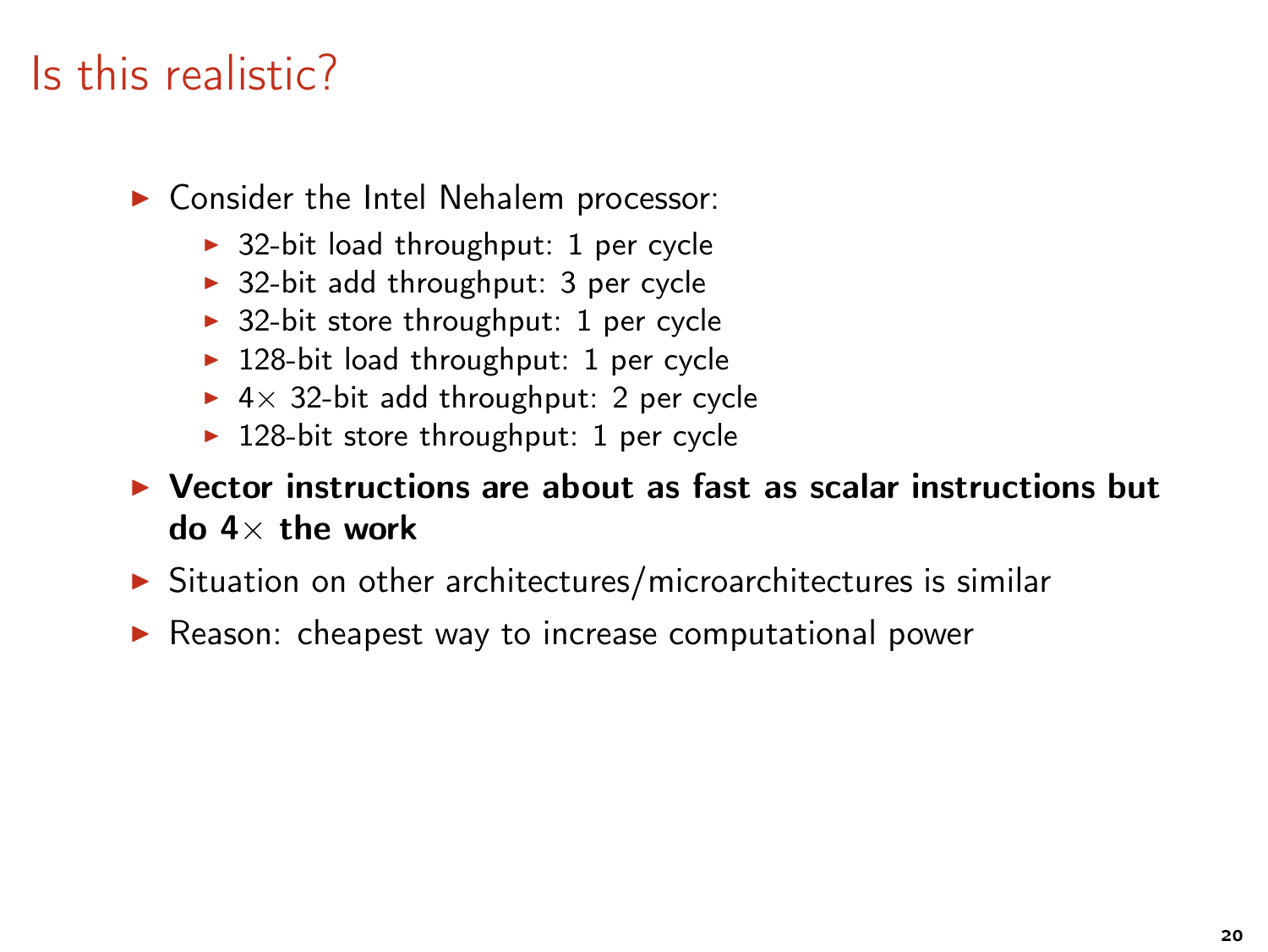# Is this realistic?

- Consider the Intel Nehalem processor:
  - 32-bit load throughput: 1 per cycle
  - 32-bit add throughput: 3 per cycle
  - 32-bit store throughput: 1 per cycle
  - 128-bit load throughput: 1 per cycle
  - $4\times$ 32-bit add throughput: 2 per cycle
  - 128-bit store throughput: 1 per cycle
- **Vector instructions are about as fast as scalar instructions but do $4\times$ the work**
- Situation on other architectures/microarchitectures is similar
- Reason: cheapest way to increase computational power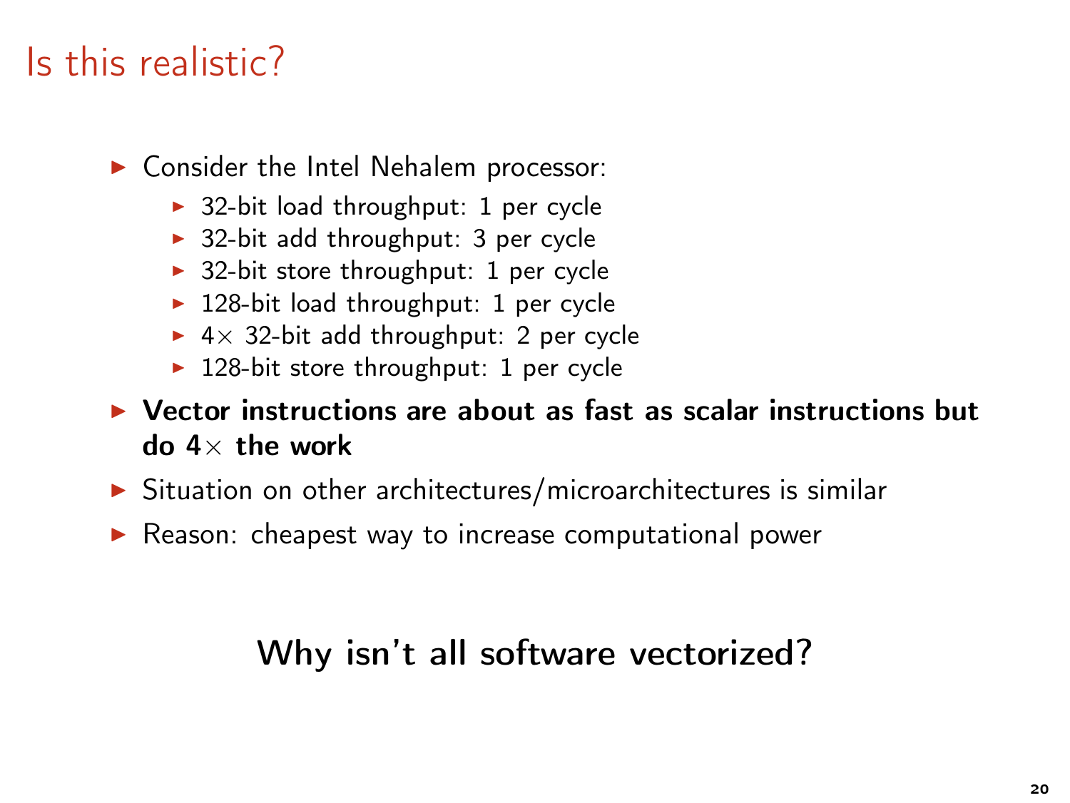# Is this realistic?

- Consider the Intel Nehalem processor:
  - 32-bit load throughput: 1 per cycle
  - 32-bit add throughput: 3 per cycle
  - 32-bit store throughput: 1 per cycle
  - 128-bit load throughput: 1 per cycle
  - $4\times$ 32-bit add throughput: 2 per cycle
  - 128-bit store throughput: 1 per cycle
- **Vector instructions are about as fast as scalar instructions but do $4\times$ the work**
- Situation on other architectures/microarchitectures is similar
- Reason: cheapest way to increase computational power

Why isn't all software vectorized?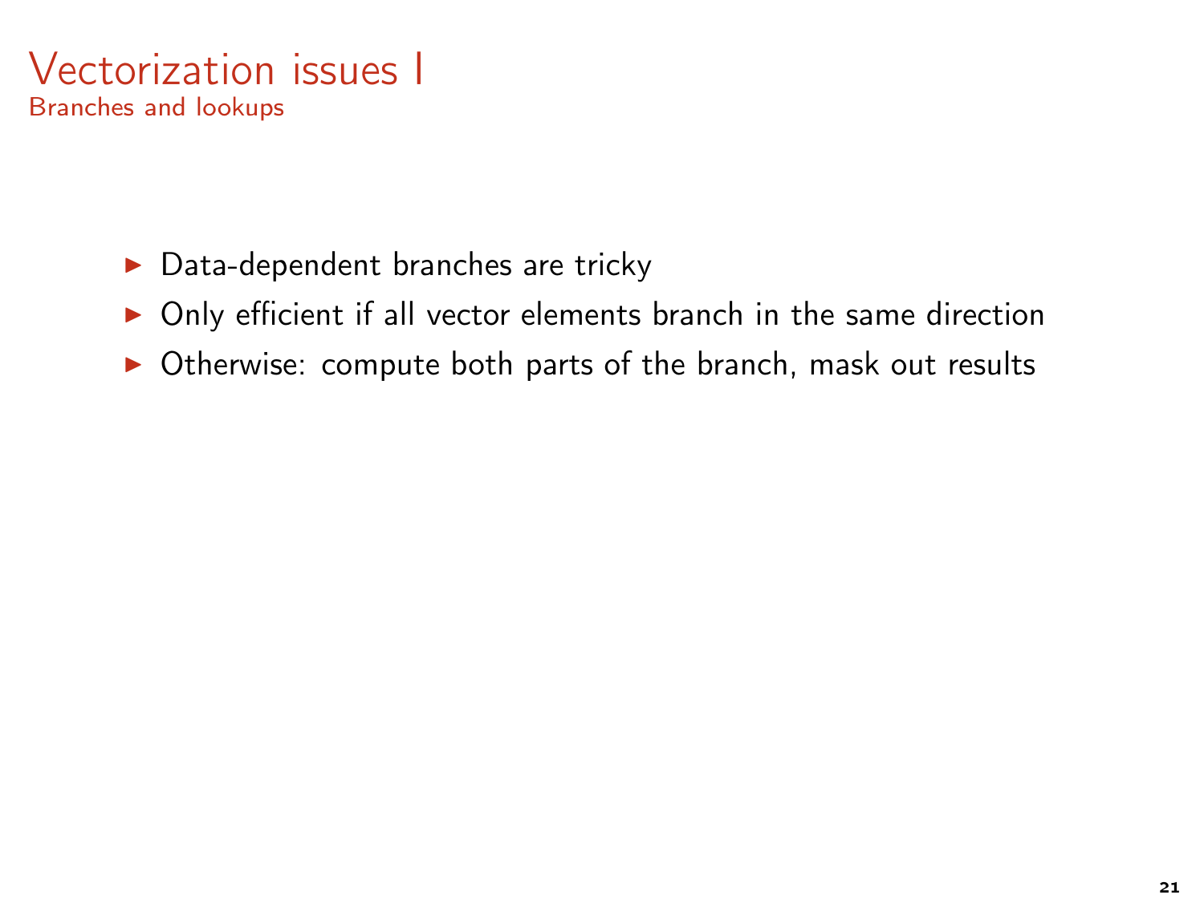# Vectorization issues I

## Branches and lookups

- Data-dependent branches are tricky
- Only efficient if all vector elements branch in the same direction
- Otherwise: compute both parts of the branch, mask out results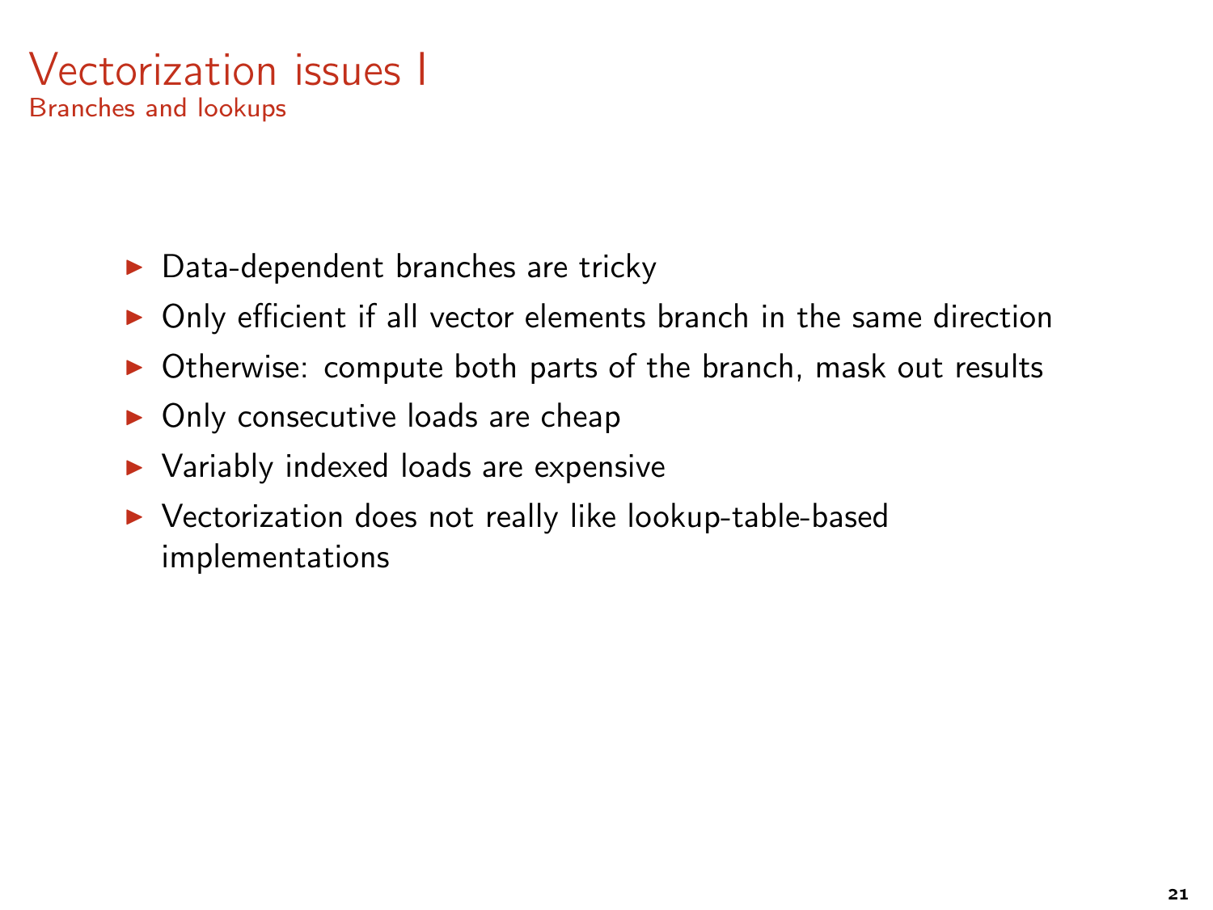# Vectorization issues I

## Branches and lookups

- Data-dependent branches are tricky
- Only efficient if all vector elements branch in the same direction
- Otherwise: compute both parts of the branch, mask out results
- Only consecutive loads are cheap
- Variably indexed loads are expensive
- Vectorization does not really like lookup-table-based implementations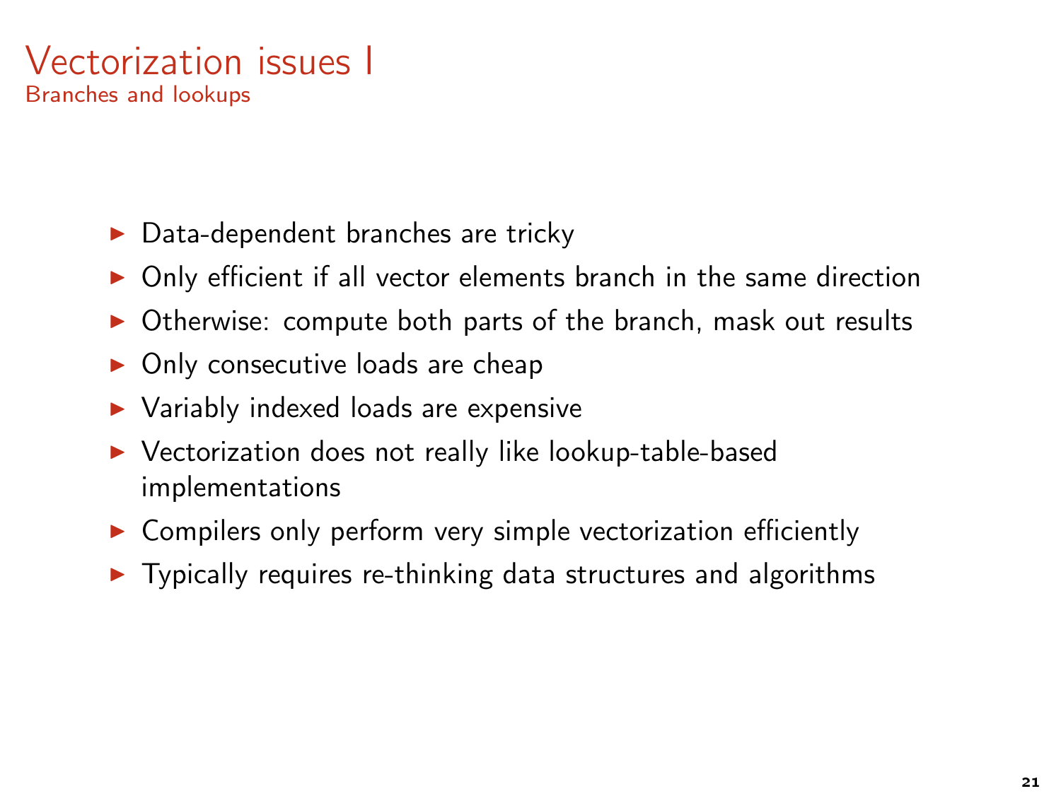# Vectorization issues I

## Branches and lookups

- Data-dependent branches are tricky
- Only efficient if all vector elements branch in the same direction
- Otherwise: compute both parts of the branch, mask out results
- Only consecutive loads are cheap
- Variably indexed loads are expensive
- Vectorization does not really like lookup-table-based implementations
- Compilers only perform very simple vectorization efficiently
- Typically requires re-thinking data structures and algorithms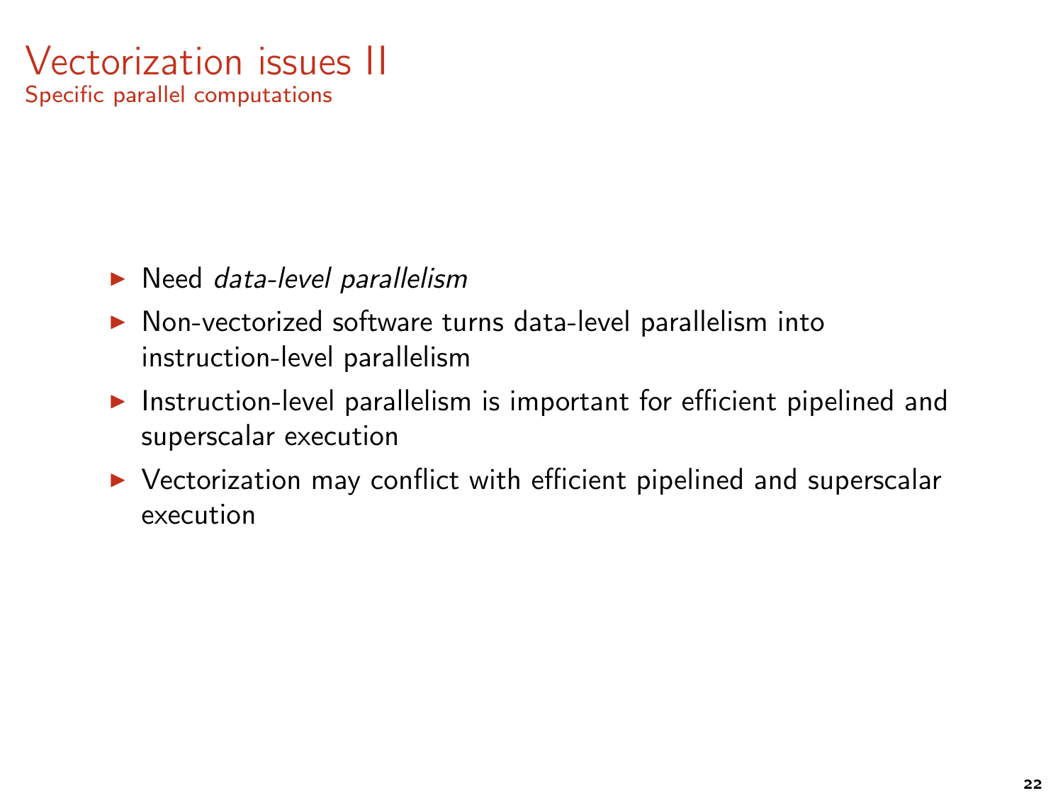# Vectorization issues II

## Specific parallel computations

- Need *data-level parallelism*
- Non-vectorized software turns data-level parallelism into instruction-level parallelism
- Instruction-level parallelism is important for efficient pipelined and superscalar execution
- Vectorization may conflict with efficient pipelined and superscalar execution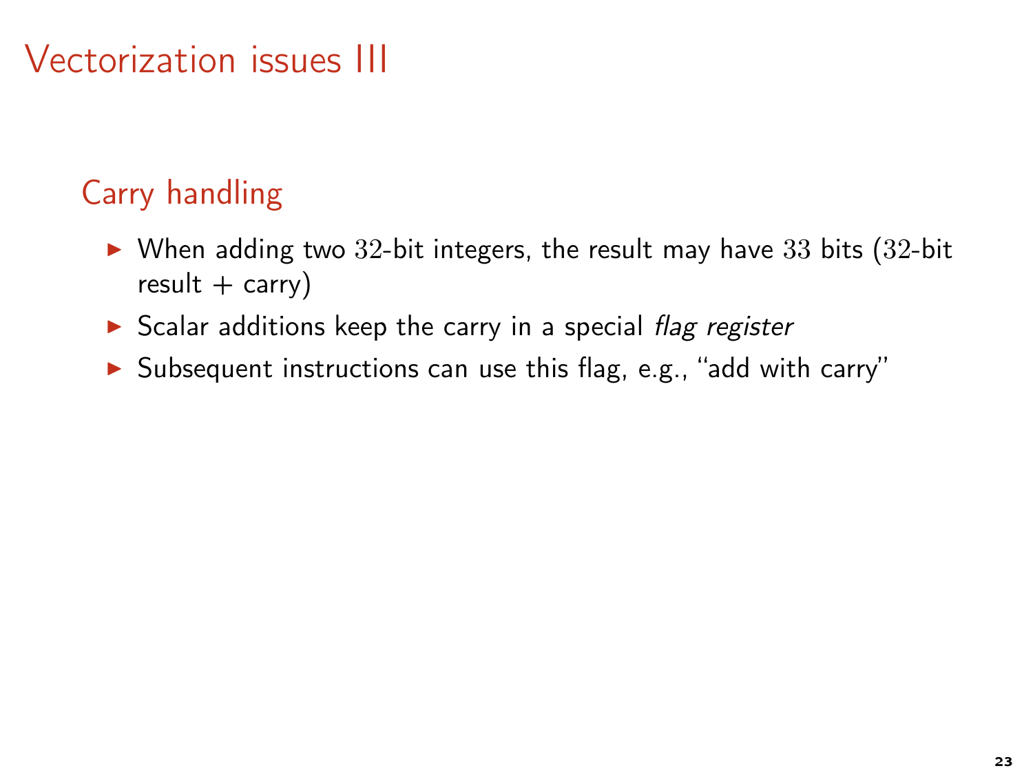# Vectorization issues III

## Carry handling

- When adding two $32$-bit integers, the result may have $33$ bits ($32$-bit result + carry)
- Scalar additions keep the carry in a special *flag register*
- Subsequent instructions can use this flag, e.g., "add with carry"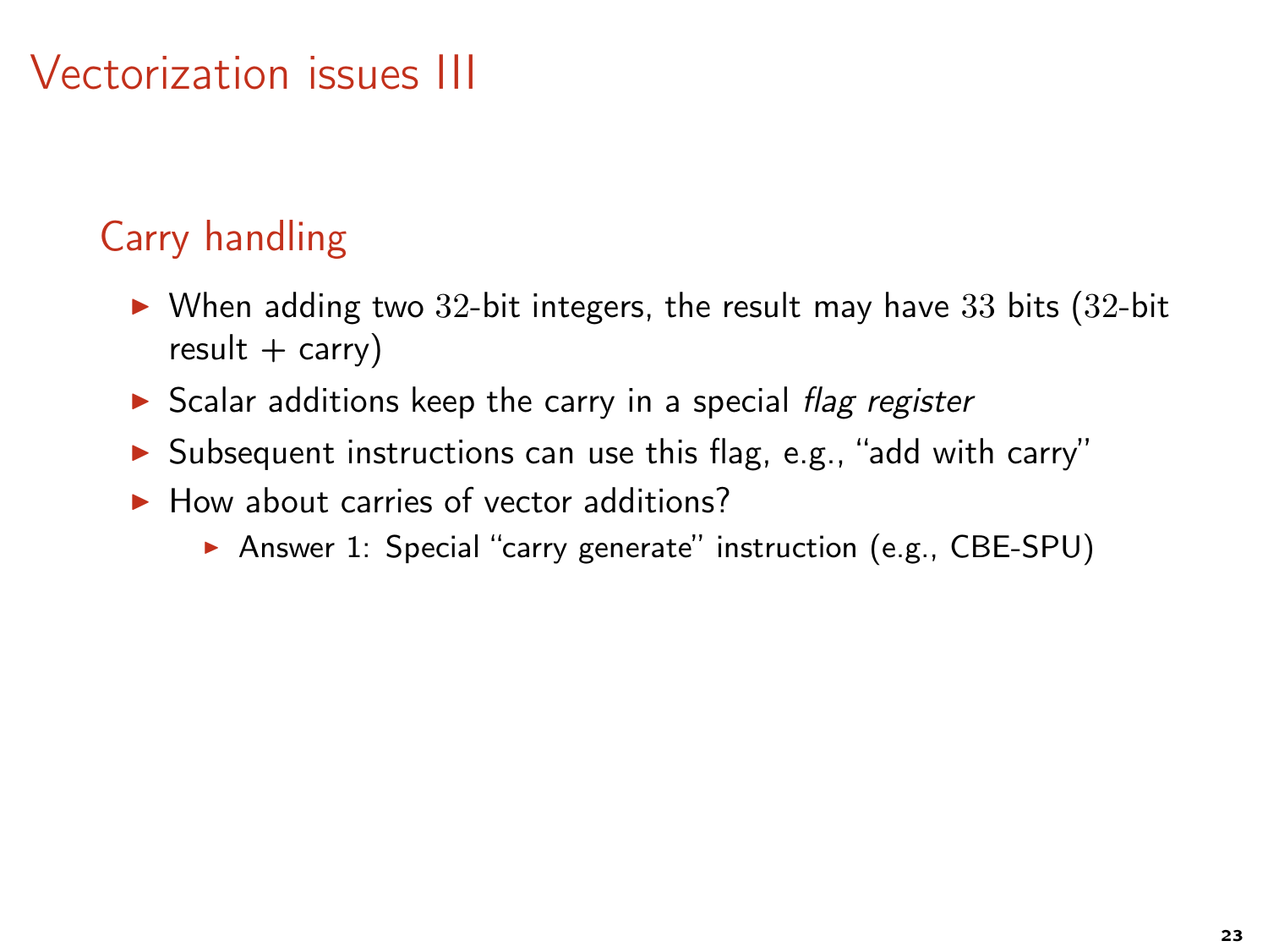# Vectorization issues III

## Carry handling

- When adding two $32$-bit integers, the result may have $33$ bits ($32$-bit result + carry)
- Scalar additions keep the carry in a special *flag register*
- Subsequent instructions can use this flag, e.g., "add with carry"
- How about carries of vector additions?
  - Answer 1: Special "carry generate" instruction (e.g., CBE-SPU)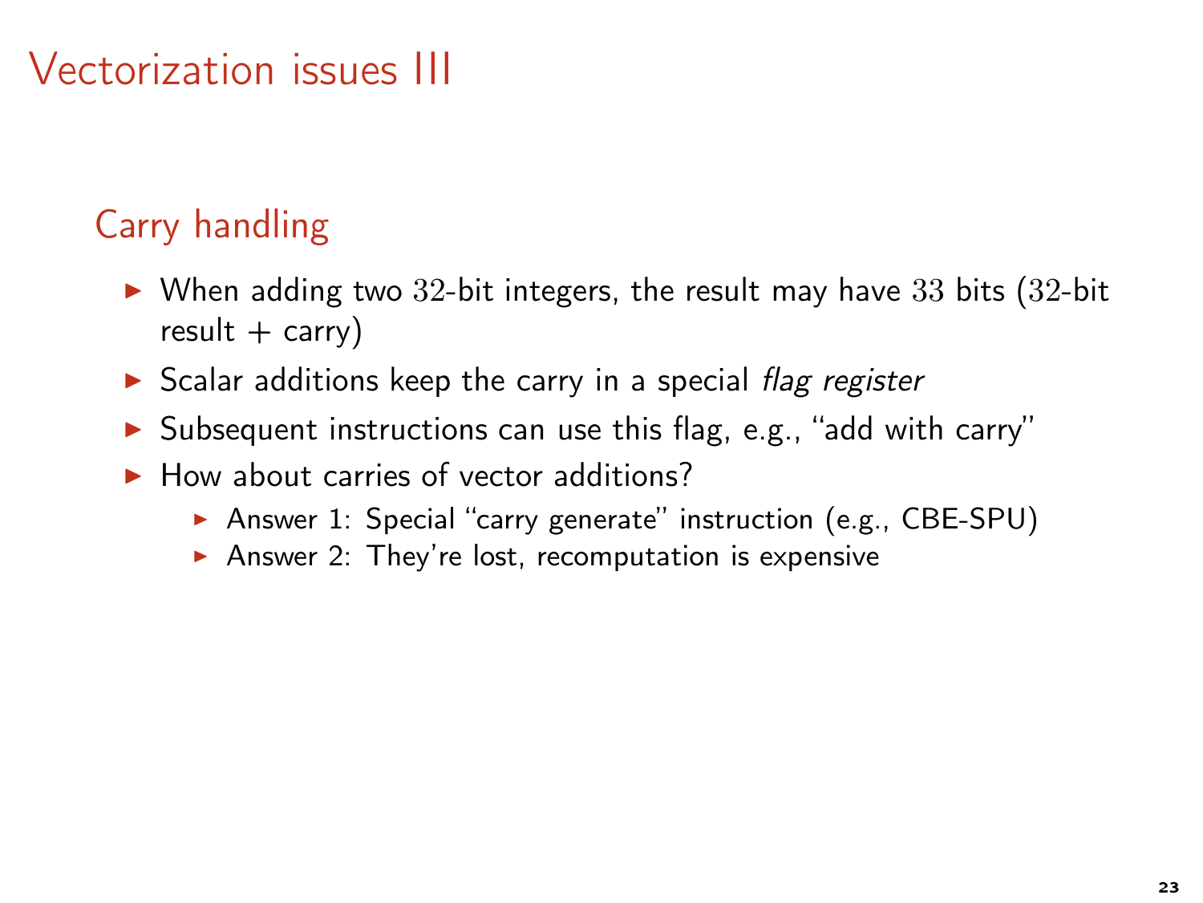# Vectorization issues III

## Carry handling

- When adding two $32$-bit integers, the result may have $33$ bits ($32$-bit result + carry)
- Scalar additions keep the carry in a special *flag register*
- Subsequent instructions can use this flag, e.g., "add with carry"
- How about carries of vector additions?
  - Answer 1: Special "carry generate" instruction (e.g., CBE-SPU)
  - Answer 2: They're lost, recomputation is expensive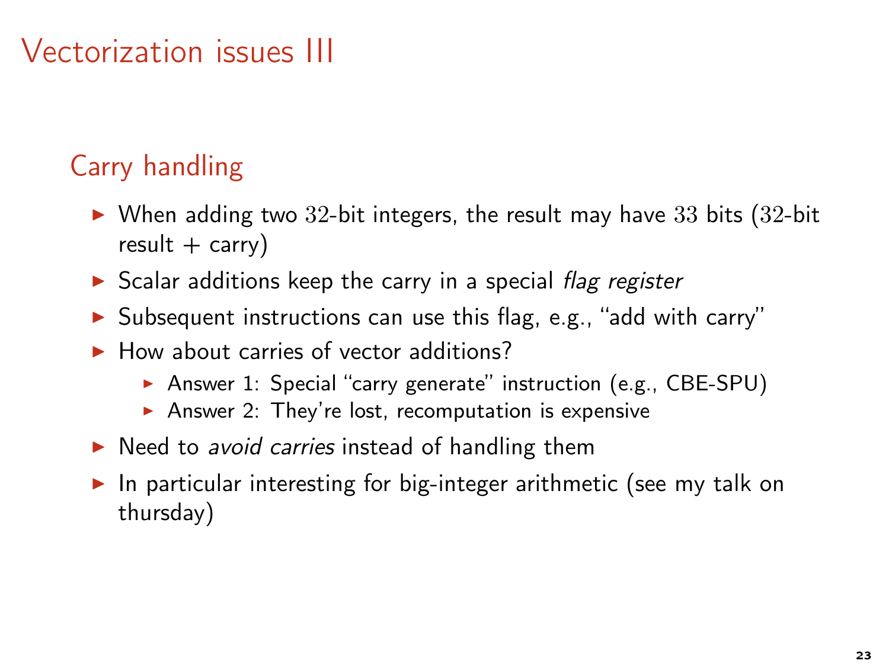# Vectorization issues III

## Carry handling

- When adding two $32$-bit integers, the result may have $33$ bits ($32$-bit result + carry)
- Scalar additions keep the carry in a special *flag register*
- Subsequent instructions can use this flag, e.g., "add with carry"
- How about carries of vector additions?
  - Answer 1: Special "carry generate" instruction (e.g., CBE-SPU)
  - Answer 2: They're lost, recomputation is expensive
- Need to *avoid carries* instead of handling them
- In particular interesting for big-integer arithmetic (see my talk on thursday)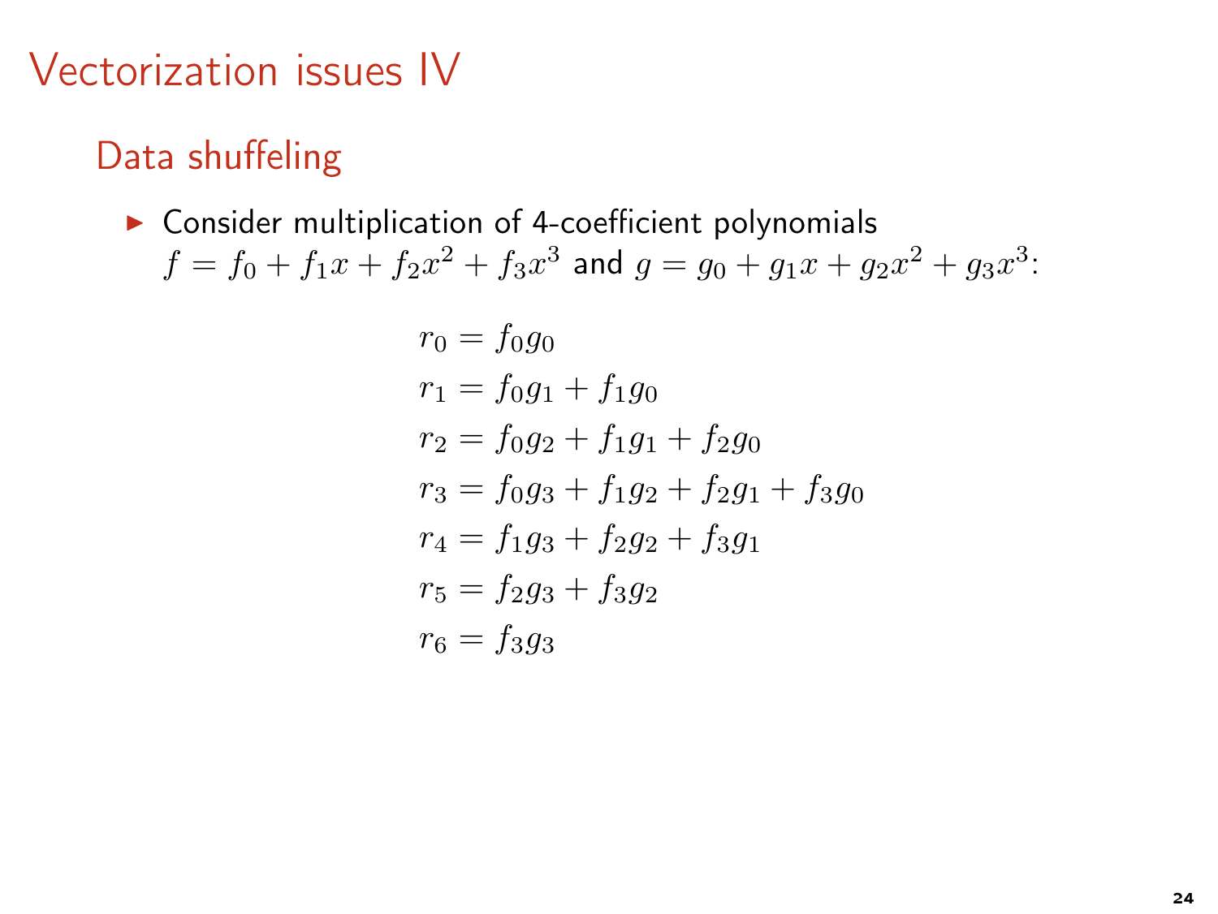# Vectorization issues IV

## Data shuffeling

- Consider multiplication of 4-coefficient polynomials $f = f_0 + f_1x + f_2x^2 + f_3x^3$ and $g = g_0 + g_1x + g_2x^2 + g_3x^3$:

$$
\begin{aligned}
r_0 &= f_0g_0 \\
r_1 &= f_0g_1 + f_1g_0 \\
r_2 &= f_0g_2 + f_1g_1 + f_2g_0 \\
r_3 &= f_0g_3 + f_1g_2 + f_2g_1 + f_3g_0 \\
r_4 &= f_1g_3 + f_2g_2 + f_3g_1 \\
r_5 &= f_2g_3 + f_3g_2 \\
r_6 &= f_3g_3
\end{aligned}
$$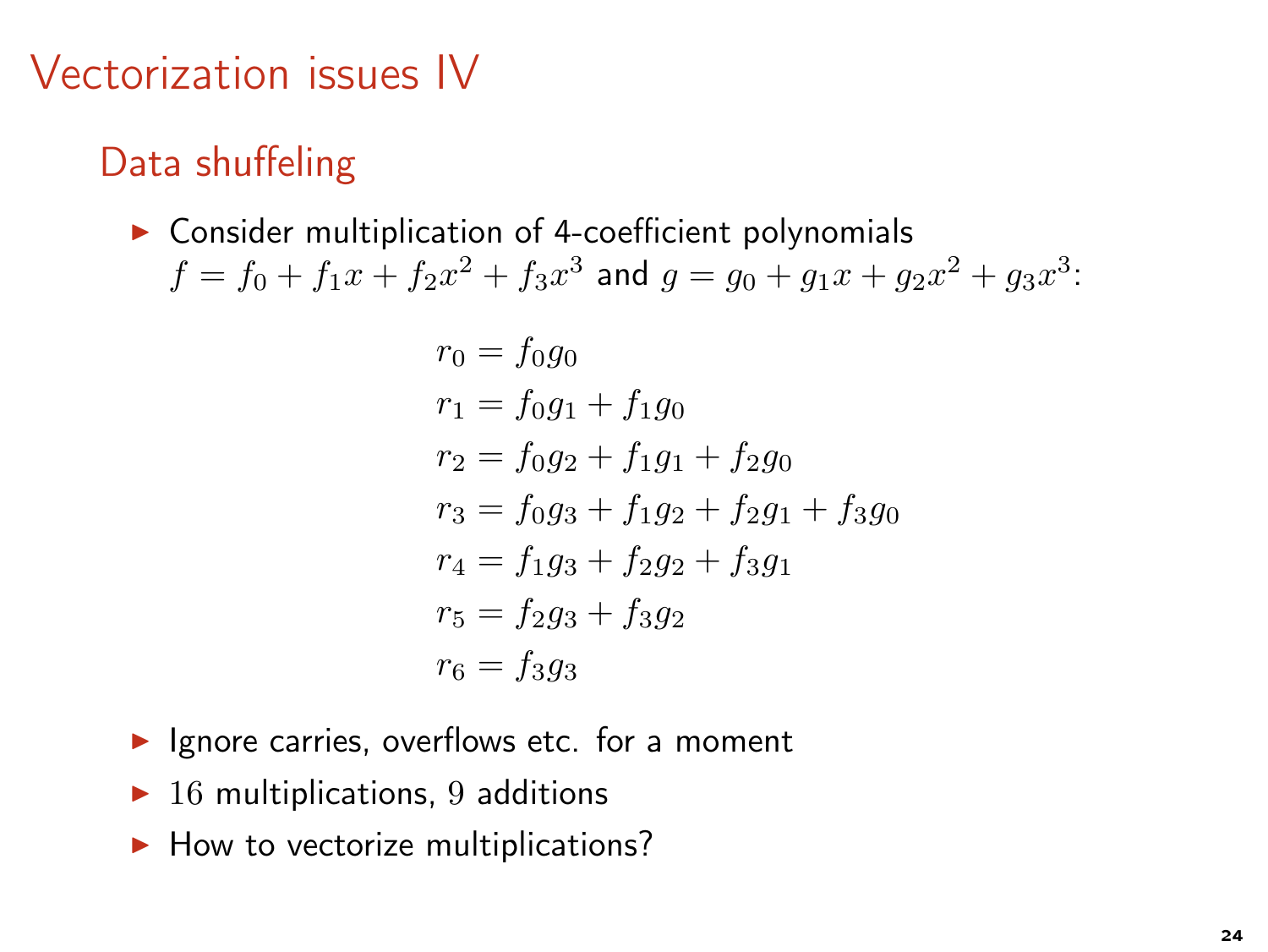# Vectorization issues IV

## Data shuffeling

- Consider multiplication of 4-coefficient polynomials $f = f_0 + f_1 x + f_2 x^2 + f_3 x^3$ and $g = g_0 + g_1 x + g_2 x^2 + g_3 x^3$:

$$
\begin{aligned}
r_0 &= f_0 g_0 \\
r_1 &= f_0 g_1 + f_1 g_0 \\
r_2 &= f_0 g_2 + f_1 g_1 + f_2 g_0 \\
r_3 &= f_0 g_3 + f_1 g_2 + f_2 g_1 + f_3 g_0 \\
r_4 &= f_1 g_3 + f_2 g_2 + f_3 g_1 \\
r_5 &= f_2 g_3 + f_3 g_2 \\
r_6 &= f_3 g_3
\end{aligned}
$$

- Ignore carries, overflows etc. for a moment
- $16$ multiplications, $9$ additions
- How to vectorize multiplications?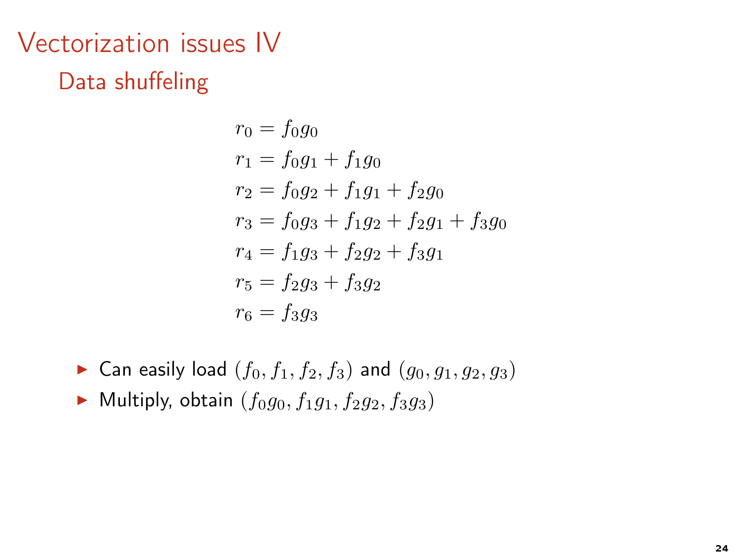# Vectorization issues IV

## Data shuffeling

$$
\begin{aligned}
r_0 &= f_0g_0 \\
r_1 &= f_0g_1 + f_1g_0 \\
r_2 &= f_0g_2 + f_1g_1 + f_2g_0 \\
r_3 &= f_0g_3 + f_1g_2 + f_2g_1 + f_3g_0 \\
r_4 &= f_1g_3 + f_2g_2 + f_3g_1 \\
r_5 &= f_2g_3 + f_3g_2 \\
r_6 &= f_3g_3
\end{aligned}
$$

- Can easily load $(f_0, f_1, f_2, f_3)$ and $(g_0, g_1, g_2, g_3)$
- Multiply, obtain $(f_0g_0, f_1g_1, f_2g_2, f_3g_3)$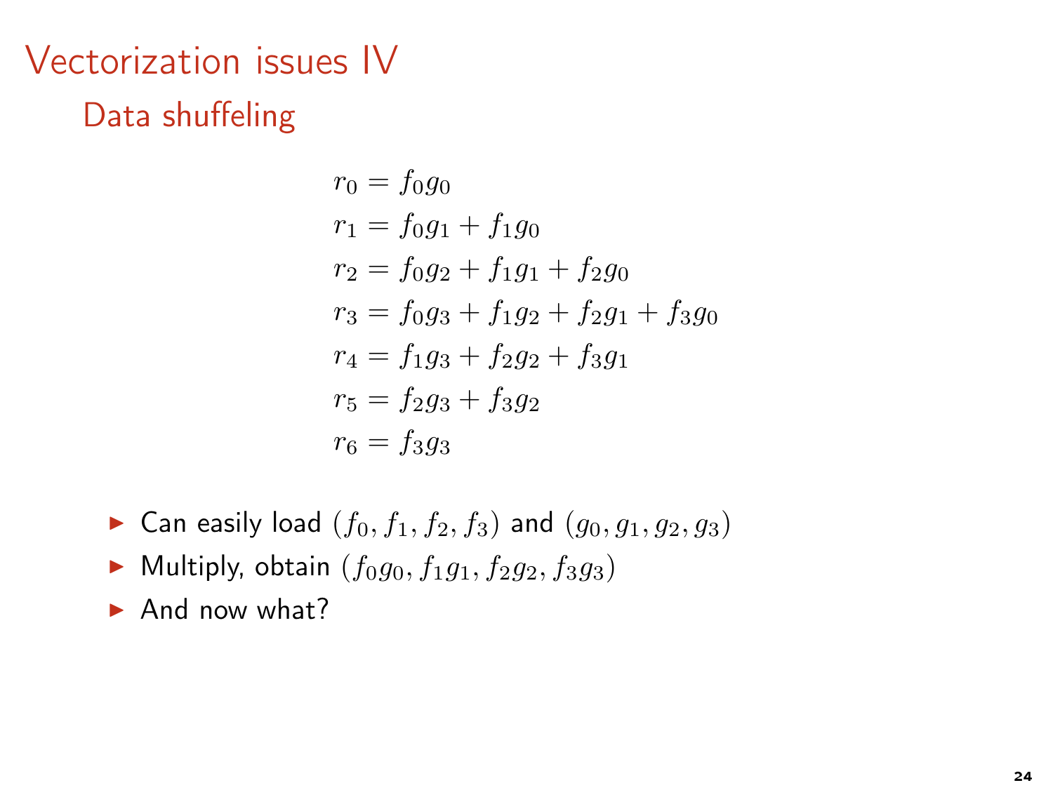# Vectorization issues IV

## Data shuffeling

$$
\begin{aligned}
r_0 &= f_0 g_0 \\
r_1 &= f_0 g_1 + f_1 g_0 \\
r_2 &= f_0 g_2 + f_1 g_1 + f_2 g_0 \\
r_3 &= f_0 g_3 + f_1 g_2 + f_2 g_1 + f_3 g_0 \\
r_4 &= f_1 g_3 + f_2 g_2 + f_3 g_1 \\
r_5 &= f_2 g_3 + f_3 g_2 \\
r_6 &= f_3 g_3
\end{aligned}
$$

- Can easily load $(f_0, f_1, f_2, f_3)$ and $(g_0, g_1, g_2, g_3)$
- Multiply, obtain $(f_0 g_0, f_1 g_1, f_2 g_2, f_3 g_3)$
- And now what?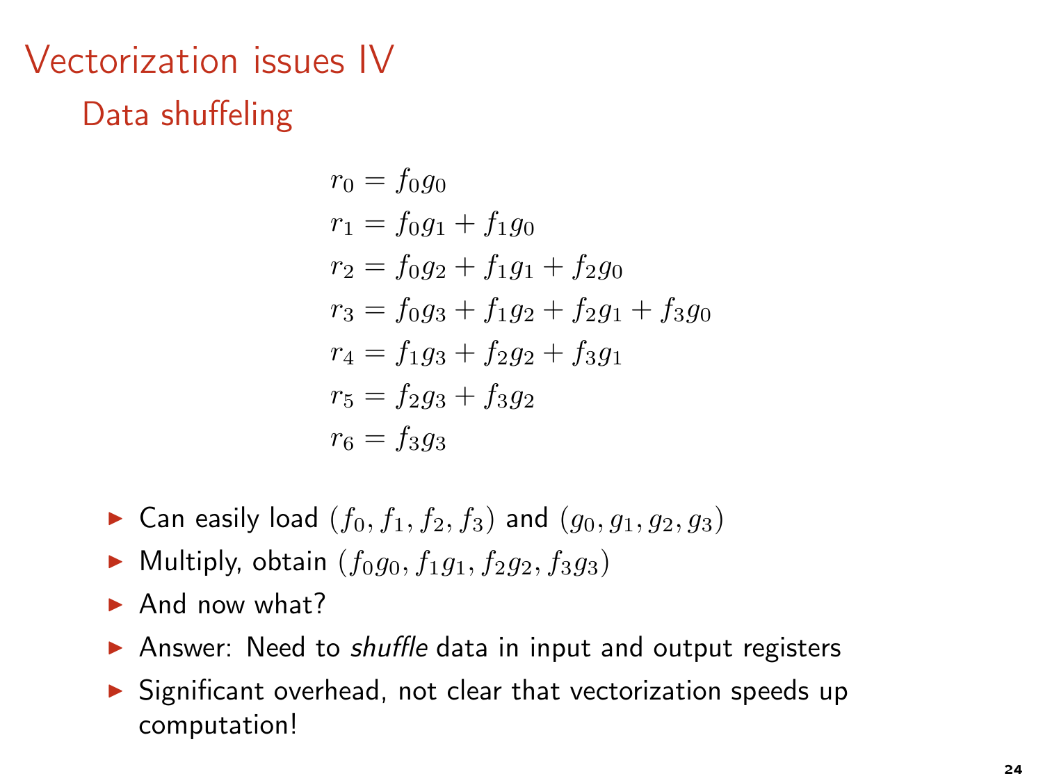# Vectorization issues IV

## Data shuffeling

$$
\begin{aligned}
r_0 &= f_0g_0 \\
r_1 &= f_0g_1 + f_1g_0 \\
r_2 &= f_0g_2 + f_1g_1 + f_2g_0 \\
r_3 &= f_0g_3 + f_1g_2 + f_2g_1 + f_3g_0 \\
r_4 &= f_1g_3 + f_2g_2 + f_3g_1 \\
r_5 &= f_2g_3 + f_3g_2 \\
r_6 &= f_3g_3
\end{aligned}
$$

- Can easily load $(f_0, f_1, f_2, f_3)$ and $(g_0, g_1, g_2, g_3)$
- Multiply, obtain $(f_0g_0, f_1g_1, f_2g_2, f_3g_3)$
- And now what?
- Answer: Need to *shuffle* data in input and output registers
- Significant overhead, not clear that vectorization speeds up computation!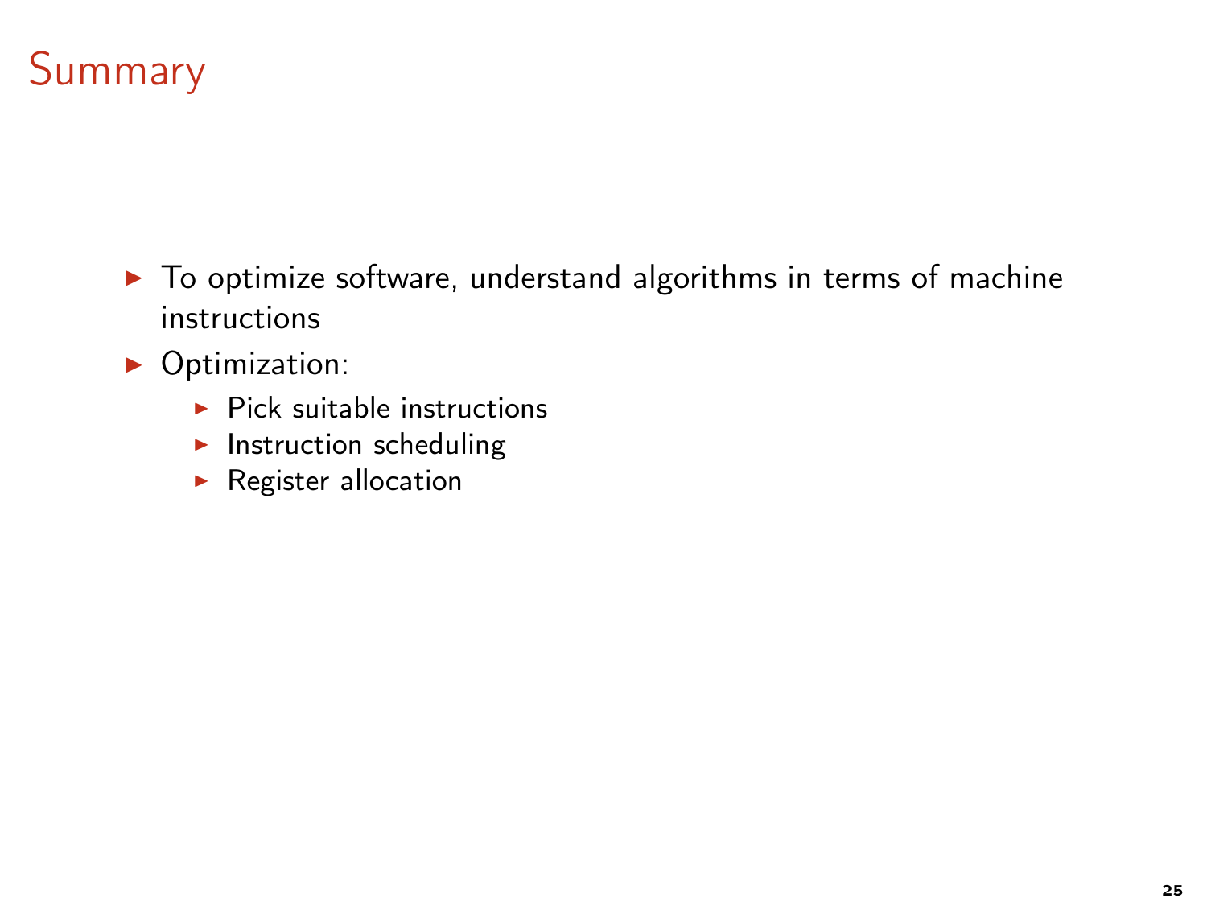# Summary

- To optimize software, understand algorithms in terms of machine instructions
- Optimization:
  - Pick suitable instructions
  - Instruction scheduling
  - Register allocation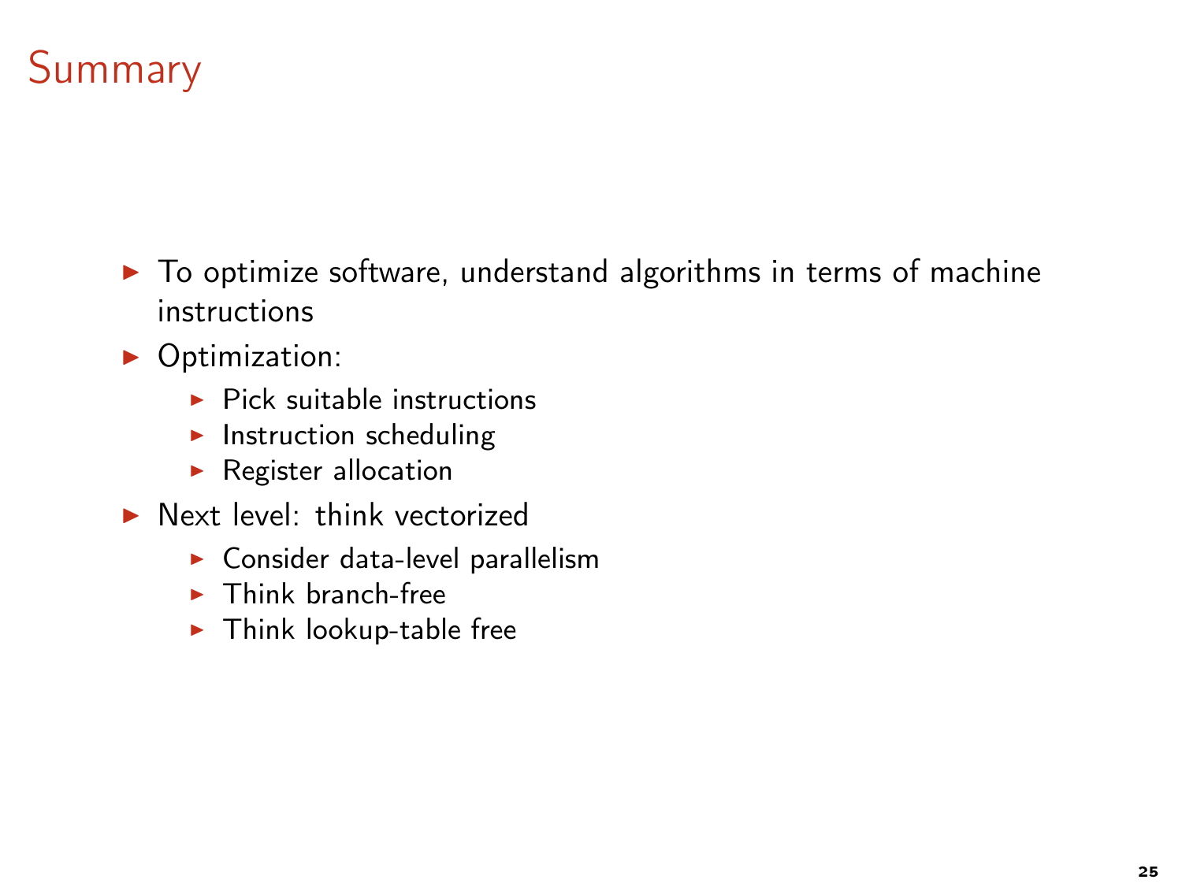# Summary

- To optimize software, understand algorithms in terms of machine instructions
- Optimization:
  - Pick suitable instructions
  - Instruction scheduling
  - Register allocation
- Next level: think vectorized
  - Consider data-level parallelism
  - Think branch-free
  - Think lookup-table free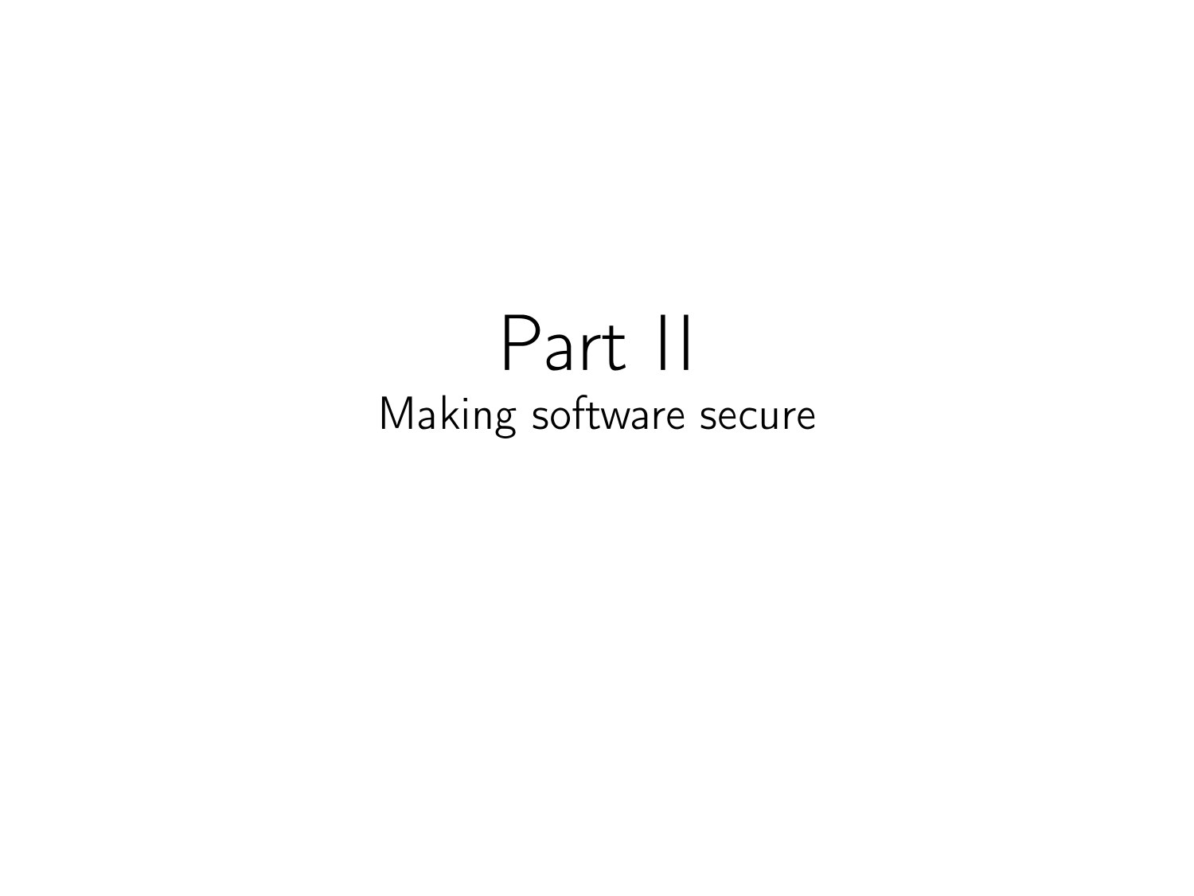# Part II

## Making software secure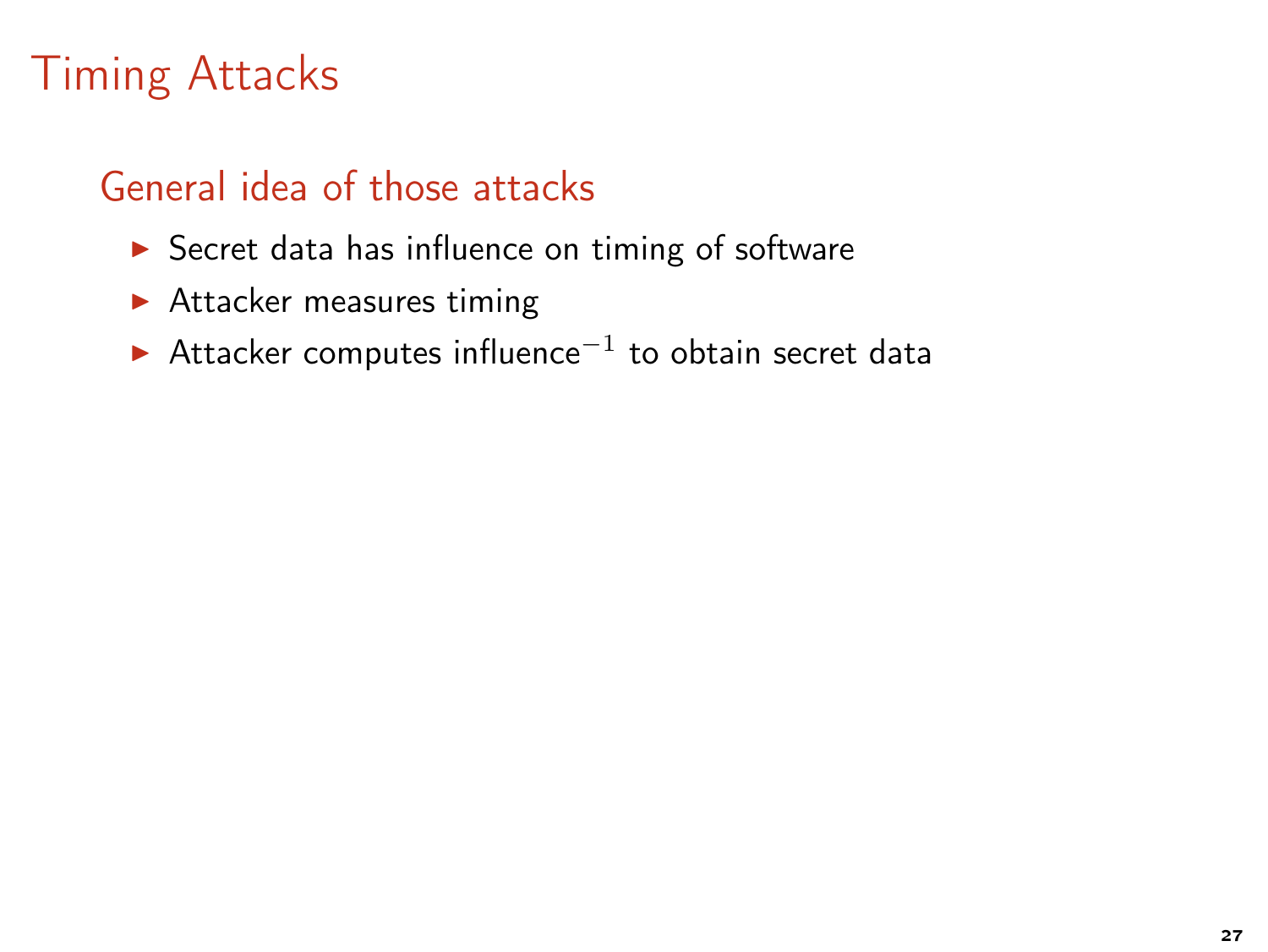# Timing Attacks

## General idea of those attacks

- Secret data has influence on timing of software
- Attacker measures timing
- Attacker computes influence$^{-1}$ to obtain secret data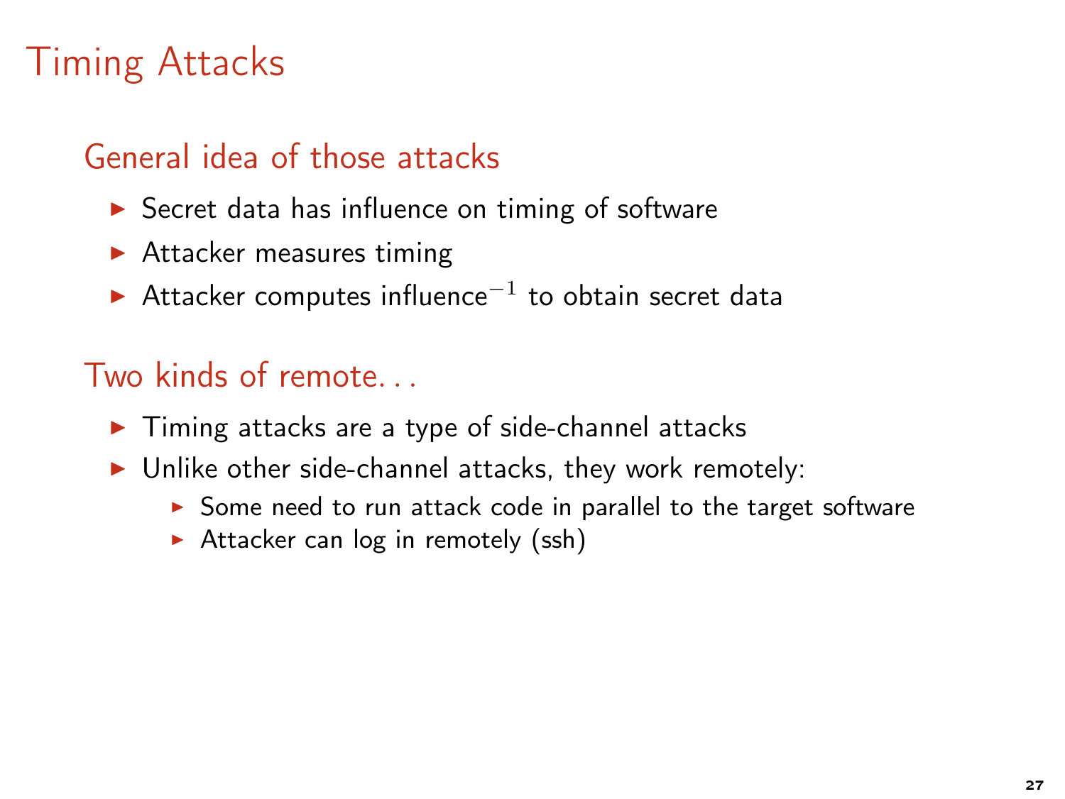# Timing Attacks

## General idea of those attacks

- Secret data has influence on timing of software
- Attacker measures timing
- Attacker computes influence$^{-1}$ to obtain secret data

## Two kinds of remote...

- Timing attacks are a type of side-channel attacks
- Unlike other side-channel attacks, they work remotely:
  - Some need to run attack code in parallel to the target software
  - Attacker can log in remotely (ssh)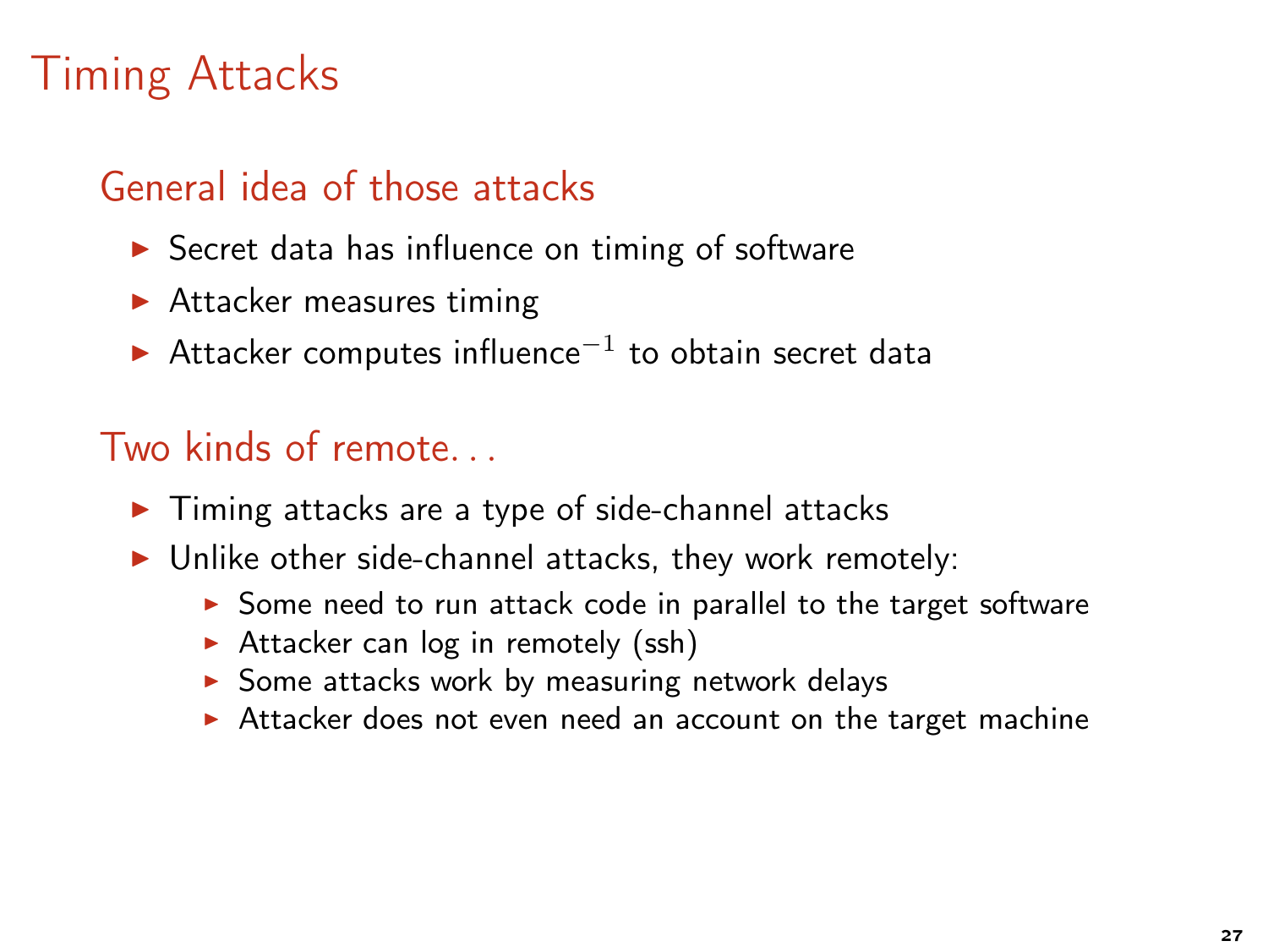# Timing Attacks

## General idea of those attacks

- Secret data has influence on timing of software
- Attacker measures timing
- Attacker computes influence$^{-1}$ to obtain secret data

## Two kinds of remote...

- Timing attacks are a type of side-channel attacks
- Unlike other side-channel attacks, they work remotely:
  - Some need to run attack code in parallel to the target software
  - Attacker can log in remotely (ssh)
  - Some attacks work by measuring network delays
  - Attacker does not even need an account on the target machine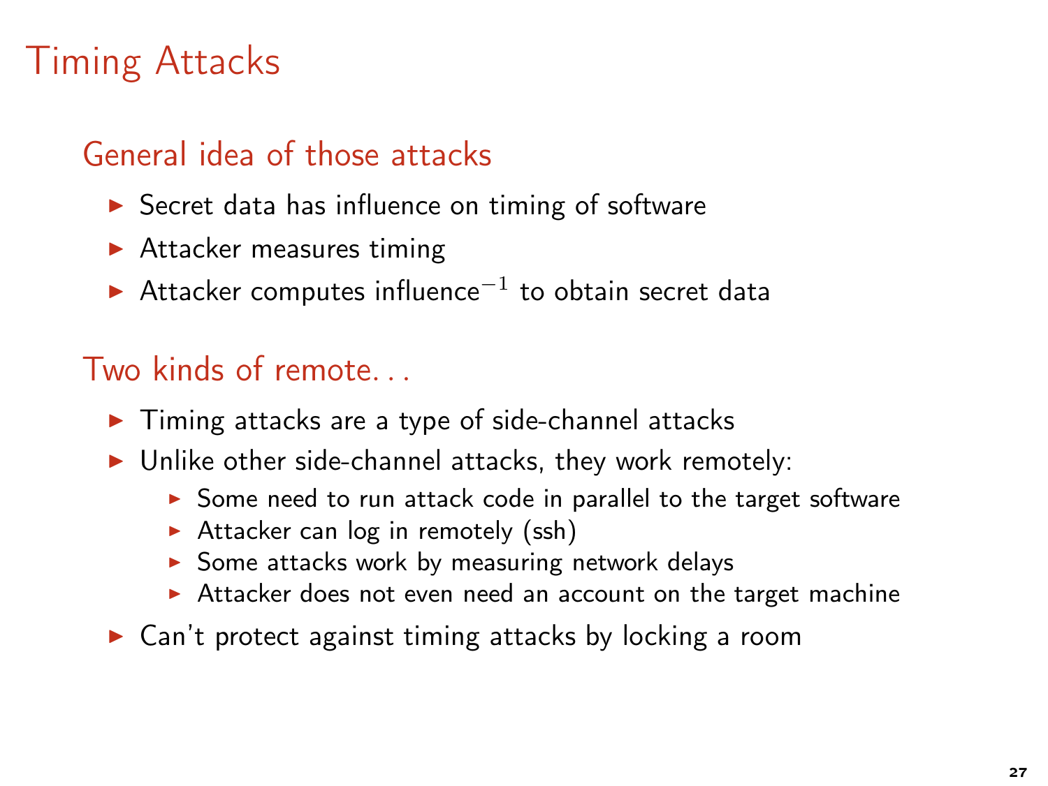# Timing Attacks

## General idea of those attacks

- Secret data has influence on timing of software
- Attacker measures timing
- Attacker computes influence$^{-1}$ to obtain secret data

## Two kinds of remote. . .

- Timing attacks are a type of side-channel attacks
- Unlike other side-channel attacks, they work remotely:
  - Some need to run attack code in parallel to the target software
  - Attacker can log in remotely (ssh)
  - Some attacks work by measuring network delays
  - Attacker does not even need an account on the target machine
- Can't protect against timing attacks by locking a room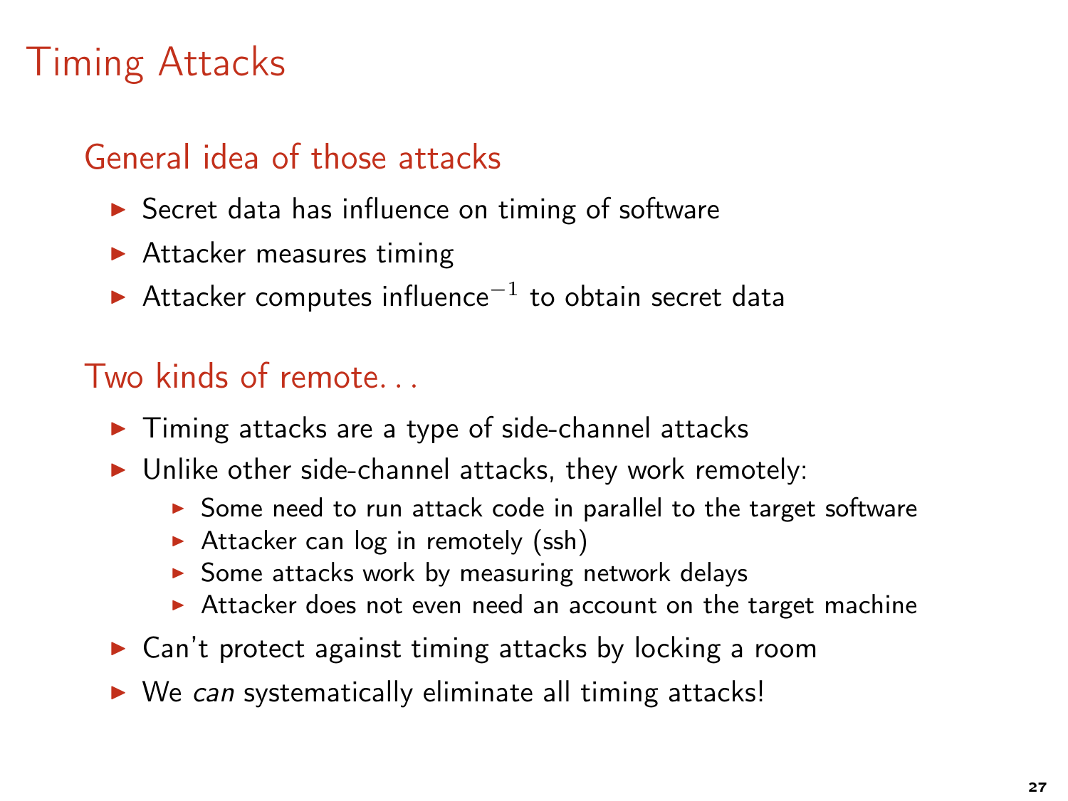# Timing Attacks

## General idea of those attacks

- Secret data has influence on timing of software
- Attacker measures timing
- Attacker computes influence$^{-1}$ to obtain secret data

## Two kinds of remote. . .

- Timing attacks are a type of side-channel attacks
- Unlike other side-channel attacks, they work remotely:
  - Some need to run attack code in parallel to the target software
  - Attacker can log in remotely (ssh)
  - Some attacks work by measuring network delays
  - Attacker does not even need an account on the target machine
- Can't protect against timing attacks by locking a room
- We *can* systematically eliminate all timing attacks!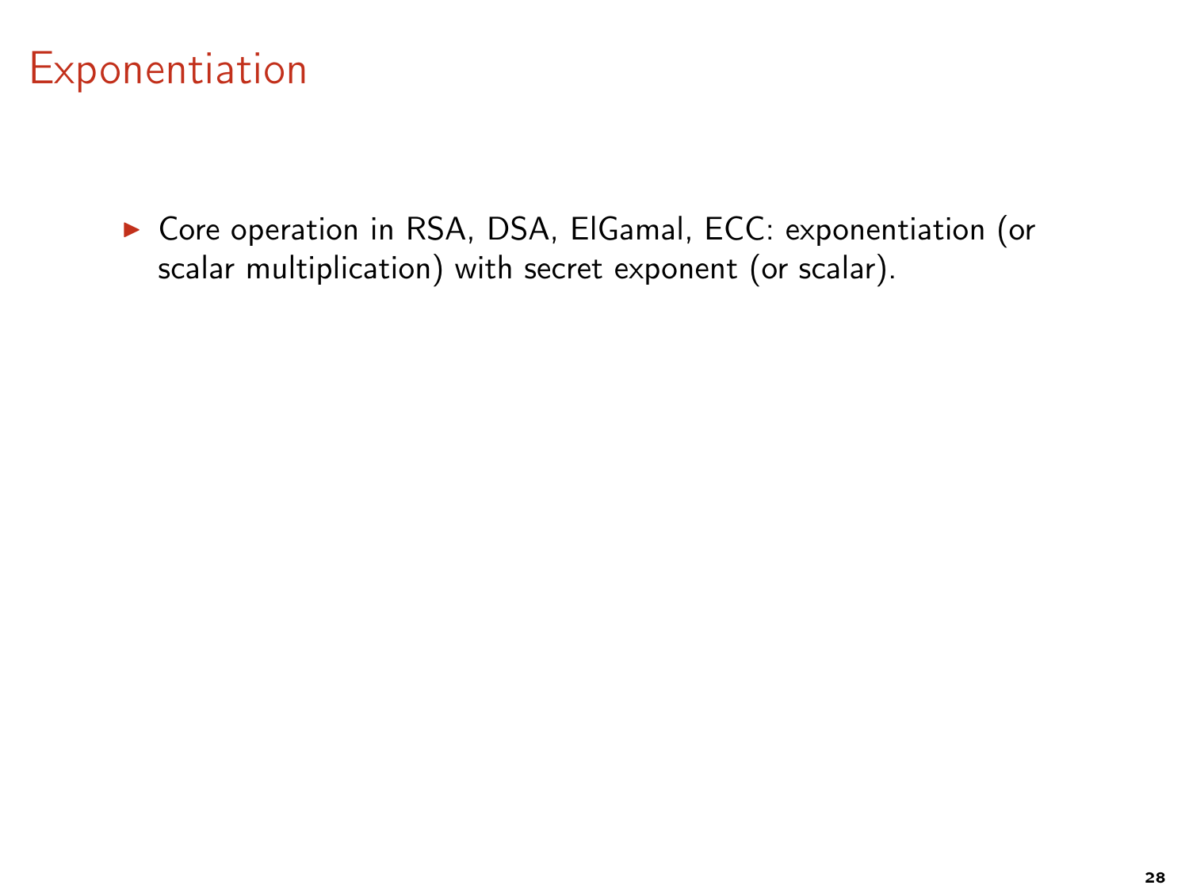# Exponentiation

- Core operation in RSA, DSA, ElGamal, ECC: exponentiation (or scalar multiplication) with secret exponent (or scalar).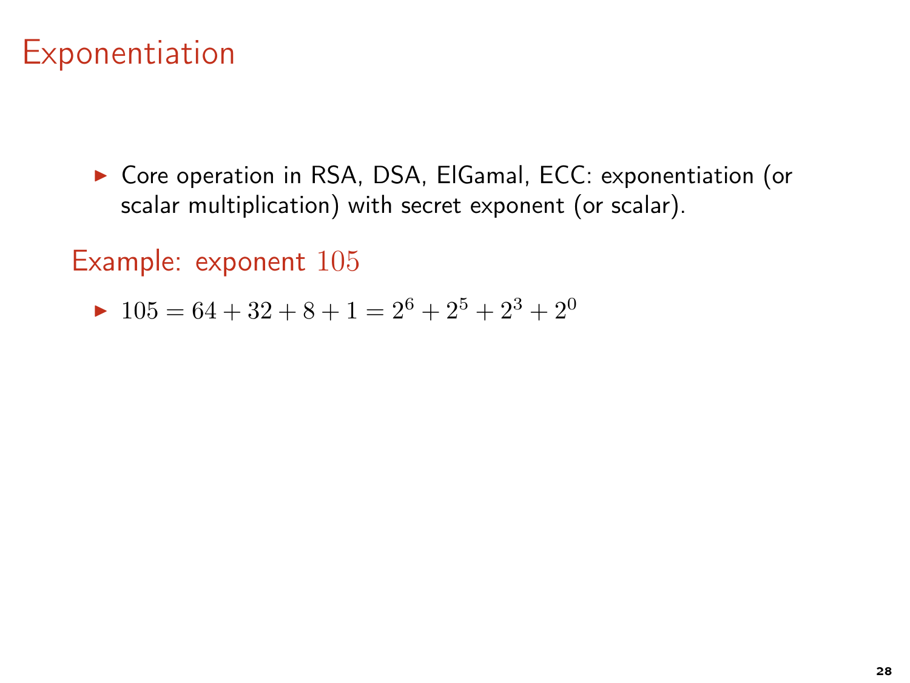# Exponentiation

- Core operation in RSA, DSA, ElGamal, ECC: exponentiation (or scalar multiplication) with secret exponent (or scalar).

## Example: exponent $105$

- $105 = 64 + 32 + 8 + 1 = 2^6 + 2^5 + 2^3 + 2^0$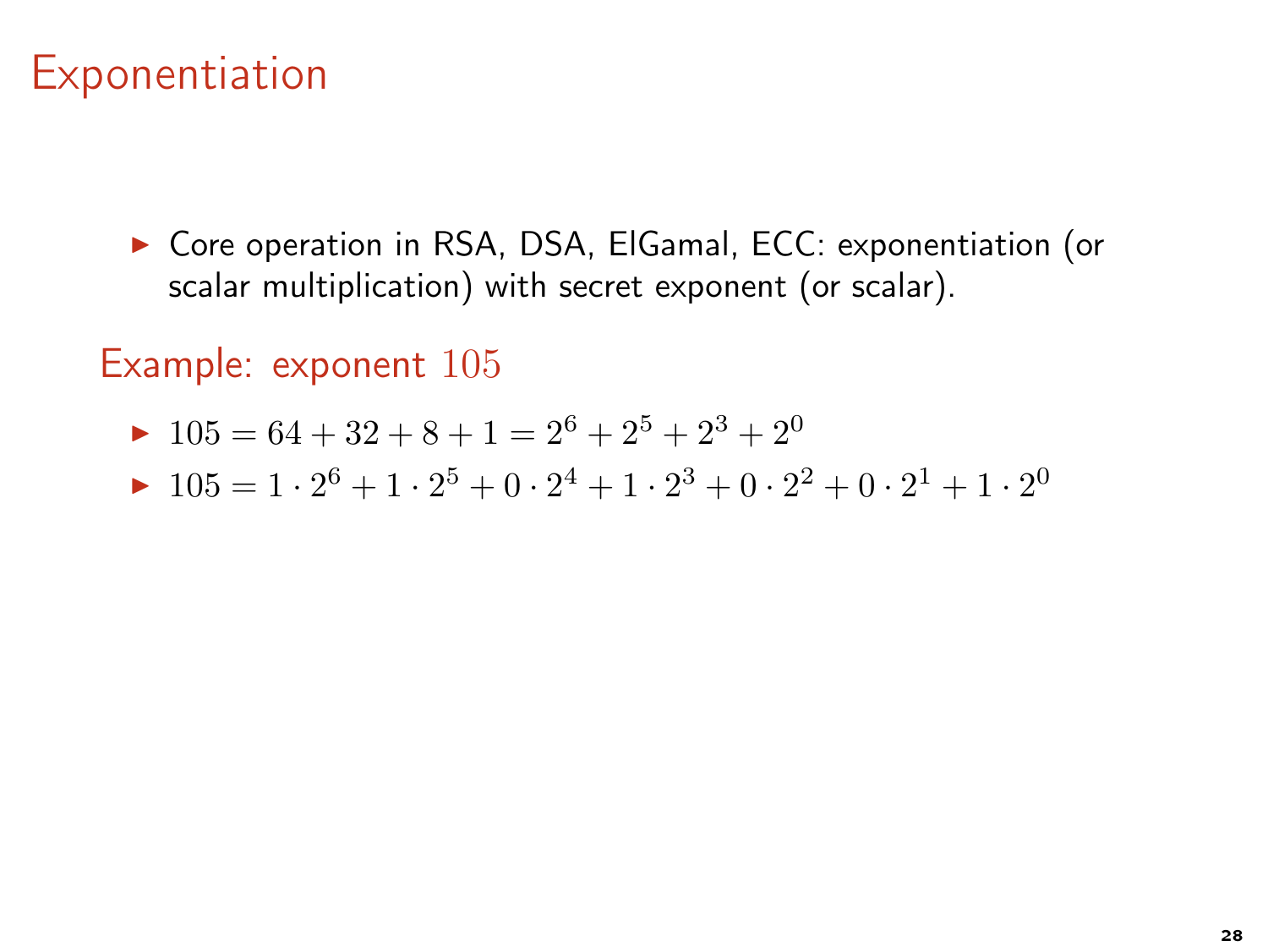# Exponentiation

- Core operation in RSA, DSA, ElGamal, ECC: exponentiation (or scalar multiplication) with secret exponent (or scalar).

## Example: exponent $105$

- $105 = 64 + 32 + 8 + 1 = 2^6 + 2^5 + 2^3 + 2^0$
- $105 = 1 \cdot 2^6 + 1 \cdot 2^5 + 0 \cdot 2^4 + 1 \cdot 2^3 + 0 \cdot 2^2 + 0 \cdot 2^1 + 1 \cdot 2^0$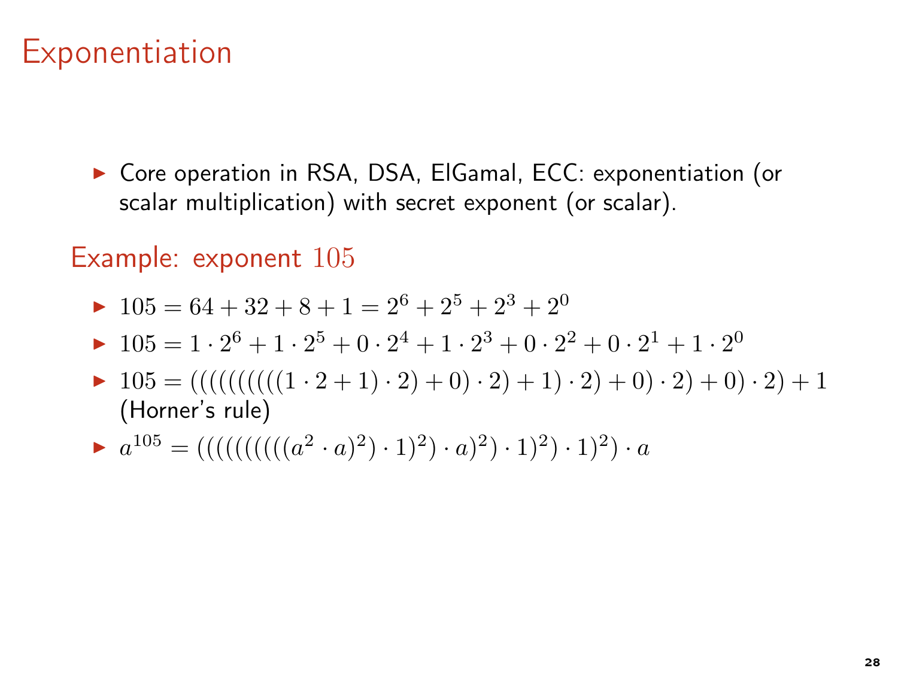# Exponentiation

- Core operation in RSA, DSA, ElGamal, ECC: exponentiation (or scalar multiplication) with secret exponent (or scalar).

## Example: exponent $105$

- $105 = 64 + 32 + 8 + 1 = 2^6 + 2^5 + 2^3 + 2^0$
- $105 = 1 \cdot 2^6 + 1 \cdot 2^5 + 0 \cdot 2^4 + 1 \cdot 2^3 + 0 \cdot 2^2 + 0 \cdot 2^1 + 1 \cdot 2^0$
- $105 = ((((((((((1 \cdot 2 + 1) \cdot 2) + 0) \cdot 2) + 1) \cdot 2) + 0) \cdot 2) + 0) \cdot 2) + 1$ (Horner's rule)
- $a^{105} = ((((((((((a^2 \cdot a)^2) \cdot 1)^2) \cdot a)^2) \cdot 1)^2) \cdot 1)^2) \cdot a$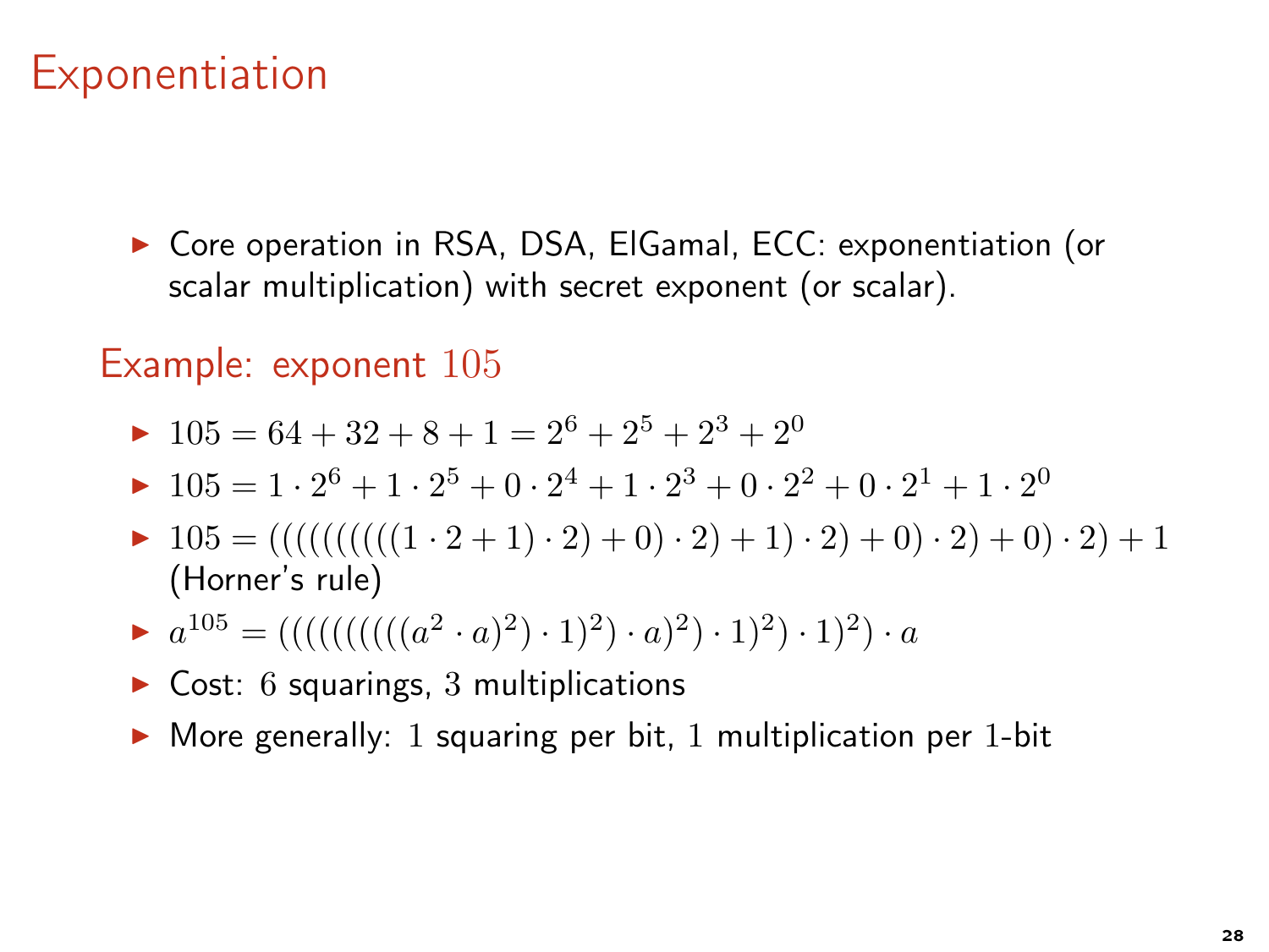# Exponentiation

- Core operation in RSA, DSA, ElGamal, ECC: exponentiation (or scalar multiplication) with secret exponent (or scalar).

## Example: exponent $105$

- $105 = 64 + 32 + 8 + 1 = 2^6 + 2^5 + 2^3 + 2^0$
- $105 = 1 \cdot 2^6 + 1 \cdot 2^5 + 0 \cdot 2^4 + 1 \cdot 2^3 + 0 \cdot 2^2 + 0 \cdot 2^1 + 1 \cdot 2^0$
- $105 = ((((((((((1 \cdot 2 + 1) \cdot 2) + 0) \cdot 2) + 1) \cdot 2) + 0) \cdot 2) + 0) \cdot 2) + 1$ (Horner's rule)
- $a^{105} = ((((((((((a^2 \cdot a)^2) \cdot 1)^2) \cdot a)^2) \cdot 1)^2) \cdot 1)^2) \cdot a$
- Cost: $6$ squarings, $3$ multiplications
- More generally: $1$ squaring per bit, $1$ multiplication per $1$-bit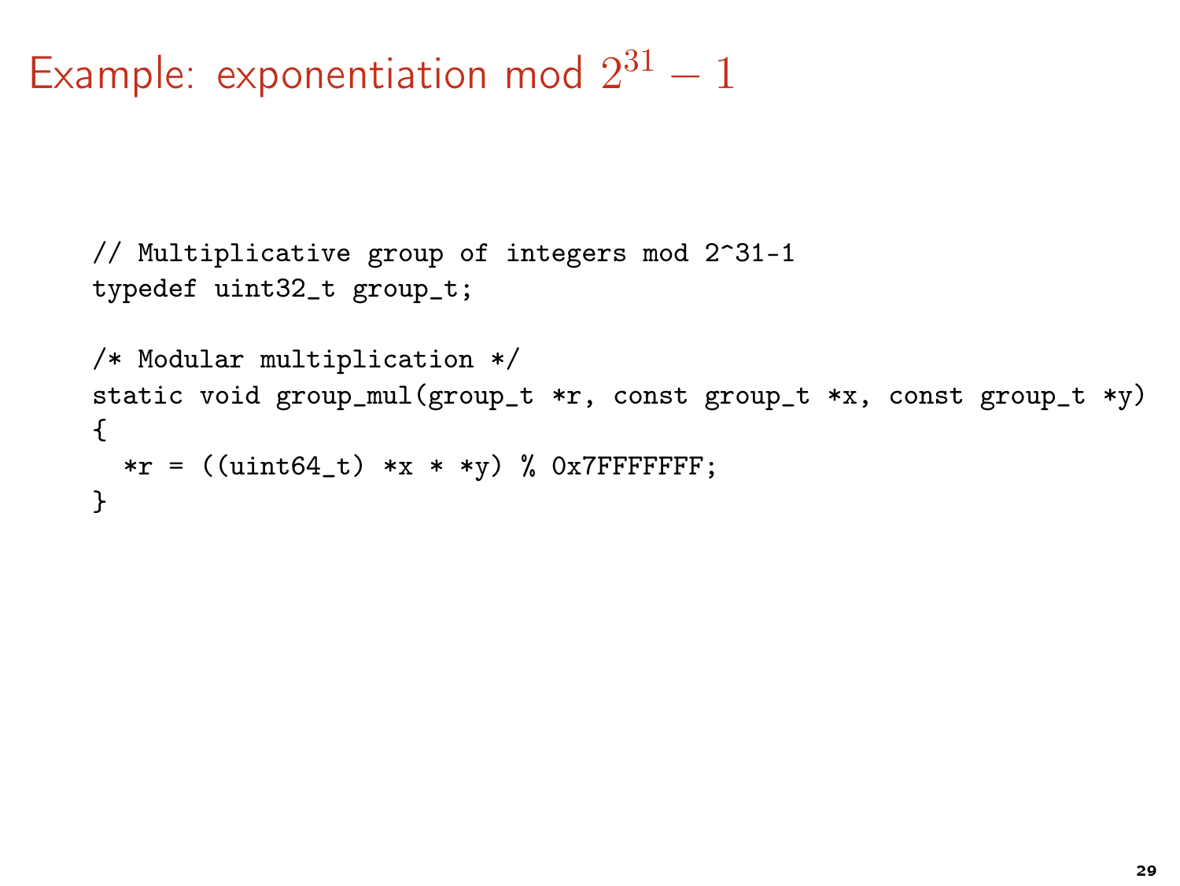# Example: exponentiation mod $2^{31} - 1$

```
// Multiplicative group of integers mod 2^31-1
typedef uint32_t group_t;

/* Modular multiplication */
static void group_mul(group_t *r, const group_t *x, const group_t *y)
{
  *r = ((uint64_t) *x * *y) % 0x7FFFFFFF;
}
```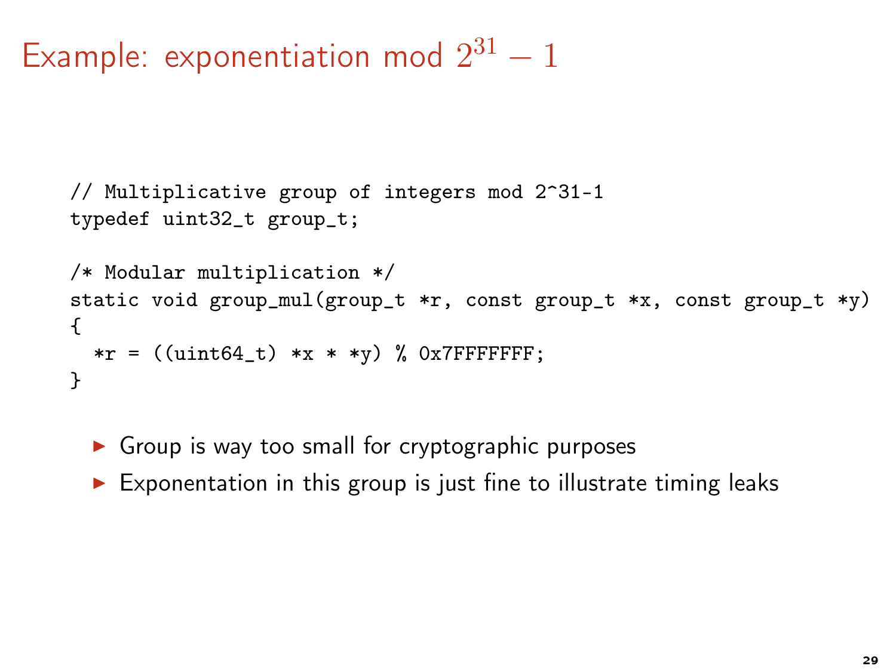# Example: exponentiation mod $2^{31} - 1$

```
// Multiplicative group of integers mod 2^31-1
typedef uint32_t group_t;

/* Modular multiplication */
static void group_mul(group_t *r, const group_t *x, const group_t *y)
{
  *r = ((uint64_t) *x * *y) % 0x7FFFFFFF;
}
```

- Group is way too small for cryptographic purposes
- Exponentation in this group is just fine to illustrate timing leaks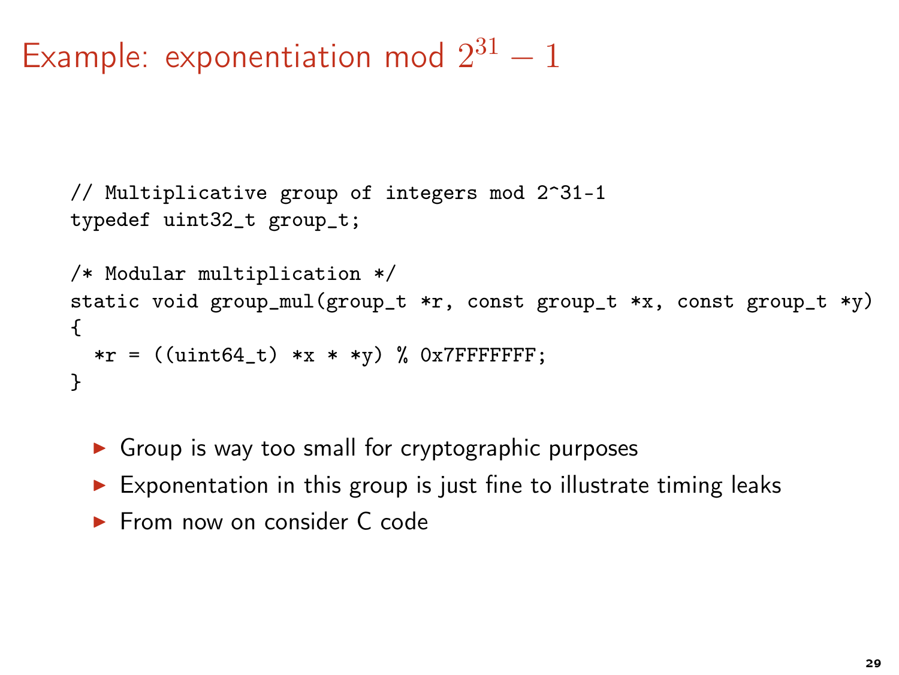# Example: exponentiation mod $2^{31} - 1$

```
// Multiplicative group of integers mod 2^31-1
typedef uint32_t group_t;

/* Modular multiplication */
static void group_mul(group_t *r, const group_t *x, const group_t *y)
{
  *r = ((uint64_t) *x * *y) % 0x7FFFFFFF;
}
```

- Group is way too small for cryptographic purposes
- Exponentation in this group is just fine to illustrate timing leaks
- From now on consider C code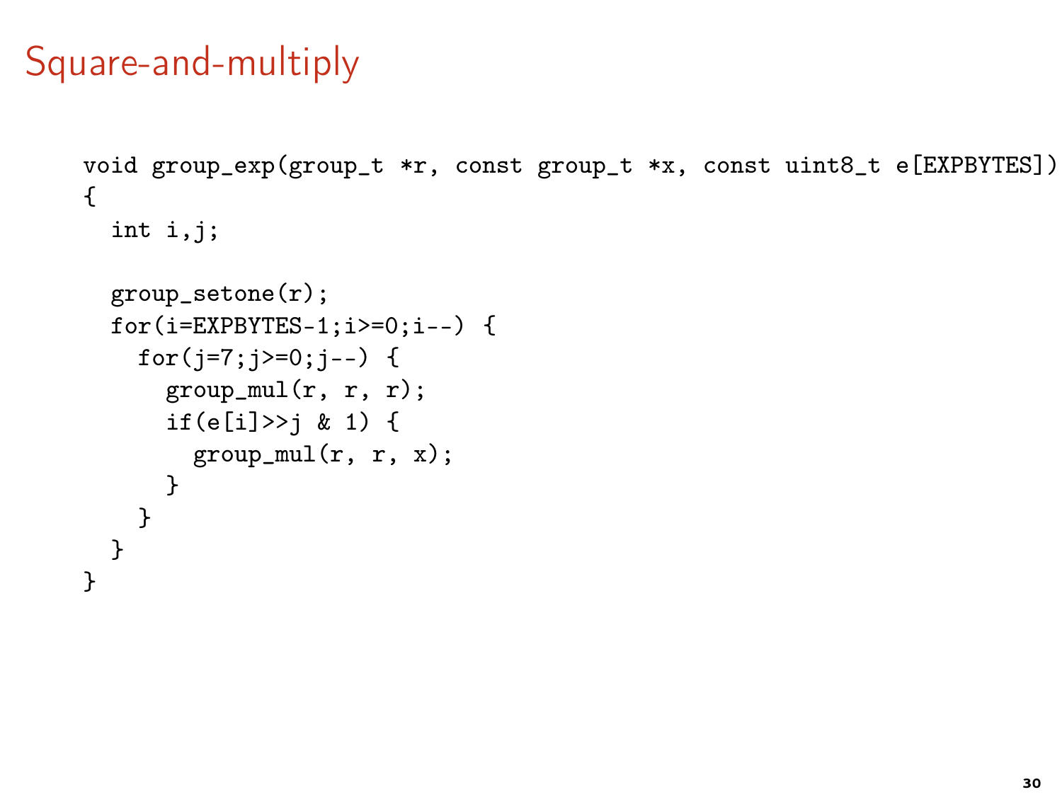# Square-and-multiply

```
void group_exp(group_t *r, const group_t *x, const uint8_t e[EXPBYTES])
{
  int i,j;

  group_setone(r);
  for(i=EXPBYTES-1;i>=0;i--) {
    for(j=7;j>=0;j--) {
      group_mul(r, r, r);
      if(e[i]>>j & 1) {
        group_mul(r, r, x);
      }
    }
  }
}
```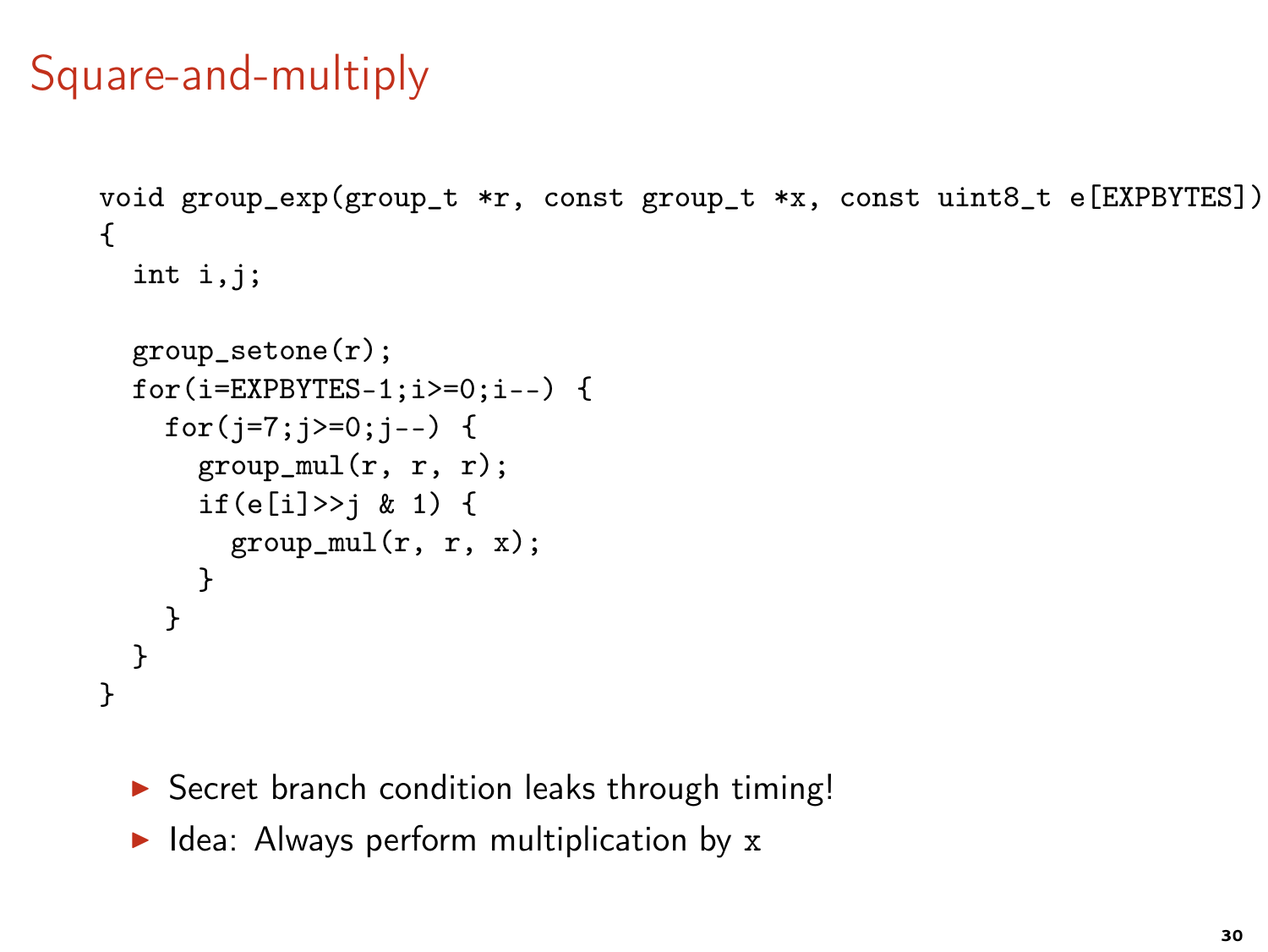# Square-and-multiply

```
void group_exp(group_t *r, const group_t *x, const uint8_t e[EXPBYTES])
{
  int i,j;

  group_setone(r);
  for(i=EXPBYTES-1;i>=0;i--) {
    for(j=7;j>=0;j--) {
      group_mul(r, r, r);
      if(e[i]>>j & 1) {
        group_mul(r, r, x);
      }
    }
  }
}
```

- Secret branch condition leaks through timing!
- Idea: Always perform multiplication by x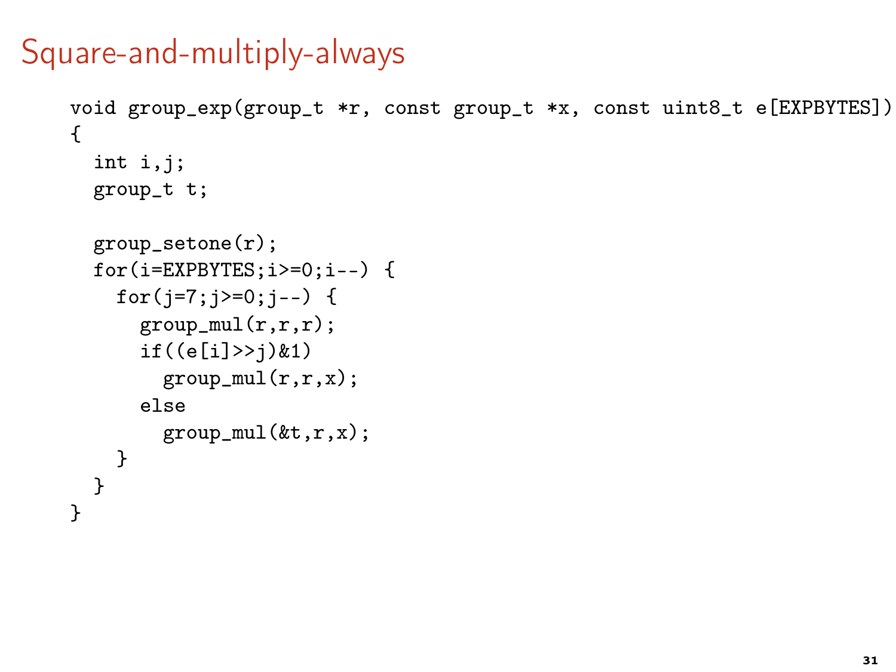# Square-and-multiply-always

```
void group_exp(group_t *r, const group_t *x, const uint8_t e[EXPBYTES])
{
  int i,j;
  group_t t;

  group_setone(r);
  for(i=EXPBYTES;i>=0;i--) {
    for(j=7;j>=0;j--) {
      group_mul(r,r,r);
      if((e[i]>>j)&1)
        group_mul(r,r,x);
      else
        group_mul(&t,r,x);
    }
  }
}
```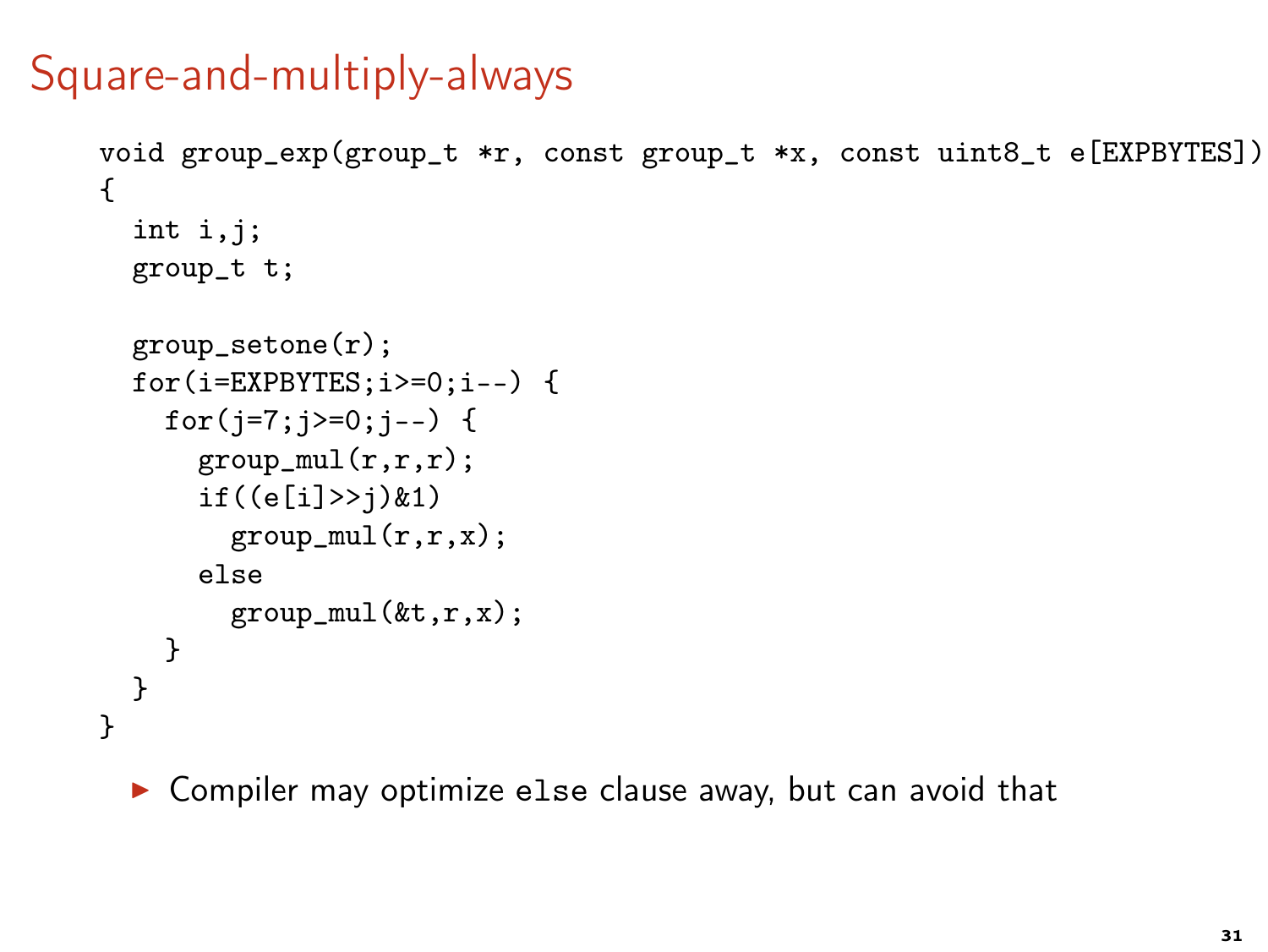# Square-and-multiply-always

```
void group_exp(group_t *r, const group_t *x, const uint8_t e[EXPBYTES])
{
  int i,j;
  group_t t;

  group_setone(r);
  for(i=EXPBYTES;i>=0;i--) {
    for(j=7;j>=0;j--) {
      group_mul(r,r,r);
      if((e[i]>>j)&1)
        group_mul(r,r,x);
      else
        group_mul(&t,r,x);
    }
  }
}
```

- Compiler may optimize `else` clause away, but can avoid that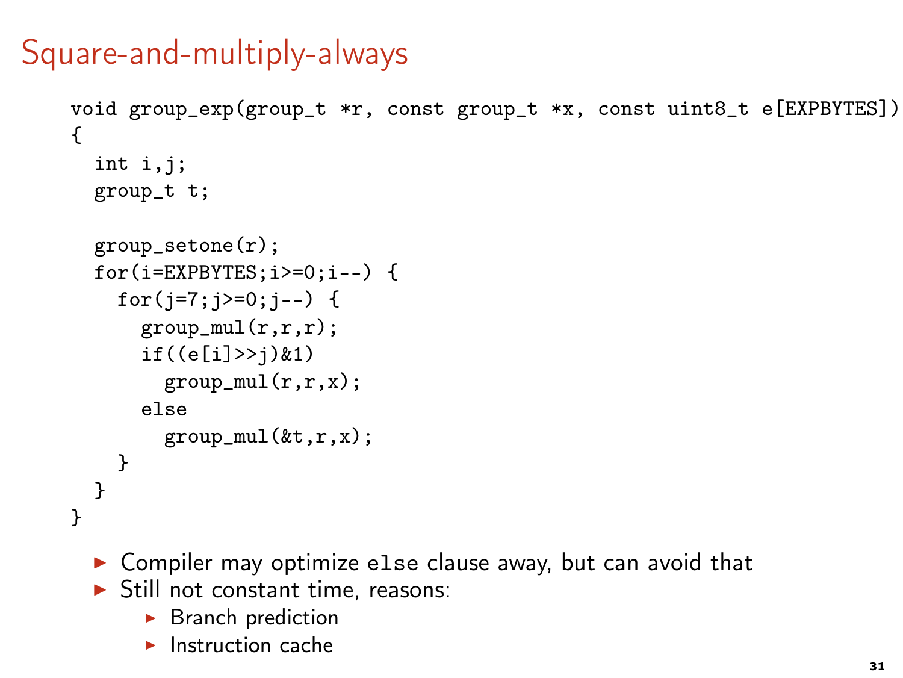# Square-and-multiply-always

```
void group_exp(group_t *r, const group_t *x, const uint8_t e[EXPBYTES])
{
  int i,j;
  group_t t;

  group_setone(r);
  for(i=EXPBYTES;i>=0;i--) {
    for(j=7;j>=0;j--) {
      group_mul(r,r,r);
      if((e[i]>>j)&1)
        group_mul(r,r,x);
      else
        group_mul(&t,r,x);
    }
  }
}
```

- Compiler may optimize `else` clause away, but can avoid that
- Still not constant time, reasons:
  - Branch prediction
  - Instruction cache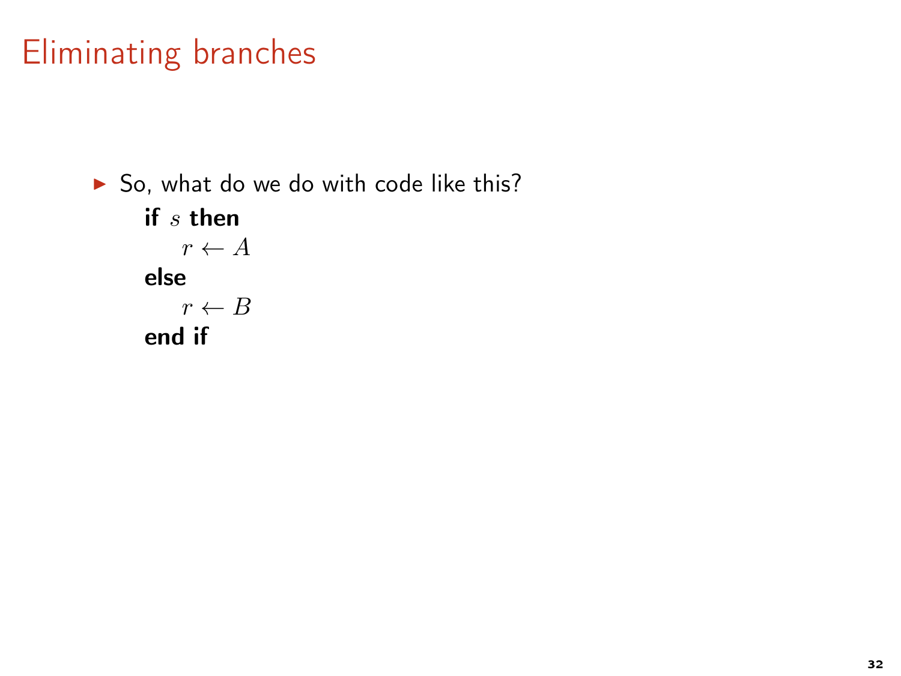# Eliminating branches

- So, what do we do with code like this?

  **if** $s$ **then**
  
  $\quad r \leftarrow A$
  
  **else**
  
  $\quad r \leftarrow B$
  
  **end if**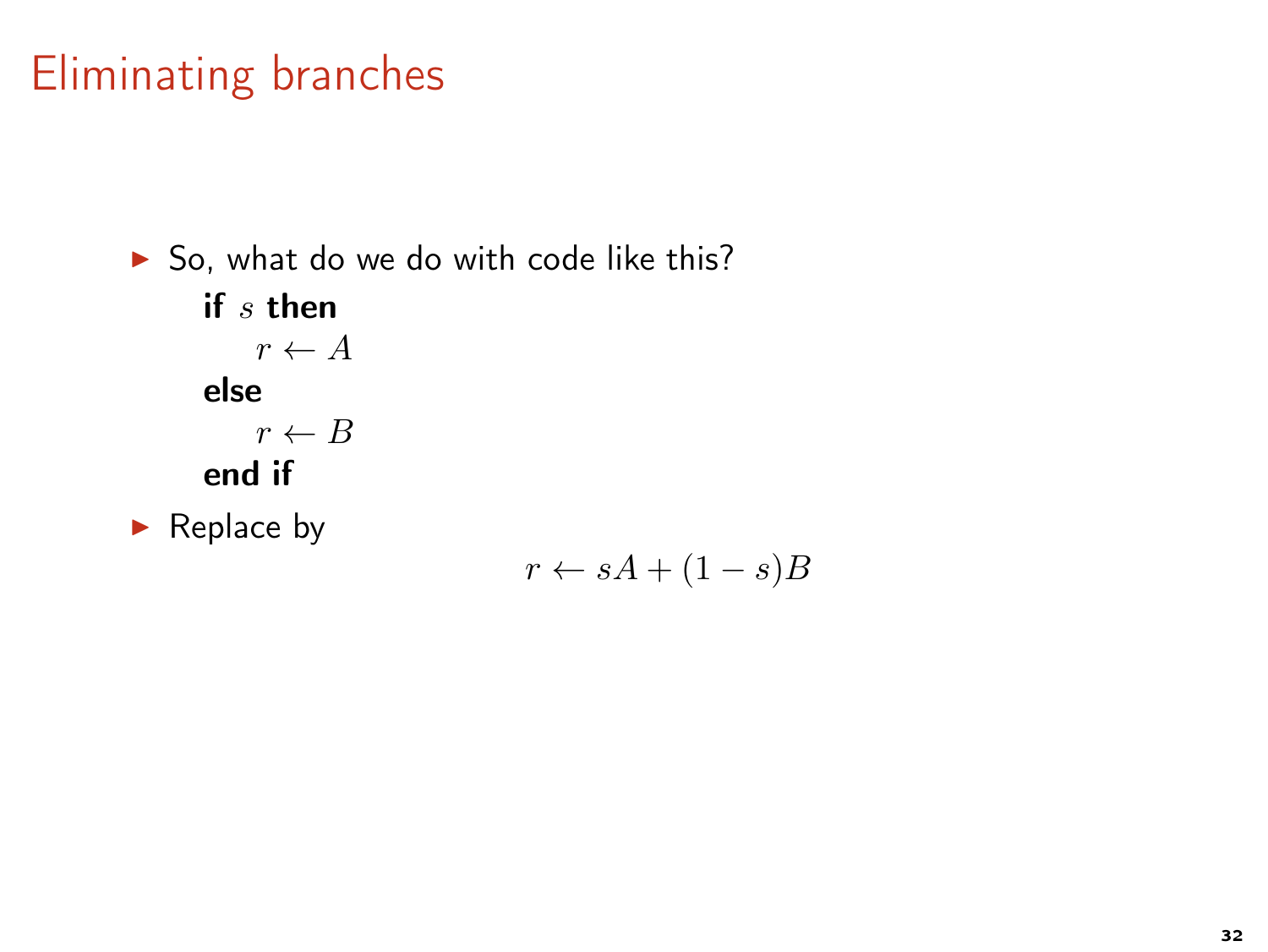# Eliminating branches

- So, what do we do with code like this?

  **if** $s$ **then**
  
  $\quad r \leftarrow A$
  
  **else**
  
  $\quad r \leftarrow B$
  
  **end if**

- Replace by

$$r \leftarrow sA + (1 - s)B$$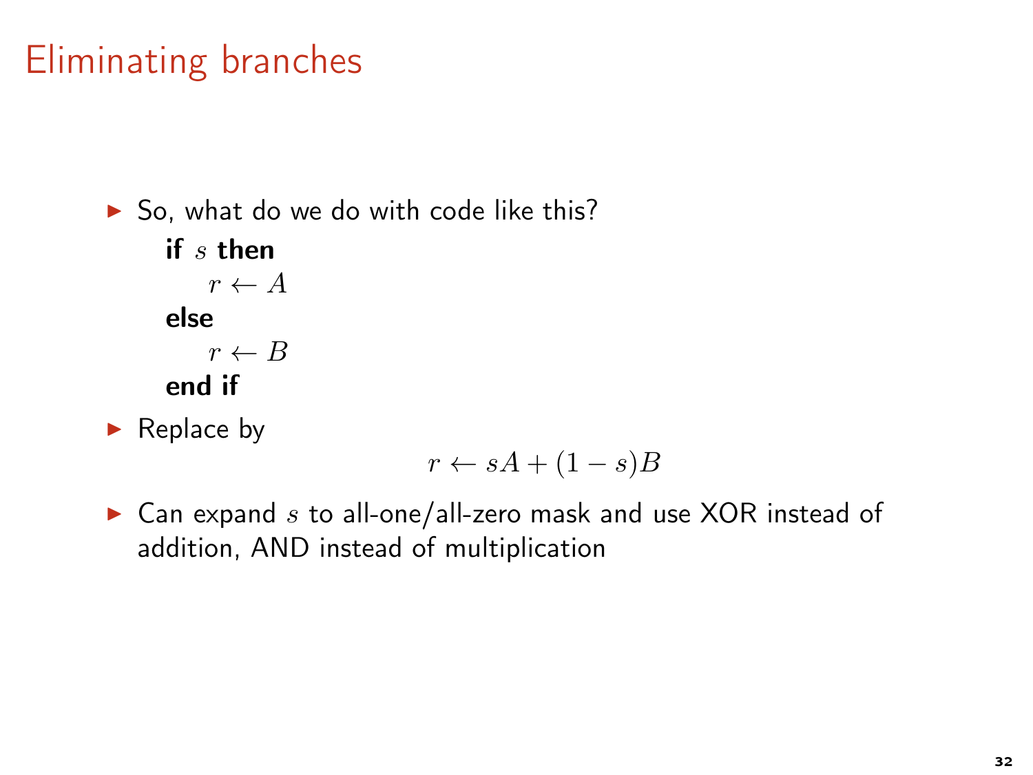# Eliminating branches

- So, what do we do with code like this?

  **if** $s$ **then**
  
  $\quad r \leftarrow A$
  
  **else**
  
  $\quad r \leftarrow B$
  
  **end if**

- Replace by

$$r \leftarrow sA + (1 - s)B$$

- Can expand $s$ to all-one/all-zero mask and use XOR instead of addition, AND instead of multiplication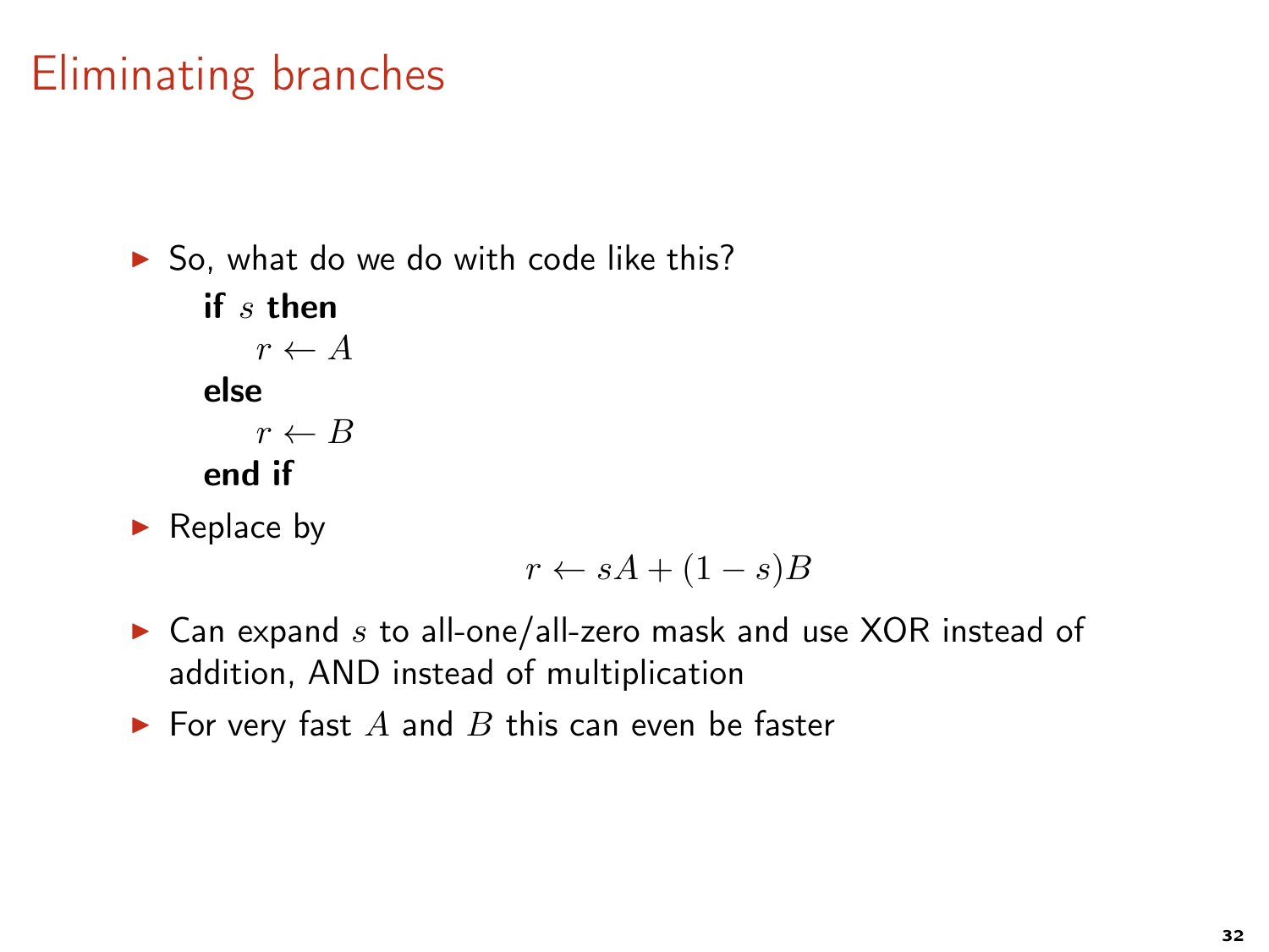# Eliminating branches

- So, what do we do with code like this?

  **if** $s$ **then**
  
  $\quad r \leftarrow A$
  
  **else**
  
  $\quad r \leftarrow B$
  
  **end if**

- Replace by

$$r \leftarrow sA + (1 - s)B$$

- Can expand $s$ to all-one/all-zero mask and use XOR instead of addition, AND instead of multiplication
- For very fast $A$ and $B$ this can even be faster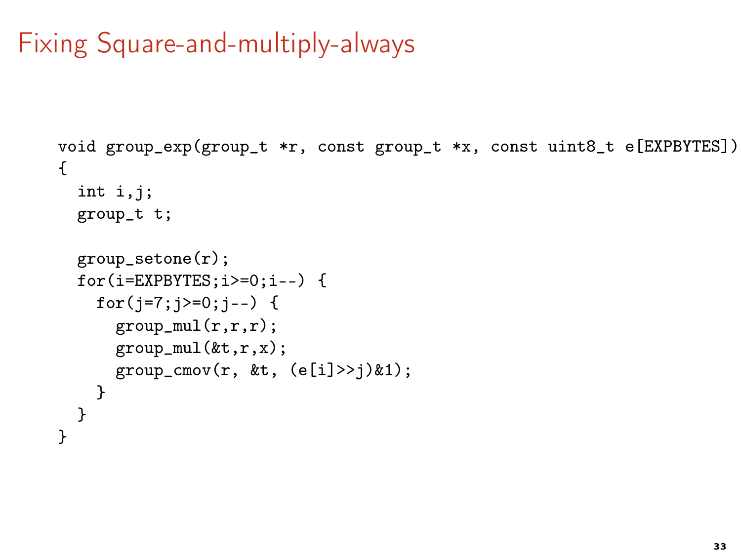# Fixing Square-and-multiply-always

```
void group_exp(group_t *r, const group_t *x, const uint8_t e[EXPBYTES])
{
  int i,j;
  group_t t;

  group_setone(r);
  for(i=EXPBYTES;i>=0;i--) {
    for(j=7;j>=0;j--) {
      group_mul(r,r,r);
      group_mul(&t,r,x);
      group_cmov(r, &t, (e[i]>>j)&1);
    }
  }
}
```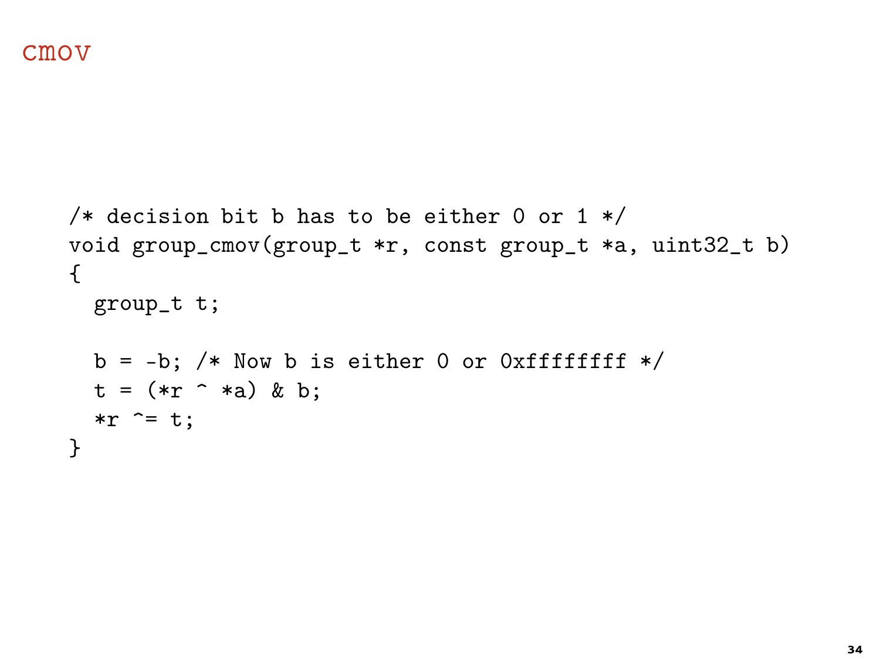# cmov

```
/* decision bit b has to be either 0 or 1 */
void group_cmov(group_t *r, const group_t *a, uint32_t b)
{
  group_t t;

  b = -b; /* Now b is either 0 or 0xffffffff */
  t = (*r ^ *a) & b;
  *r ^= t;
}
```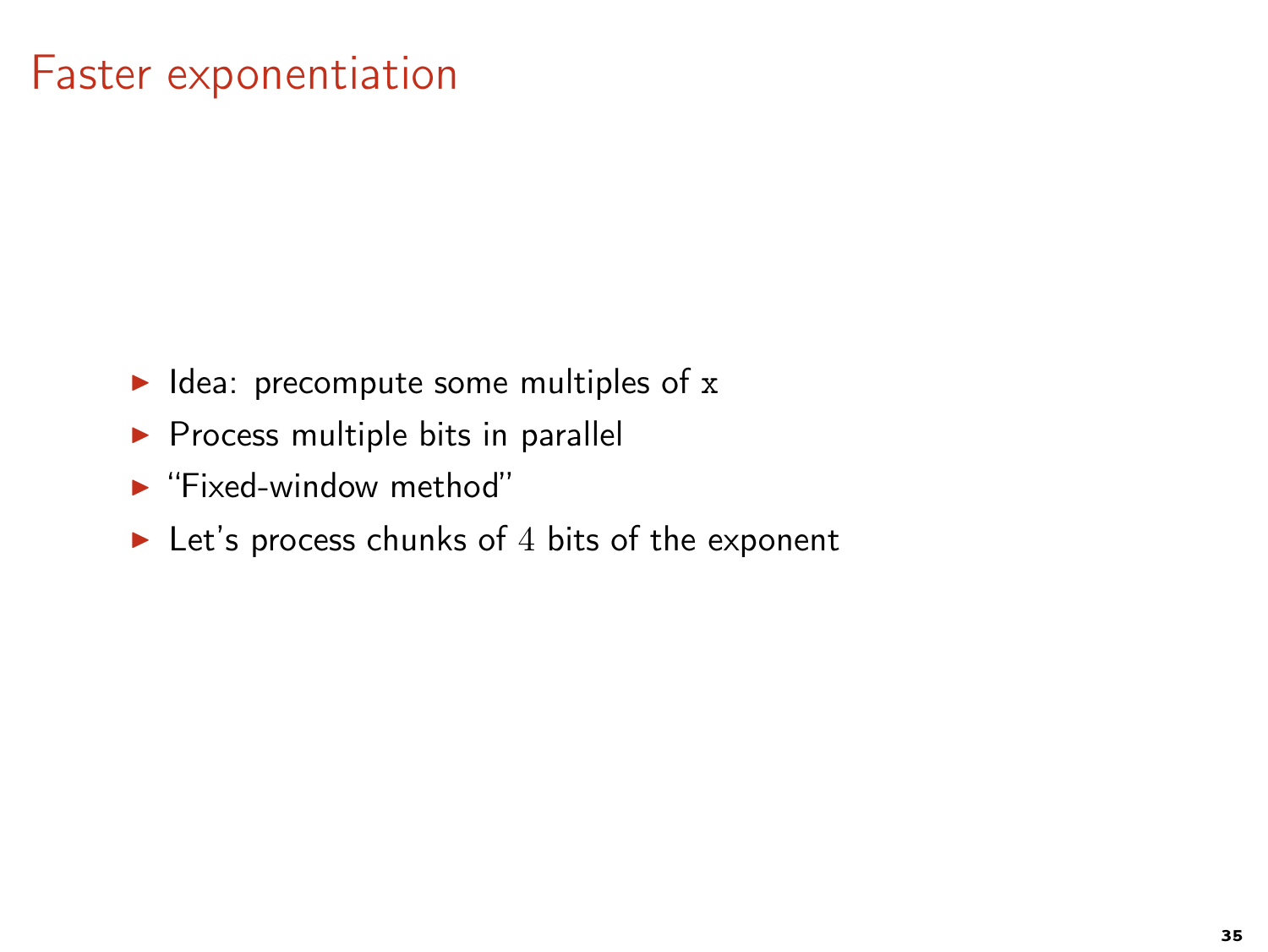# Faster exponentiation

- Idea: precompute some multiples of $x$
- Process multiple bits in parallel
- "Fixed-window method"
- Let's process chunks of $4$ bits of the exponent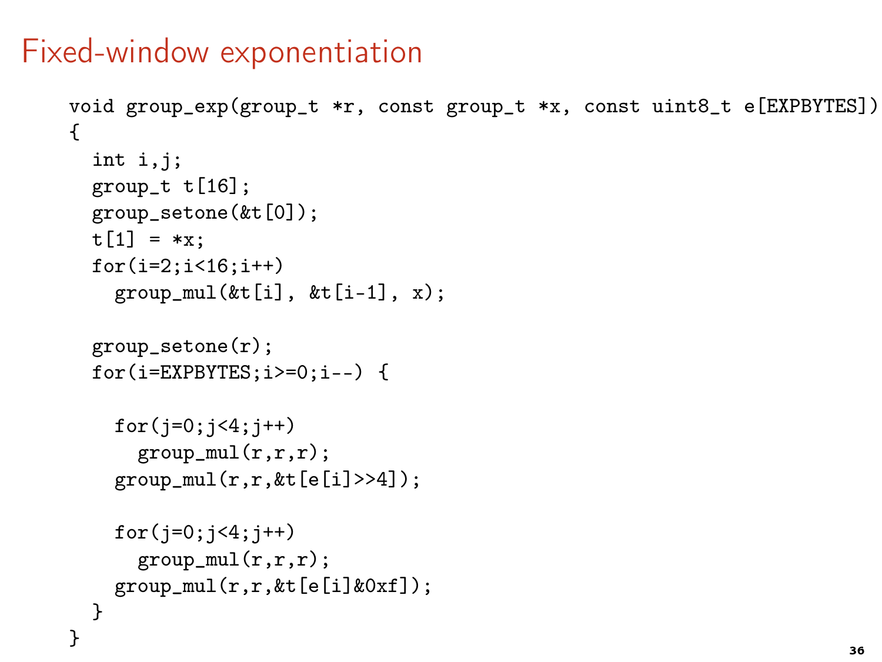# Fixed-window exponentiation

```
void group_exp(group_t *r, const group_t *x, const uint8_t e[EXPBYTES])
{
  int i,j;
  group_t t[16];
  group_setone(&t[0]);
  t[1] = *x;
  for(i=2;i<16;i++)
    group_mul(&t[i], &t[i-1], x);

  group_setone(r);
  for(i=EXPBYTES;i>=0;i--) {

    for(j=0;j<4;j++)
      group_mul(r,r,r);
    group_mul(r,r,&t[e[i]>>4]);

    for(j=0;j<4;j++)
      group_mul(r,r,r);
    group_mul(r,r,&t[e[i]&0xf]);
  }
}
```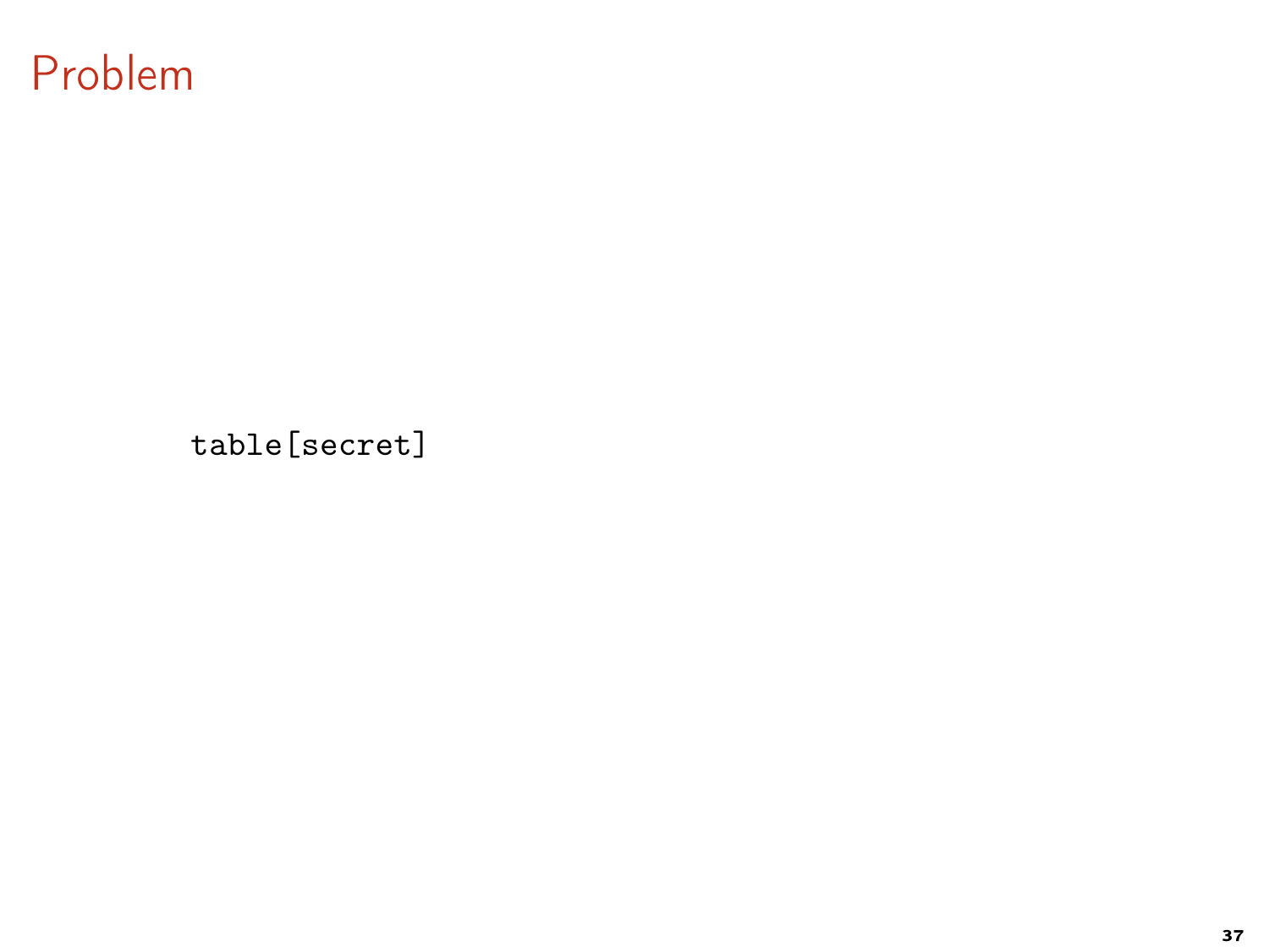# Problem

```
table[secret]
```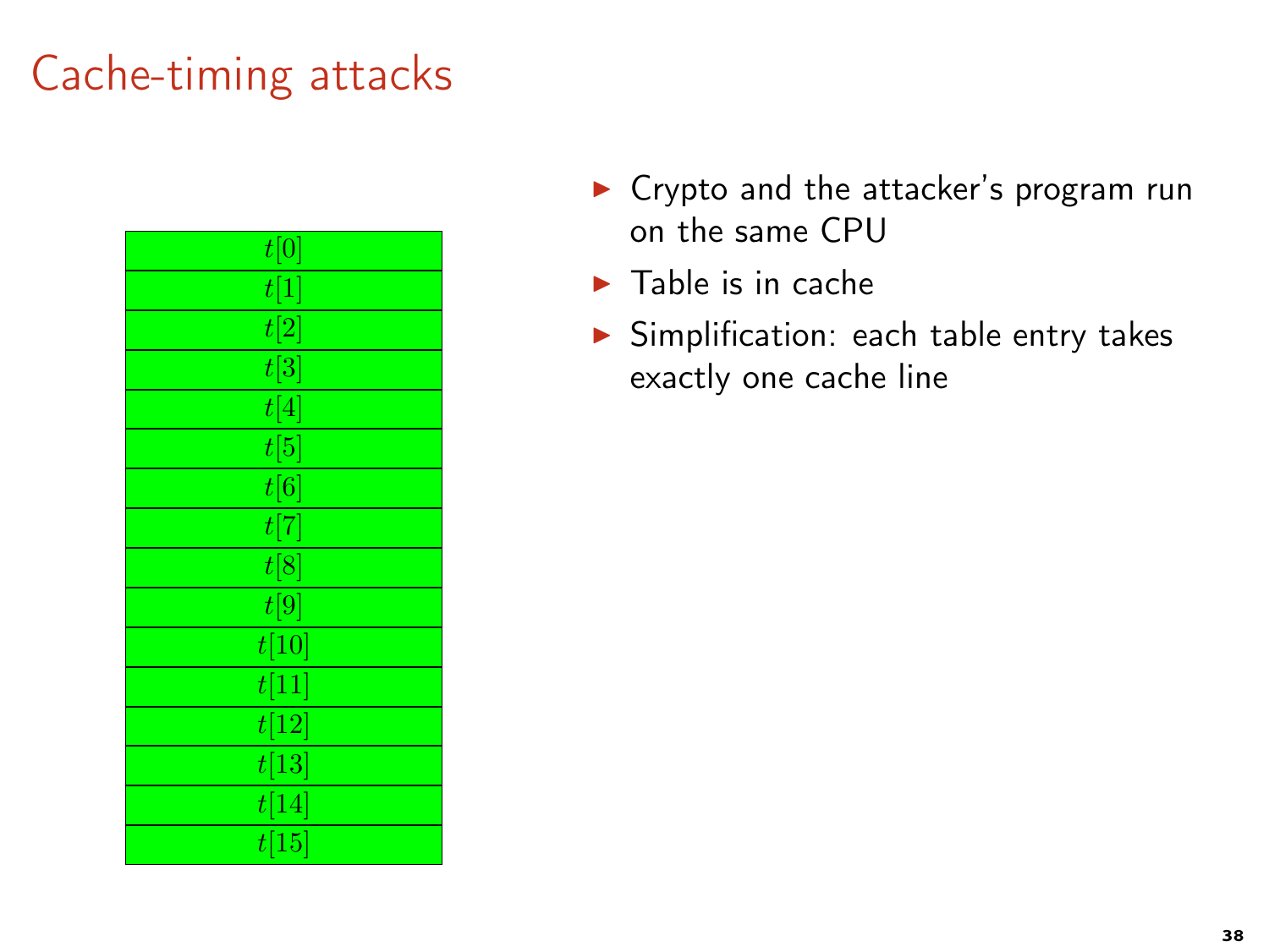# Cache-timing attacks

| $t[0]$ |
|---|
| $t[1]$ |
| $t[2]$ |
| $t[3]$ |
| $t[4]$ |
| $t[5]$ |
| $t[6]$ |
| $t[7]$ |
| $t[8]$ |
| $t[9]$ |
| $t[10]$ |
| $t[11]$ |
| $t[12]$ |
| $t[13]$ |
| $t[14]$ |
| $t[15]$ |

- Crypto and the attacker's program run on the same CPU
- Table is in cache
- Simplification: each table entry takes exactly one cache line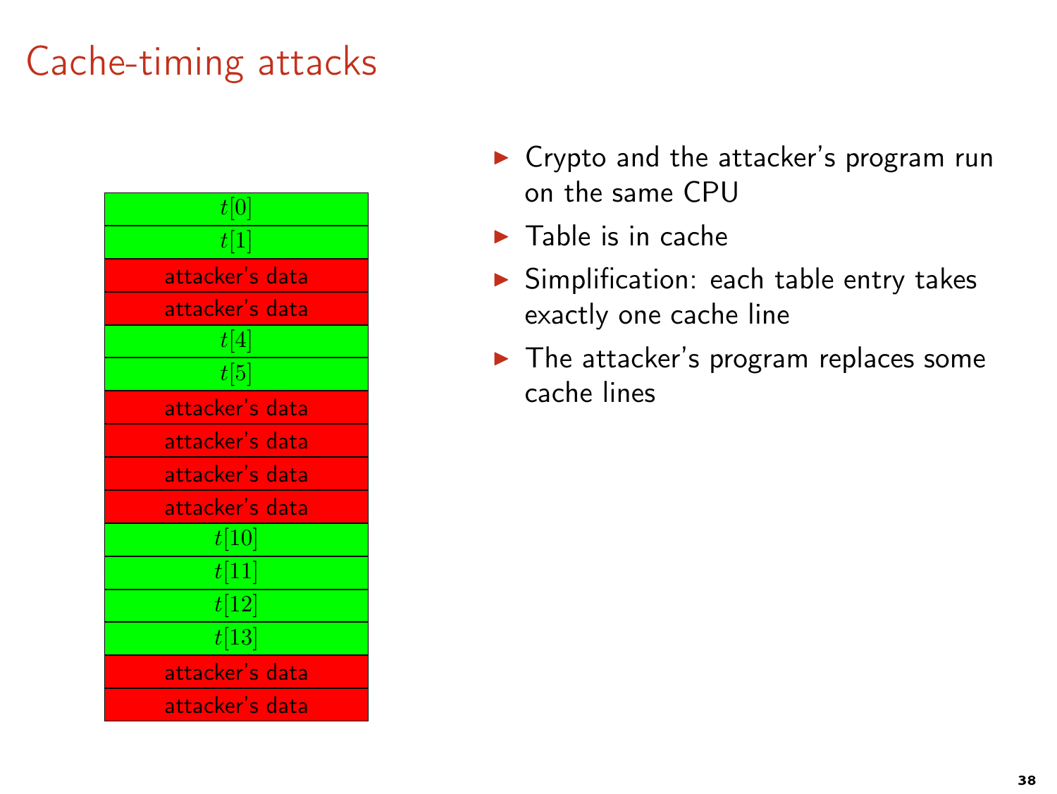# Cache-timing attacks

| |
|---|
| $t[0]$ |
| $t[1]$ |
| attacker's data |
| attacker's data |
| $t[4]$ |
| $t[5]$ |
| attacker's data |
| attacker's data |
| attacker's data |
| attacker's data |
| $t[10]$ |
| $t[11]$ |
| $t[12]$ |
| $t[13]$ |
| attacker's data |
| attacker's data |

- Crypto and the attacker's program run on the same CPU
- Table is in cache
- Simplification: each table entry takes exactly one cache line
- The attacker's program replaces some cache lines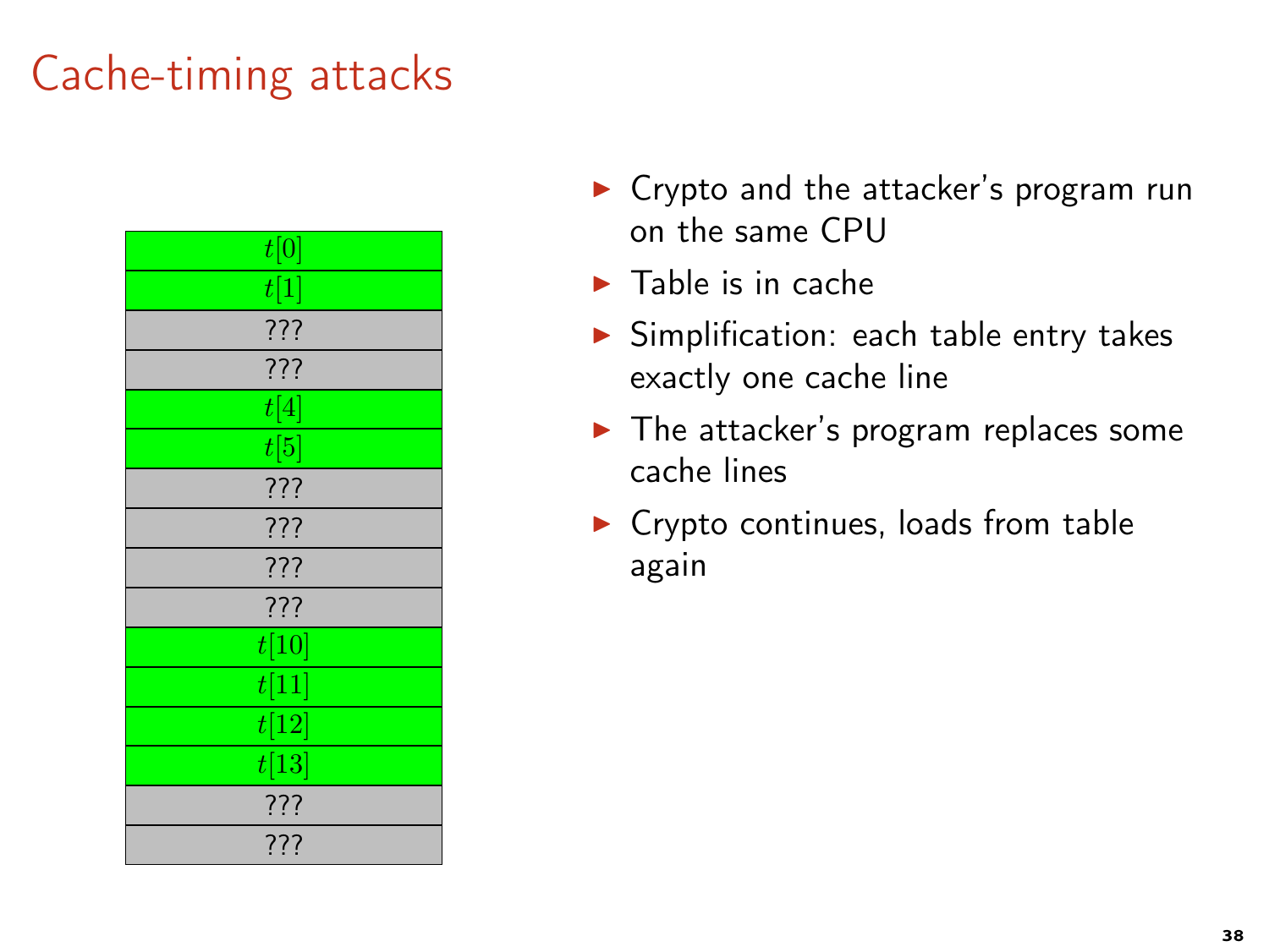# Cache-timing attacks

| |
|---|
| $t[0]$ |
| $t[1]$ |
| ??? |
| ??? |
| $t[4]$ |
| $t[5]$ |
| ??? |
| ??? |
| ??? |
| ??? |
| $t[10]$ |
| $t[11]$ |
| $t[12]$ |
| $t[13]$ |
| ??? |
| ??? |

- Crypto and the attacker's program run on the same CPU
- Table is in cache
- Simplification: each table entry takes exactly one cache line
- The attacker's program replaces some cache lines
- Crypto continues, loads from table again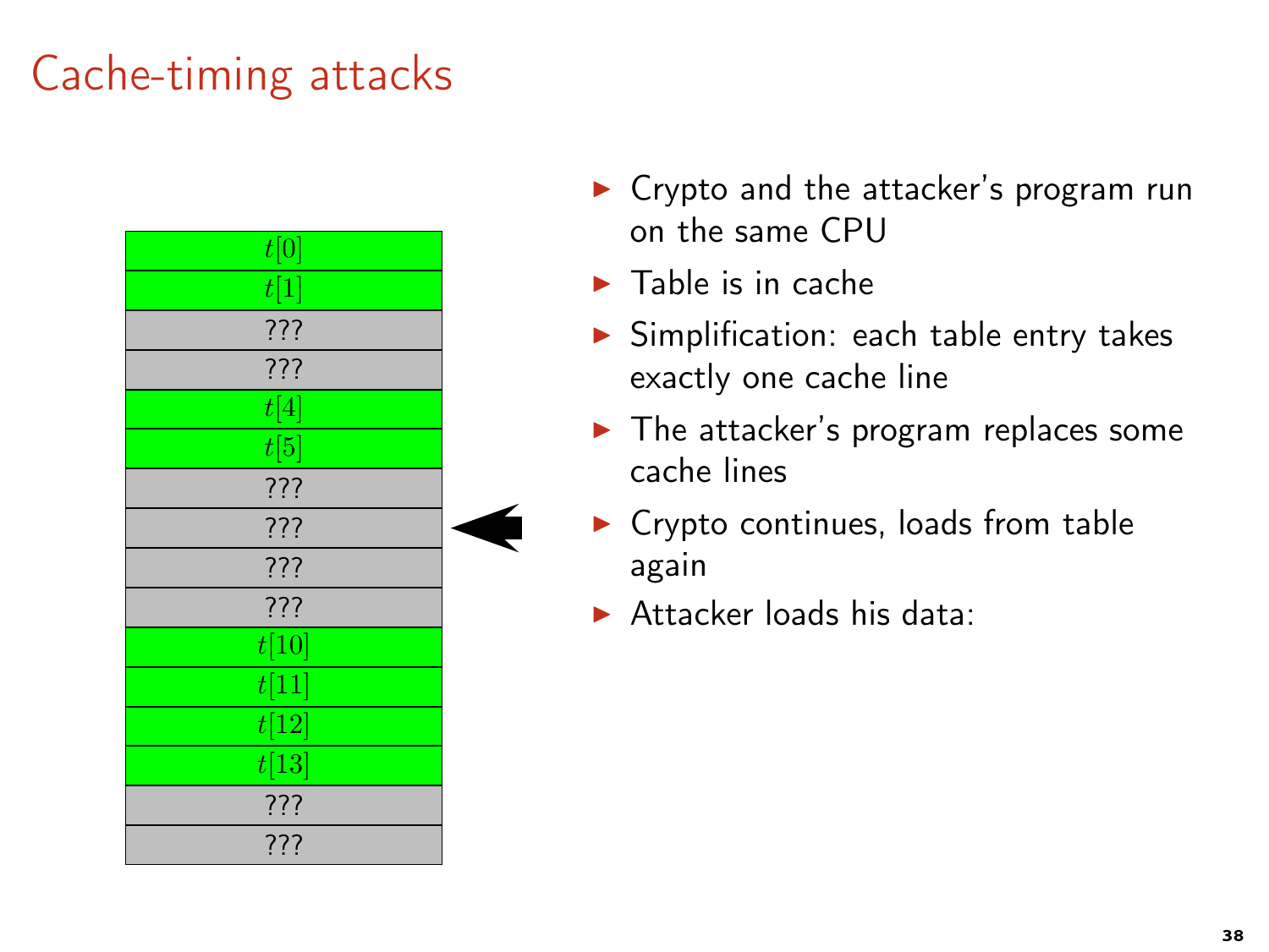# Cache-timing attacks

| |
|---|
| $t[0]$ |
| $t[1]$ |
| ??? |
| ??? |
| $t[4]$ |
| $t[5]$ |
| ??? |
| ??? |
| ??? |
| ??? |
| $t[10]$ |
| $t[11]$ |
| $t[12]$ |
| $t[13]$ |
| ??? |
| ??? |

- Crypto and the attacker's program run on the same CPU
- Table is in cache
- Simplification: each table entry takes exactly one cache line
- The attacker's program replaces some cache lines
- Crypto continues, loads from table again
- Attacker loads his data: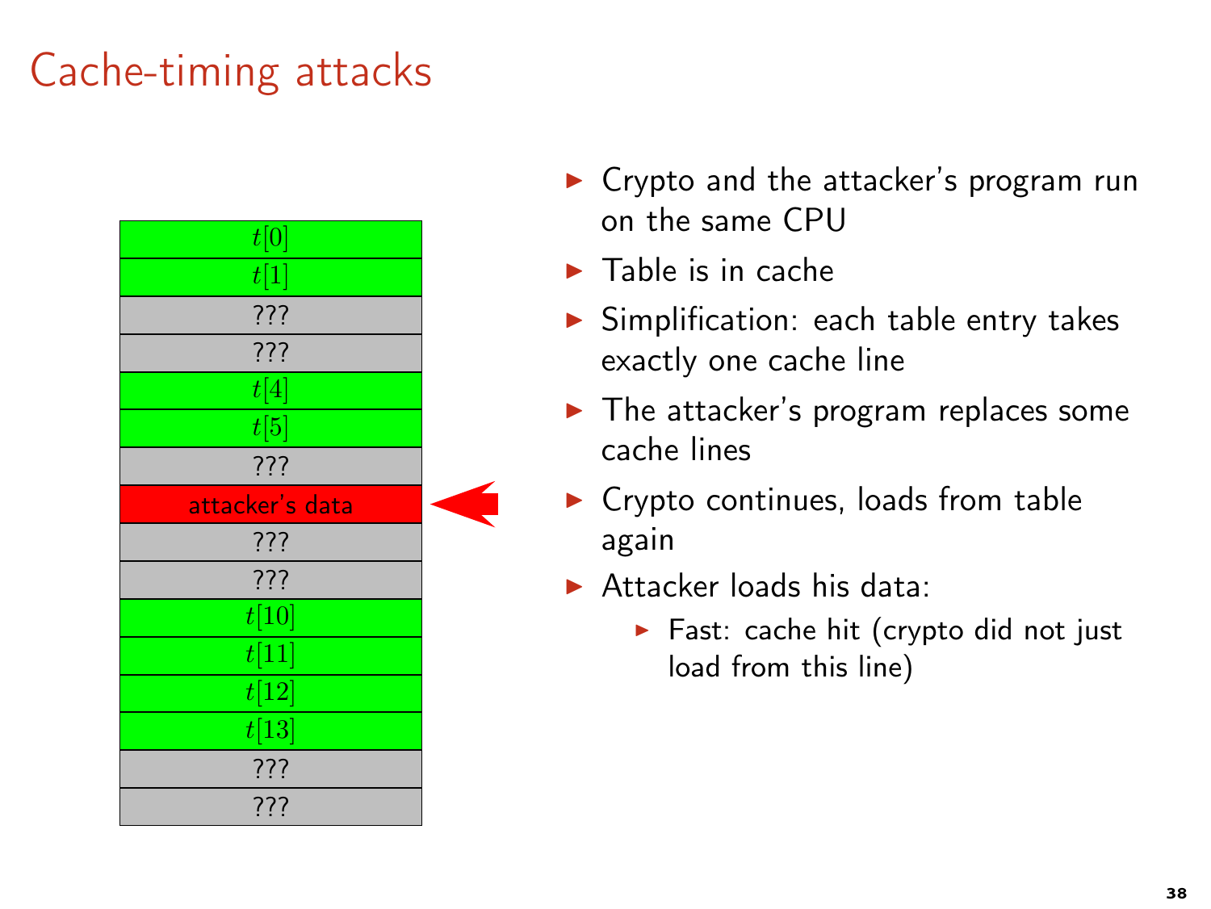# Cache-timing attacks

| |
|---|
| $t[0]$ |
| $t[1]$ |
| ??? |
| ??? |
| $t[4]$ |
| $t[5]$ |
| ??? |
| attacker's data |
| ??? |
| ??? |
| $t[10]$ |
| $t[11]$ |
| $t[12]$ |
| $t[13]$ |
| ??? |
| ??? |

- Crypto and the attacker's program run on the same CPU
- Table is in cache
- Simplification: each table entry takes exactly one cache line
- The attacker's program replaces some cache lines
- Crypto continues, loads from table again
- Attacker loads his data:
  - Fast: cache hit (crypto did not just load from this line)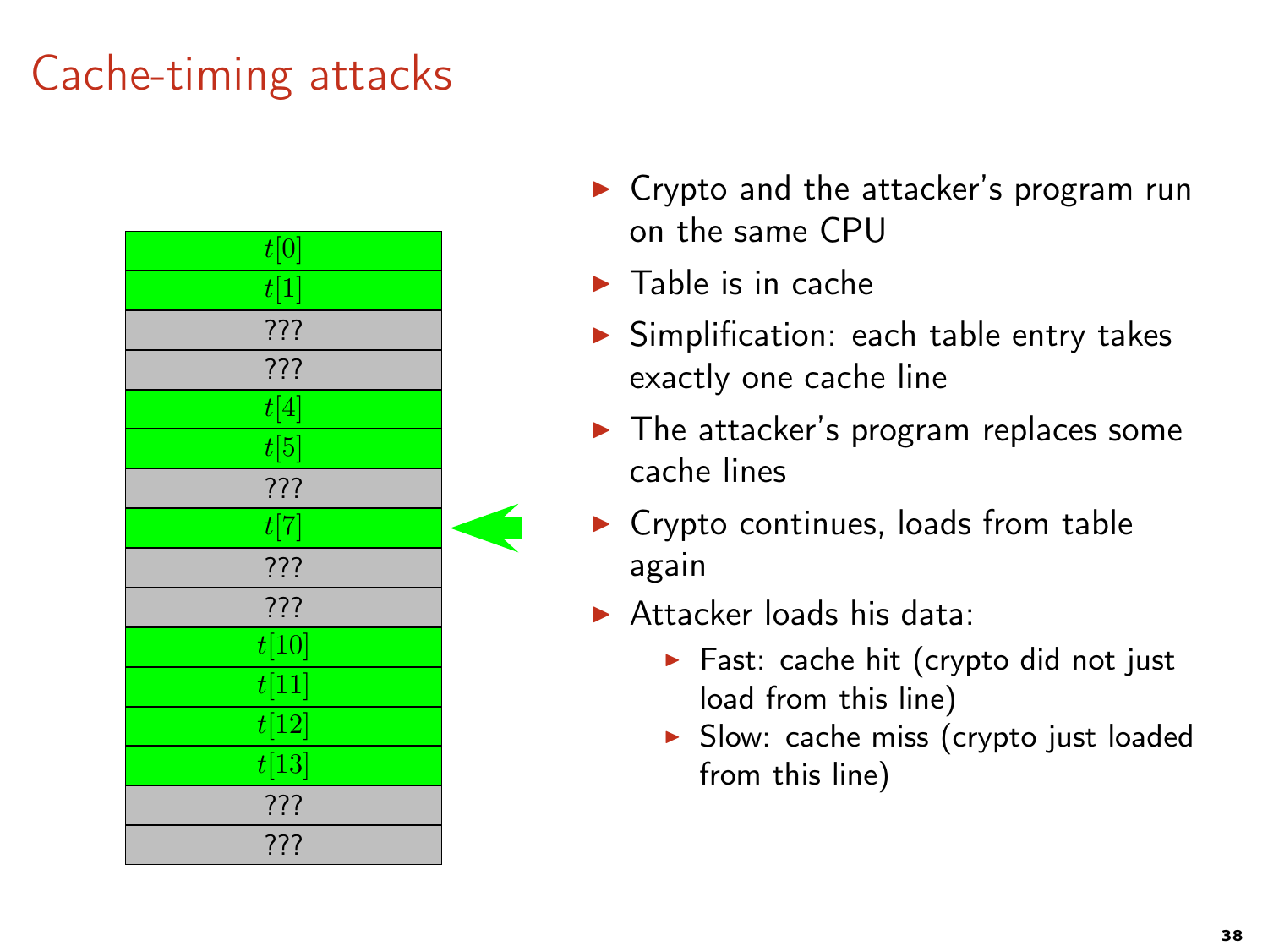# Cache-timing attacks

| $t[0]$ |
|---|
| $t[1]$ |
| ??? |
| ??? |
| $t[4]$ |
| $t[5]$ |
| ??? |
| $t[7]$ |
| ??? |
| ??? |
| $t[10]$ |
| $t[11]$ |
| $t[12]$ |
| $t[13]$ |
| ??? |
| ??? |

- Crypto and the attacker's program run on the same CPU
- Table is in cache
- Simplification: each table entry takes exactly one cache line
- The attacker's program replaces some cache lines
- Crypto continues, loads from table again
- Attacker loads his data:
  - Fast: cache hit (crypto did not just load from this line)
  - Slow: cache miss (crypto just loaded from this line)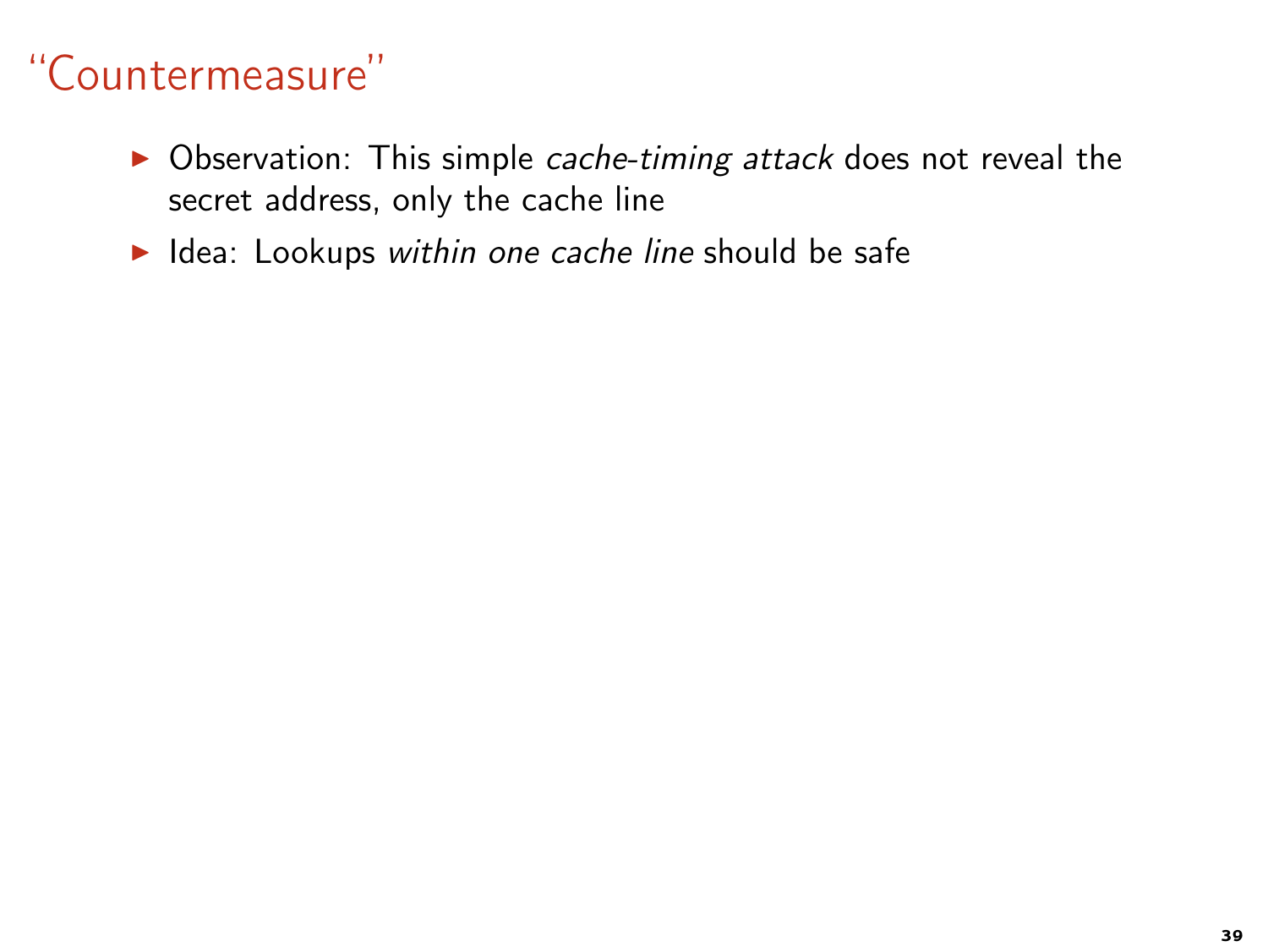# “Countermeasure”

- Observation: This simple *cache-timing attack* does not reveal the secret address, only the cache line
- Idea: Lookups *within one cache line* should be safe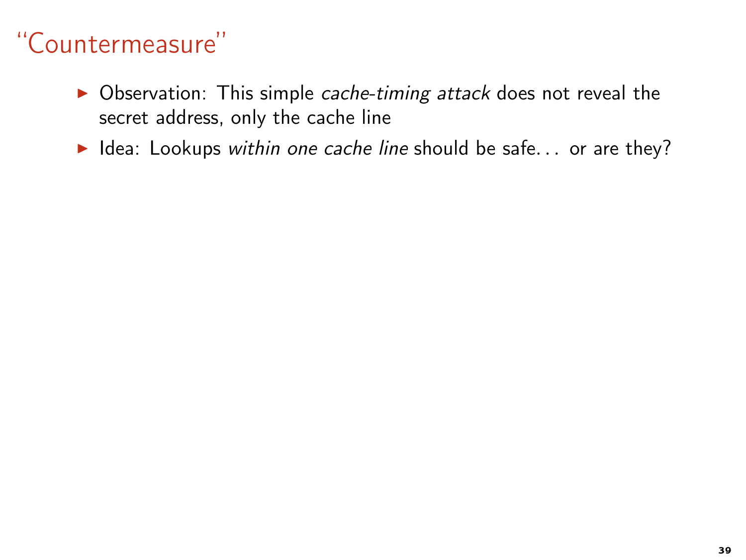# “Countermeasure”

- Observation: This simple *cache-timing attack* does not reveal the secret address, only the cache line
- Idea: Lookups *within one cache line* should be safe... or are they?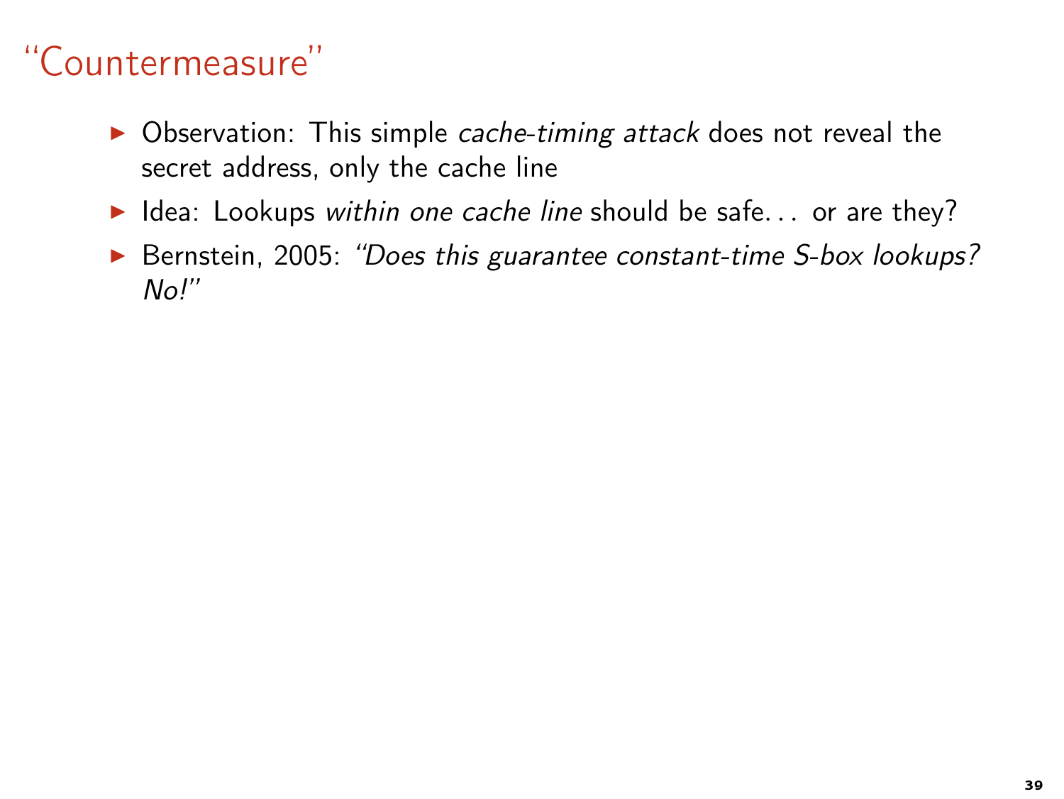# "Countermeasure"

- Observation: This simple *cache-timing attack* does not reveal the secret address, only the cache line
- Idea: Lookups *within one cache line* should be safe... or are they?
- Bernstein, 2005: *"Does this guarantee constant-time S-box lookups? No!"*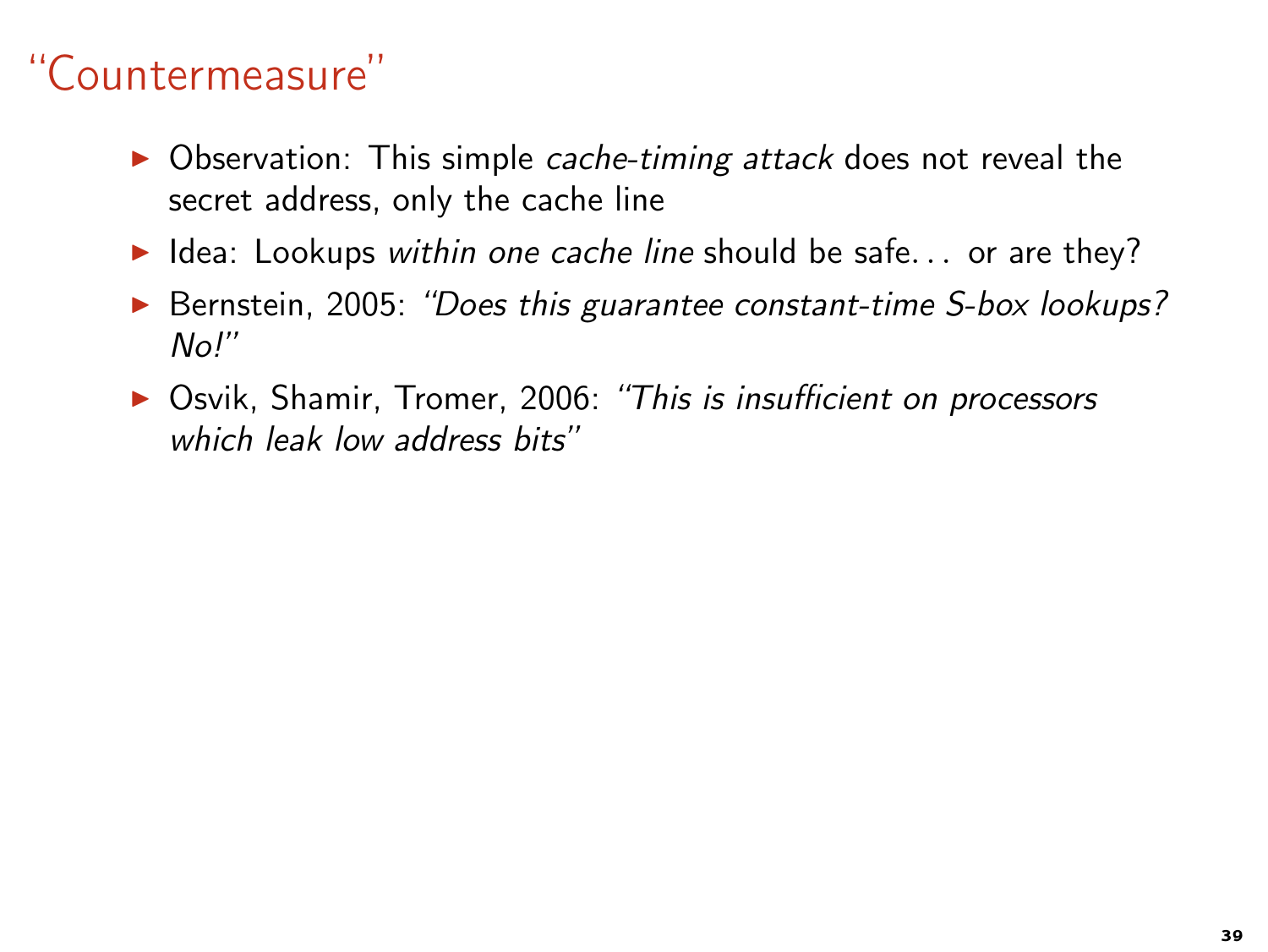# “Countermeasure”

- Observation: This simple *cache-timing attack* does not reveal the secret address, only the cache line
- Idea: Lookups *within one cache line* should be safe... or are they?
- Bernstein, 2005: *“Does this guarantee constant-time S-box lookups? No!”*
- Osvik, Shamir, Tromer, 2006: *“This is insufficient on processors which leak low address bits”*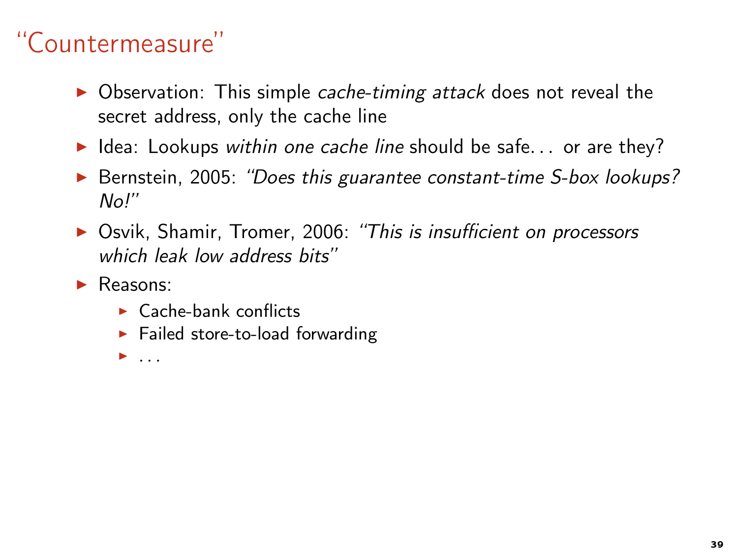# "Countermeasure"

- Observation: This simple *cache-timing attack* does not reveal the secret address, only the cache line
- Idea: Lookups *within one cache line* should be safe... or are they?
- Bernstein, 2005: *"Does this guarantee constant-time S-box lookups? No!"*
- Osvik, Shamir, Tromer, 2006: *"This is insufficient on processors which leak low address bits"*
- Reasons:
  - Cache-bank conflicts
  - Failed store-to-load forwarding
  - ...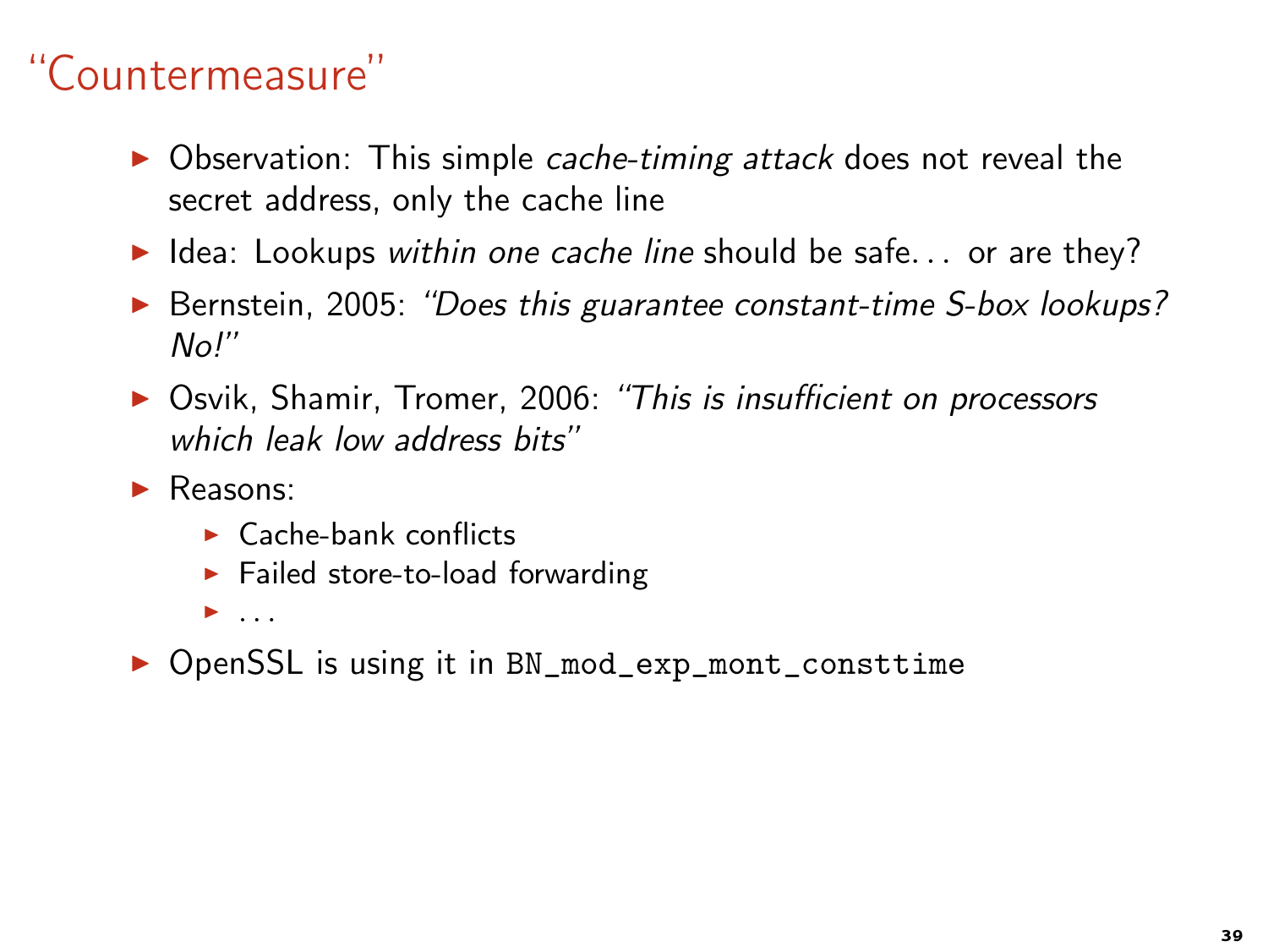# “Countermeasure”

- Observation: This simple *cache-timing attack* does not reveal the secret address, only the cache line
- Idea: Lookups *within one cache line* should be safe… or are they?
- Bernstein, 2005: *“Does this guarantee constant-time S-box lookups? No!”*
- Osvik, Shamir, Tromer, 2006: *“This is insufficient on processors which leak low address bits”*
- Reasons:
  - Cache-bank conflicts
  - Failed store-to-load forwarding
  - …
- OpenSSL is using it in `BN_mod_exp_mont_consttime`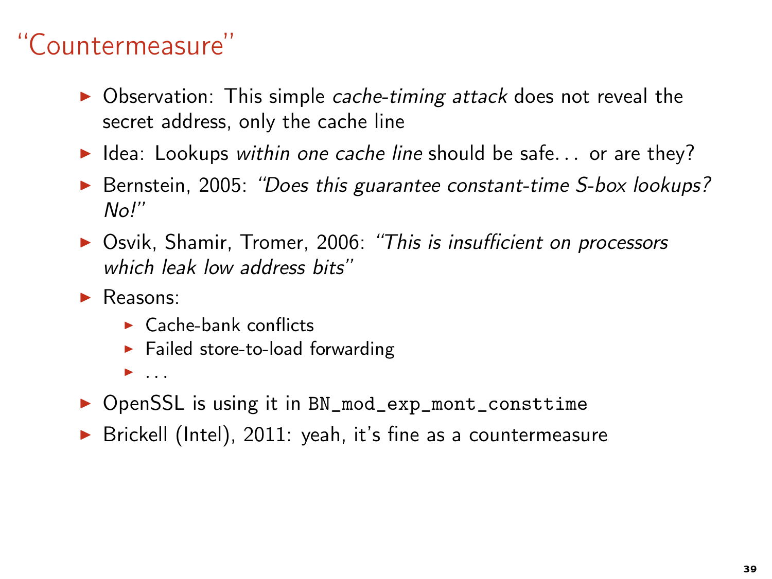# "Countermeasure"

- Observation: This simple *cache-timing attack* does not reveal the secret address, only the cache line
- Idea: Lookups *within one cache line* should be safe... or are they?
- Bernstein, 2005: *"Does this guarantee constant-time S-box lookups? No!"*
- Osvik, Shamir, Tromer, 2006: *"This is insufficient on processors which leak low address bits"*
- Reasons:
  - Cache-bank conflicts
  - Failed store-to-load forwarding
  - ...
- OpenSSL is using it in `BN_mod_exp_mont_consttime`
- Brickell (Intel), 2011: yeah, it's fine as a countermeasure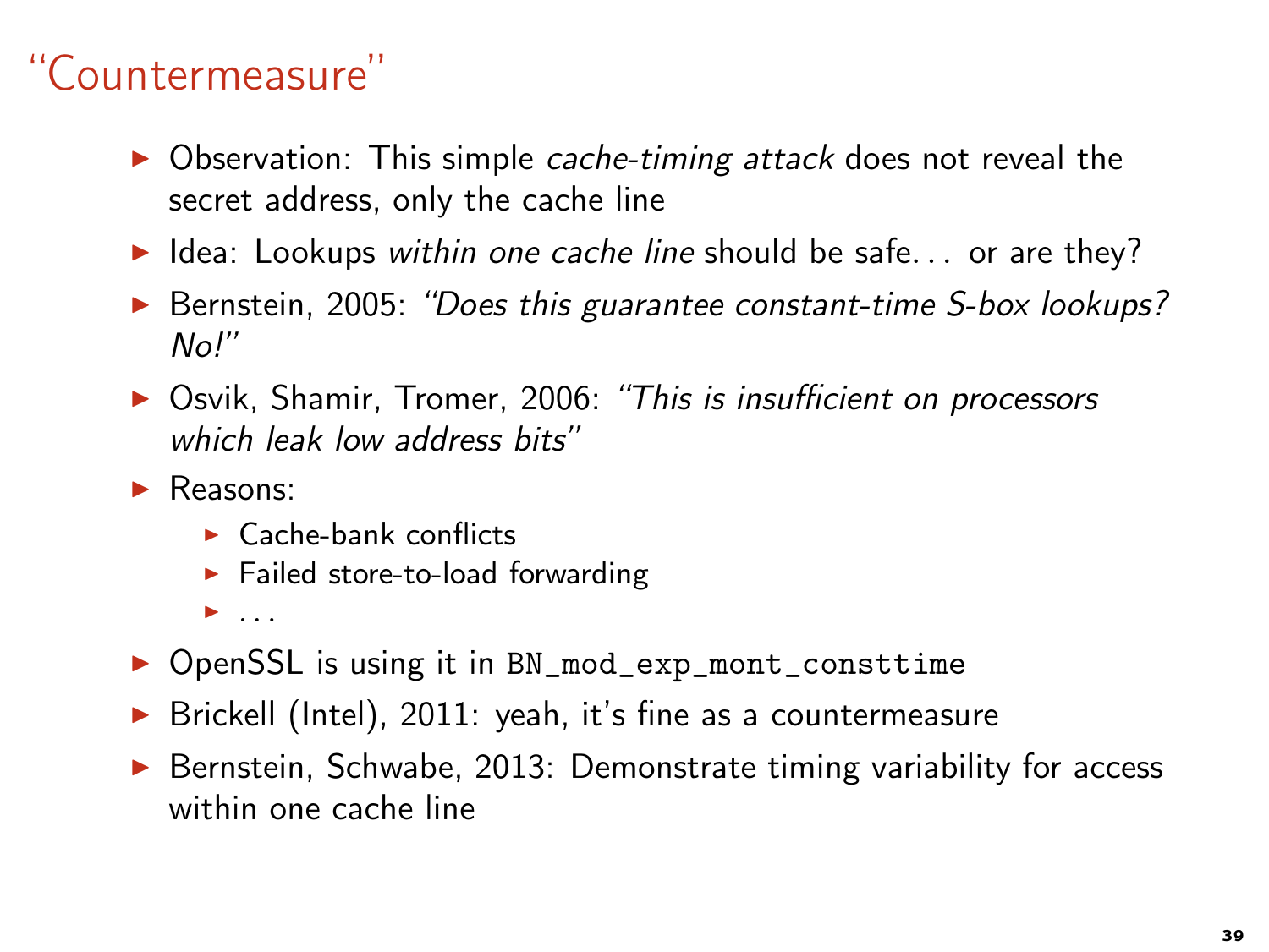# "Countermeasure"

- Observation: This simple *cache-timing attack* does not reveal the secret address, only the cache line
- Idea: Lookups *within one cache line* should be safe... or are they?
- Bernstein, 2005: *"Does this guarantee constant-time S-box lookups? No!"*
- Osvik, Shamir, Tromer, 2006: *"This is insufficient on processors which leak low address bits"*
- Reasons:
  - Cache-bank conflicts
  - Failed store-to-load forwarding
  - ...
- OpenSSL is using it in `BN_mod_exp_mont_consttime`
- Brickell (Intel), 2011: yeah, it's fine as a countermeasure
- Bernstein, Schwabe, 2013: Demonstrate timing variability for access within one cache line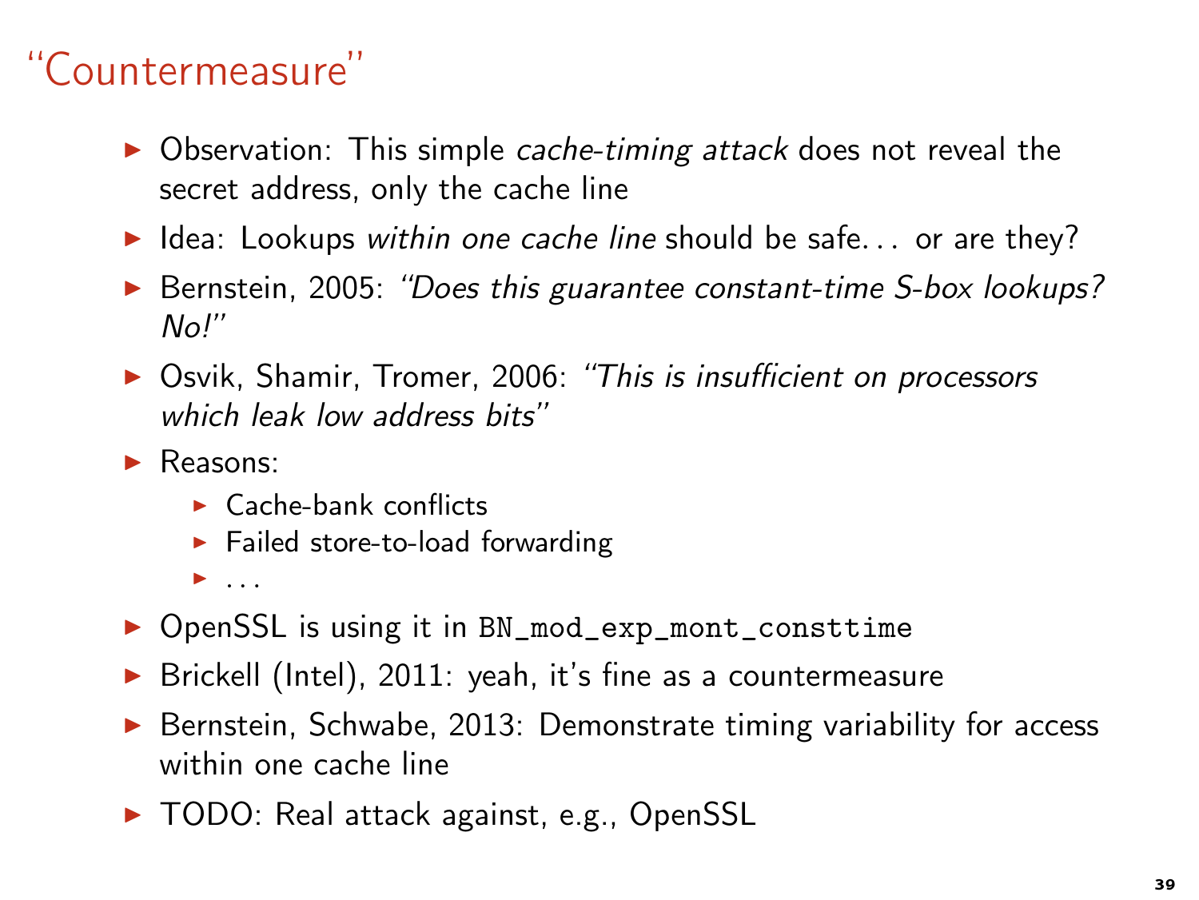# "Countermeasure"

- Observation: This simple *cache-timing attack* does not reveal the secret address, only the cache line
- Idea: Lookups *within one cache line* should be safe... or are they?
- Bernstein, 2005: *"Does this guarantee constant-time S-box lookups? No!"*
- Osvik, Shamir, Tromer, 2006: *"This is insufficient on processors which leak low address bits"*
- Reasons:
  - Cache-bank conflicts
  - Failed store-to-load forwarding
  - ...
- OpenSSL is using it in `BN_mod_exp_mont_consttime`
- Brickell (Intel), 2011: yeah, it's fine as a countermeasure
- Bernstein, Schwabe, 2013: Demonstrate timing variability for access within one cache line
- TODO: Real attack against, e.g., OpenSSL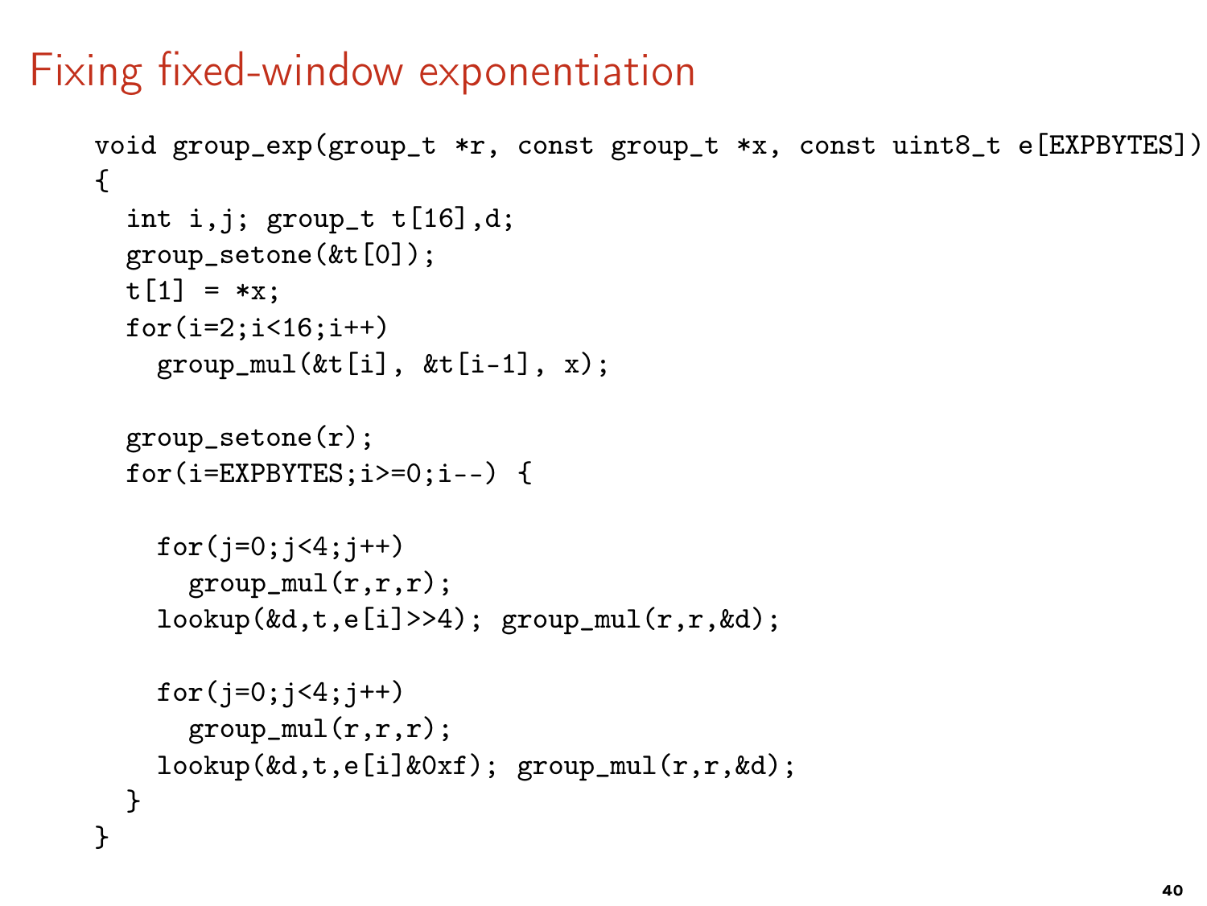# Fixing fixed-window exponentiation

```
void group_exp(group_t *r, const group_t *x, const uint8_t e[EXPBYTES])
{
  int i,j; group_t t[16],d;
  group_setone(&t[0]);
  t[1] = *x;
  for(i=2;i<16;i++)
    group_mul(&t[i], &t[i-1], x);

  group_setone(r);
  for(i=EXPBYTES;i>=0;i--) {

    for(j=0;j<4;j++)
      group_mul(r,r,r);
    lookup(&d,t,e[i]>>4); group_mul(r,r,&d);

    for(j=0;j<4;j++)
      group_mul(r,r,r);
    lookup(&d,t,e[i]&0xf); group_mul(r,r,&d);
  }
}
```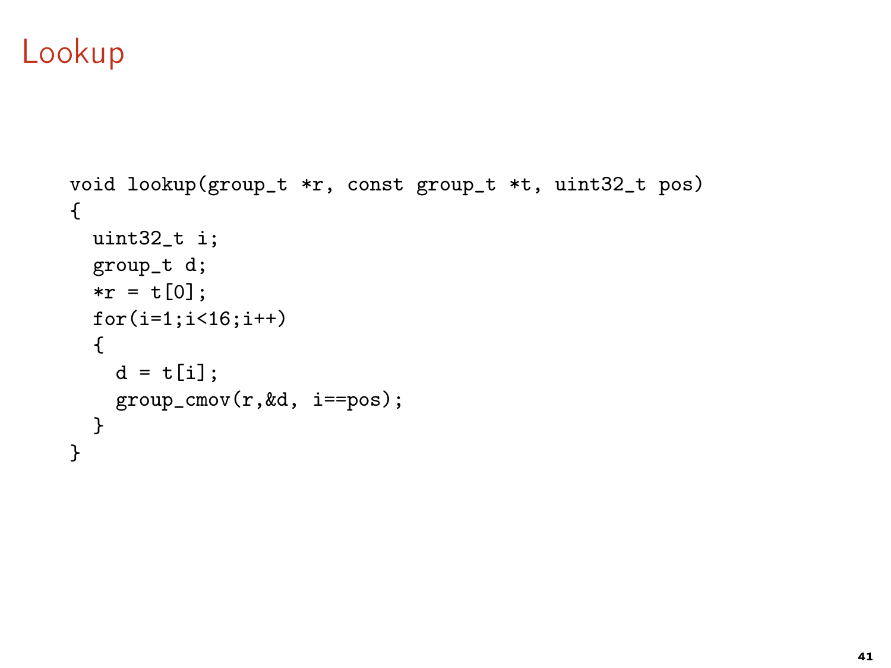# Lookup

```
void lookup(group_t *r, const group_t *t, uint32_t pos)
{
  uint32_t i;
  group_t d;
  *r = t[0];
  for(i=1;i<16;i++)
  {
    d = t[i];
    group_cmov(r,&d, i==pos);
  }
}
```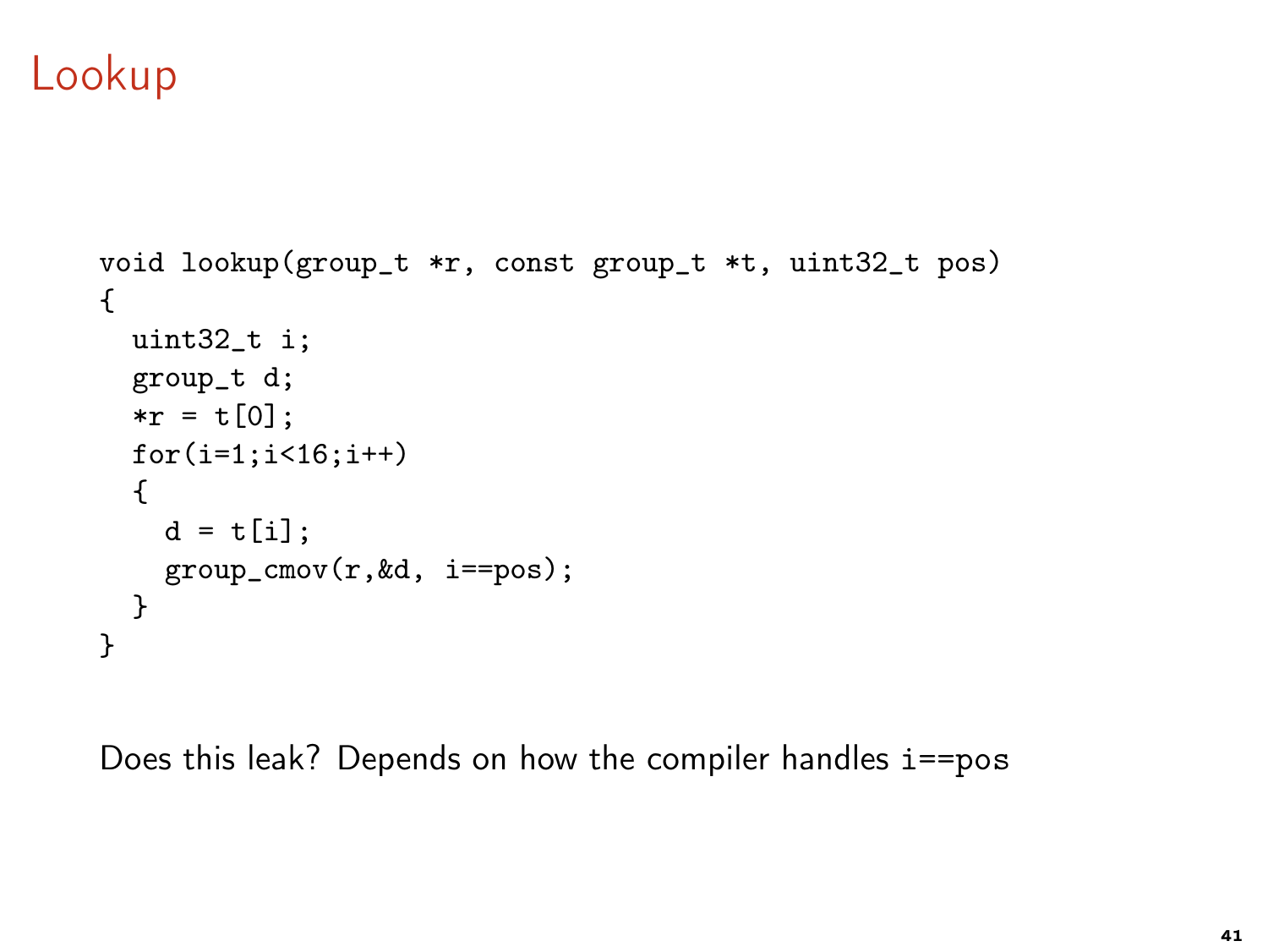# Lookup

```
void lookup(group_t *r, const group_t *t, uint32_t pos)
{
  uint32_t i;
  group_t d;
  *r = t[0];
  for(i=1;i<16;i++)
  {
    d = t[i];
    group_cmov(r,&d, i==pos);
  }
}
```

Does this leak? Depends on how the compiler handles `i==pos`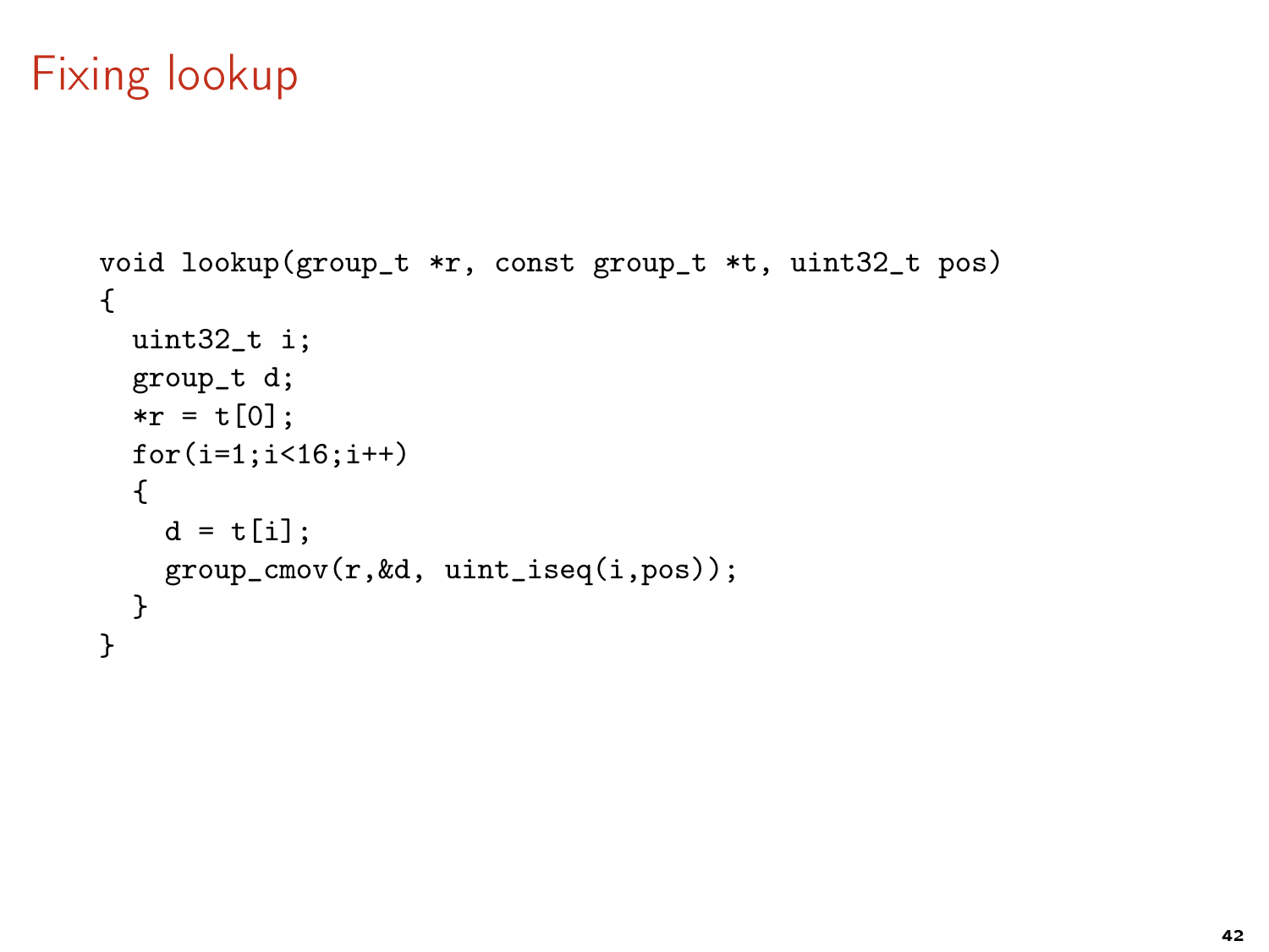# Fixing lookup

```
void lookup(group_t *r, const group_t *t, uint32_t pos)
{
  uint32_t i;
  group_t d;
  *r = t[0];
  for(i=1;i<16;i++)
  {
    d = t[i];
    group_cmov(r,&d, uint_iseq(i,pos));
  }
}
```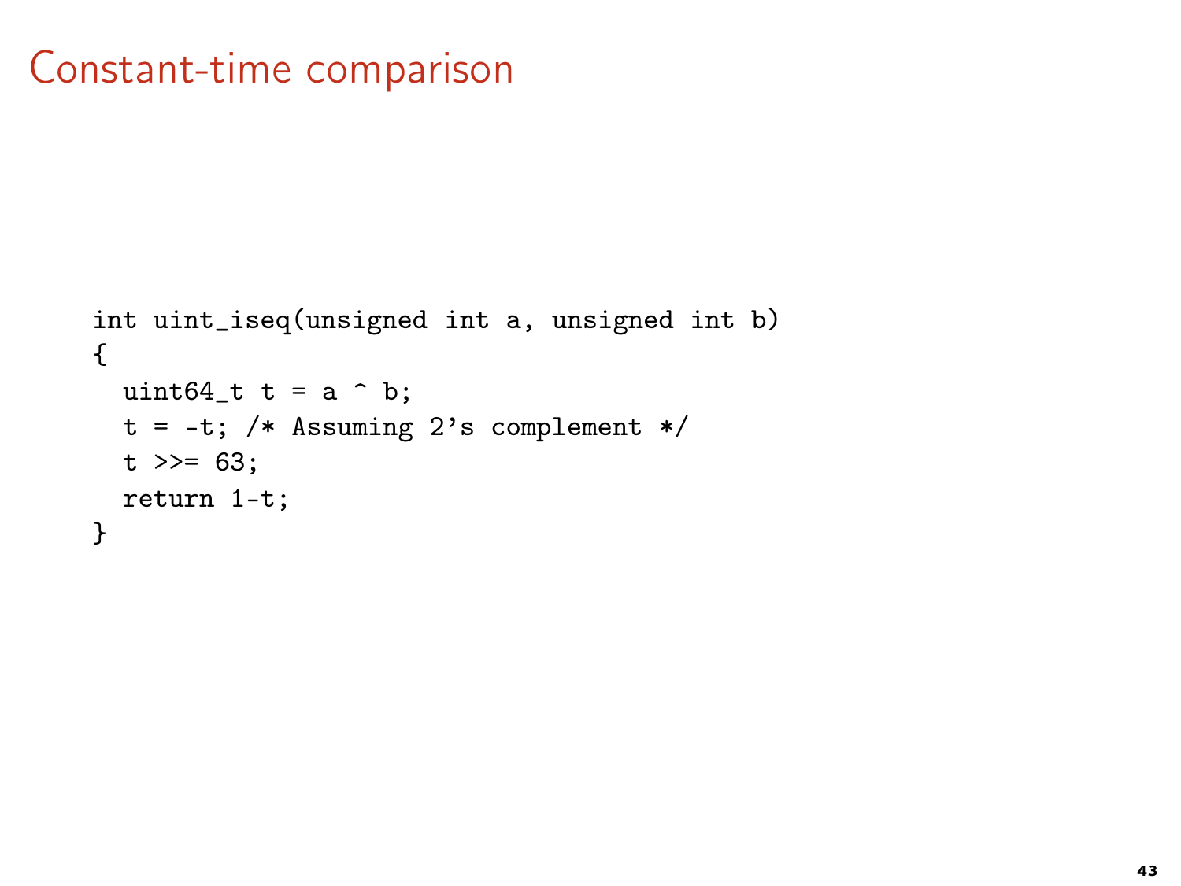# Constant-time comparison

```
int uint_iseq(unsigned int a, unsigned int b)
{
  uint64_t t = a ^ b;
  t = -t; /* Assuming 2's complement */
  t >>= 63;
  return 1-t;
}
```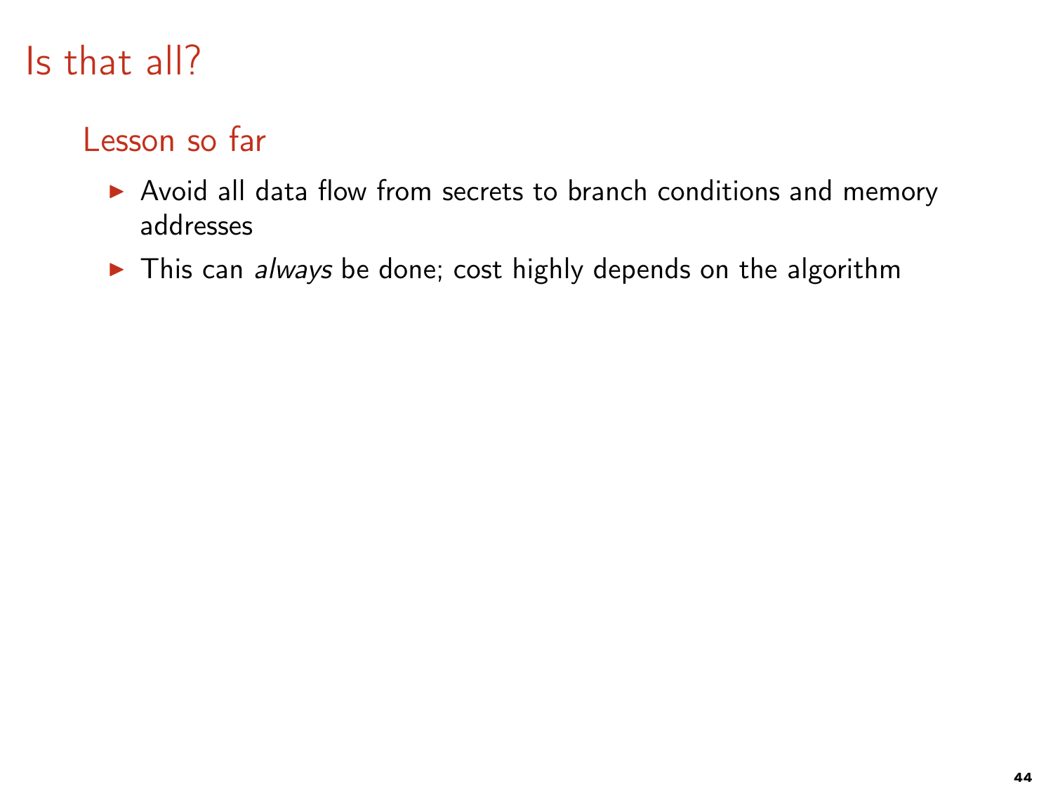# Is that all?

## Lesson so far

- Avoid all data flow from secrets to branch conditions and memory addresses
- This can *always* be done; cost highly depends on the algorithm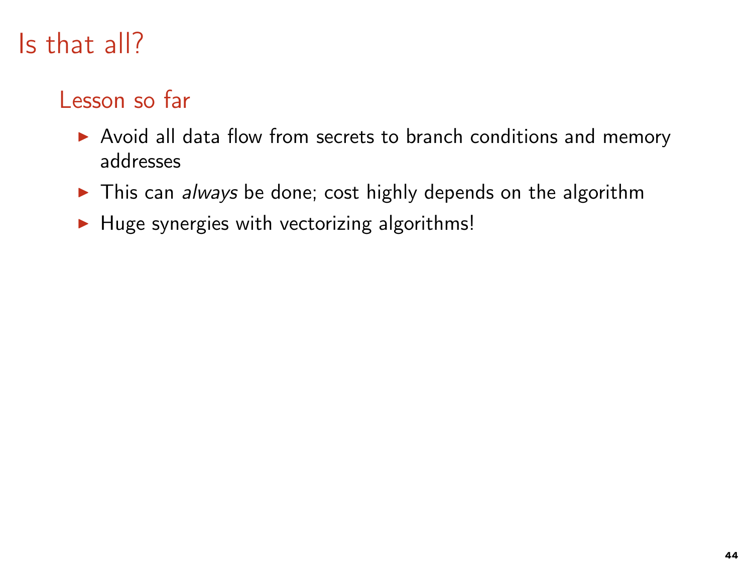# Is that all?

## Lesson so far

- Avoid all data flow from secrets to branch conditions and memory addresses
- This can *always* be done; cost highly depends on the algorithm
- Huge synergies with vectorizing algorithms!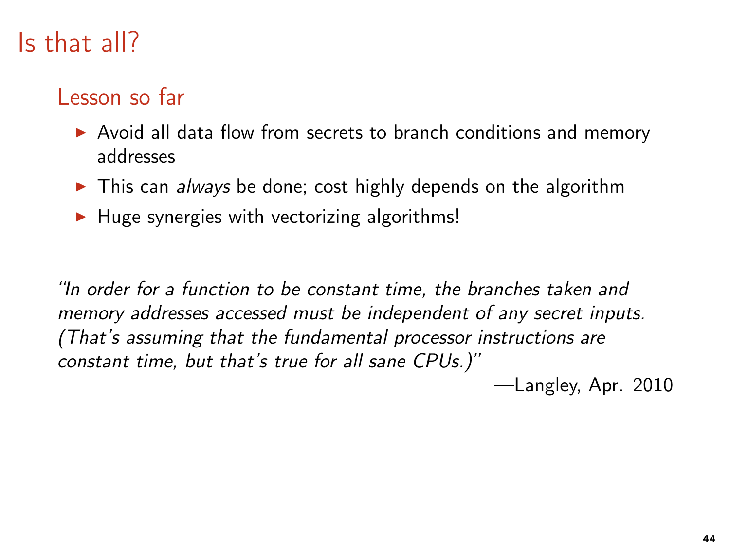# Is that all?

## Lesson so far

- Avoid all data flow from secrets to branch conditions and memory addresses
- This can *always* be done; cost highly depends on the algorithm
- Huge synergies with vectorizing algorithms!

*"In order for a function to be constant time, the branches taken and memory addresses accessed must be independent of any secret inputs. (That's assuming that the fundamental processor instructions are constant time, but that's true for all sane CPUs.)"*

—Langley, Apr. 2010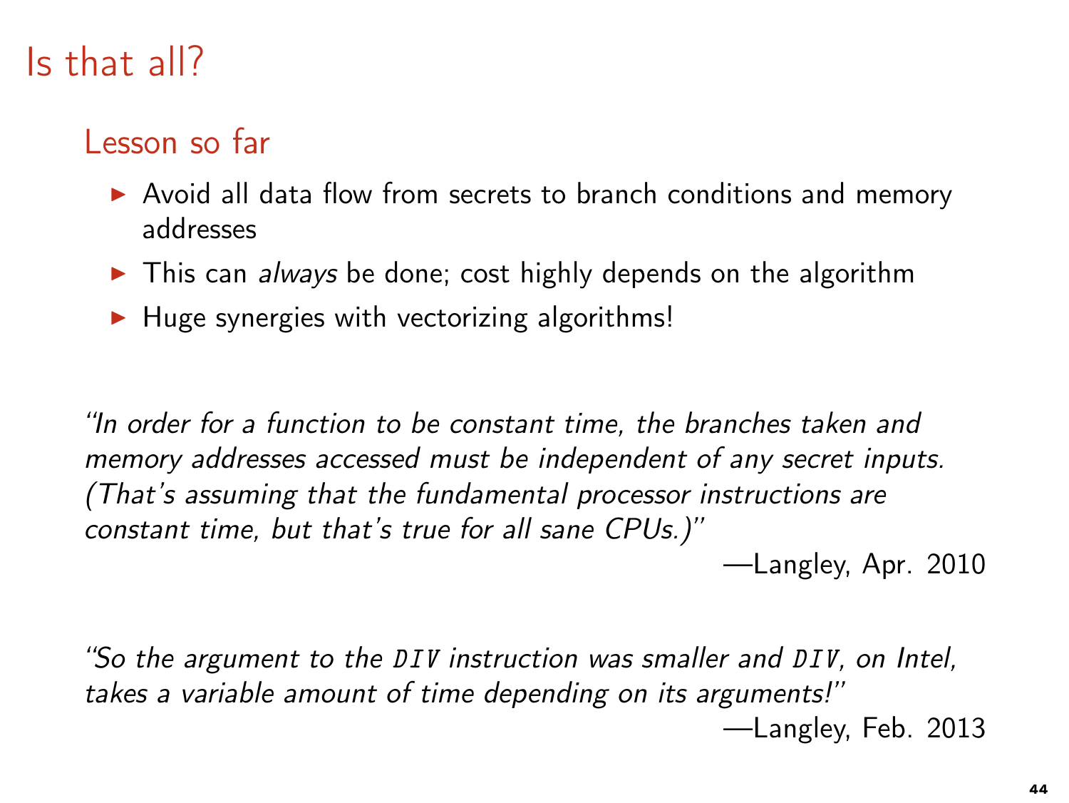# Is that all?

## Lesson so far

- Avoid all data flow from secrets to branch conditions and memory addresses
- This can *always* be done; cost highly depends on the algorithm
- Huge synergies with vectorizing algorithms!

*"In order for a function to be constant time, the branches taken and memory addresses accessed must be independent of any secret inputs. (That's assuming that the fundamental processor instructions are constant time, but that's true for all sane CPUs.)"*

—Langley, Apr. 2010

*"So the argument to the `DIV` instruction was smaller and `DIV`, on Intel, takes a variable amount of time depending on its arguments!"*

—Langley, Feb. 2013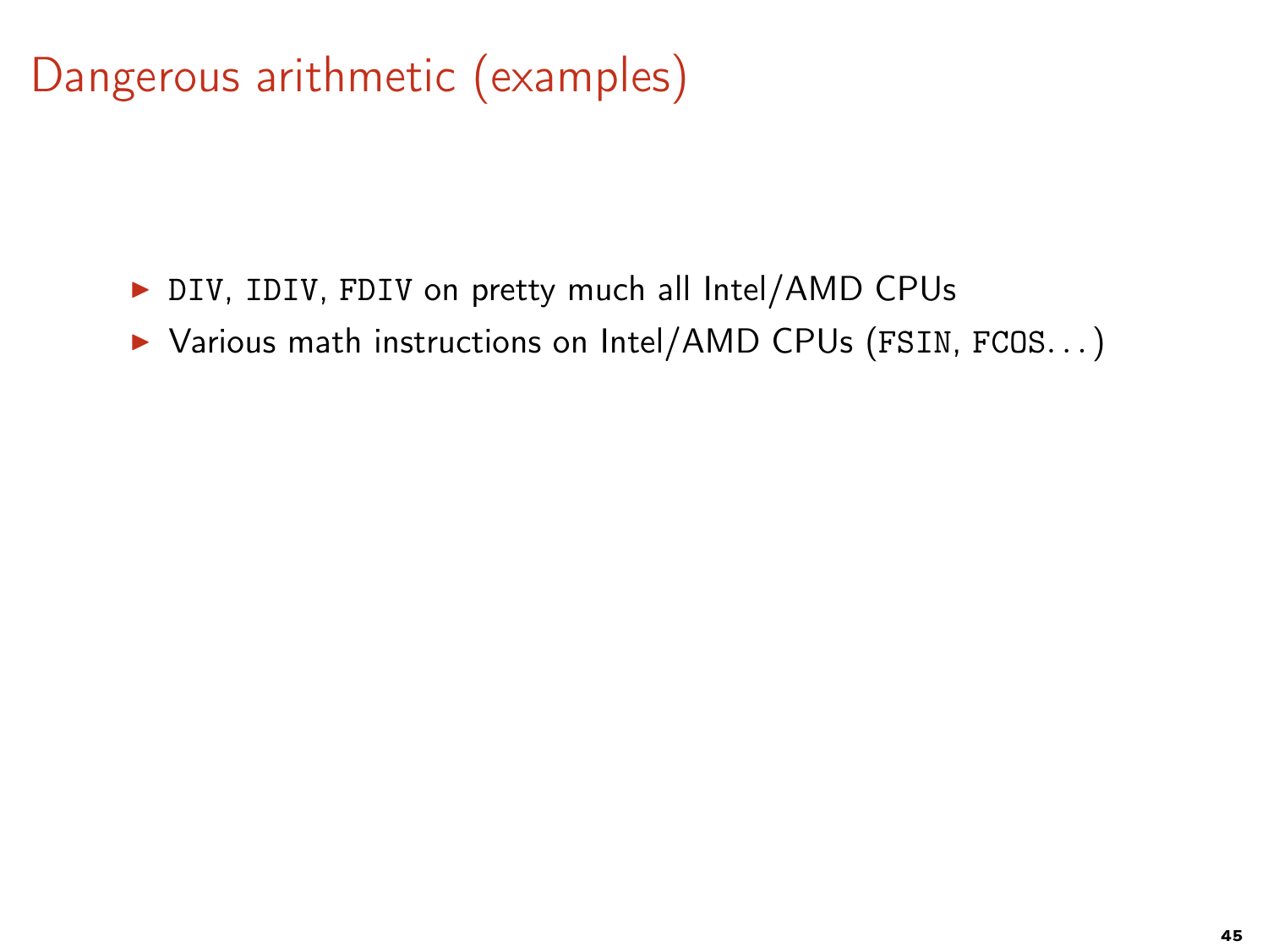# Dangerous arithmetic (examples)

- `DIV`, `IDIV`, `FDIV` on pretty much all Intel/AMD CPUs
- Various math instructions on Intel/AMD CPUs (`FSIN`, `FCOS`...)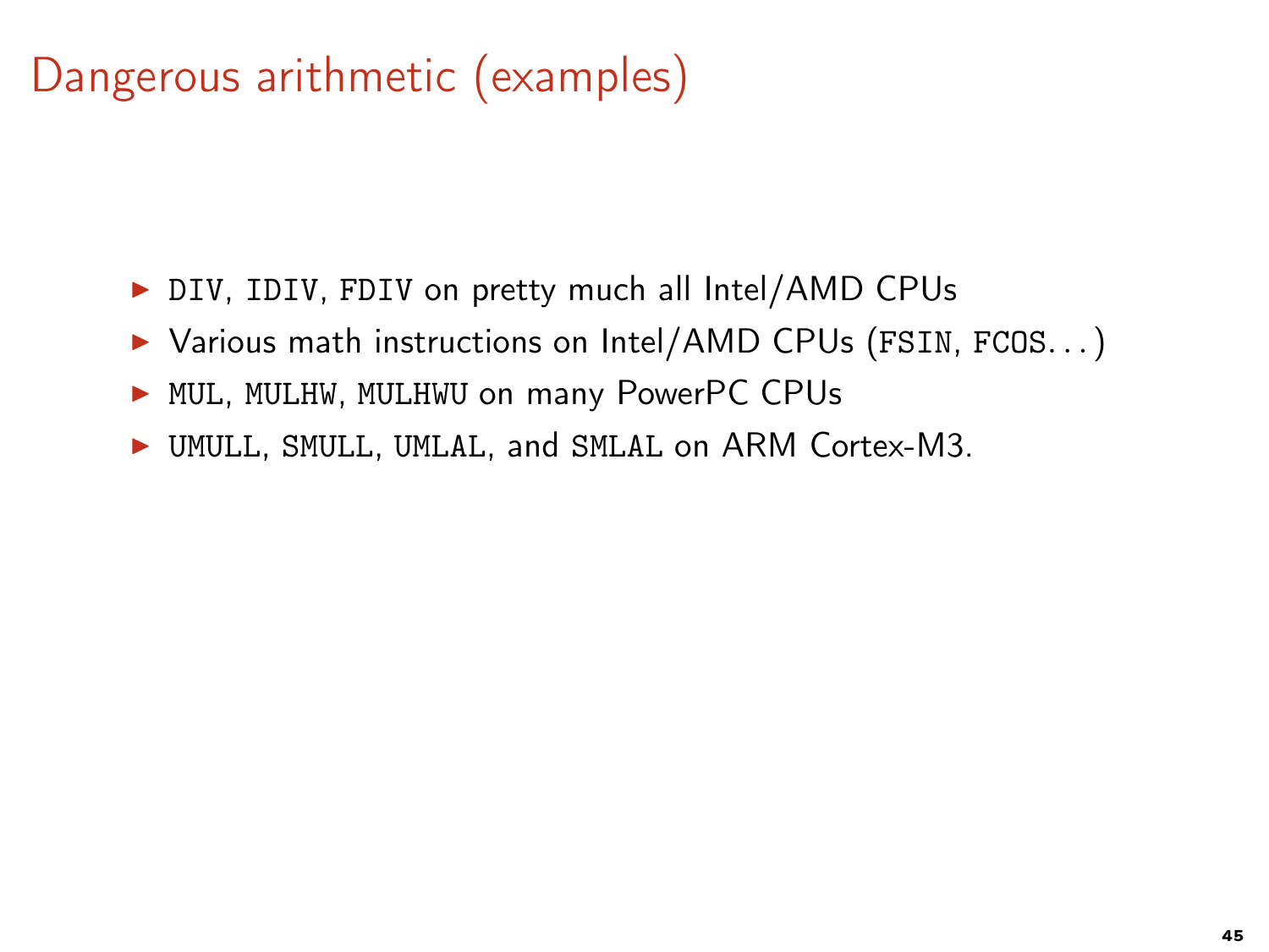# Dangerous arithmetic (examples)

- `DIV`, `IDIV`, `FDIV` on pretty much all Intel/AMD CPUs
- Various math instructions on Intel/AMD CPUs (`FSIN`, `FCOS`...)
- `MUL`, `MULHW`, `MULHWU` on many PowerPC CPUs
- `UMULL`, `SMULL`, `UMLAL`, and `SMLAL` on ARM Cortex-M3.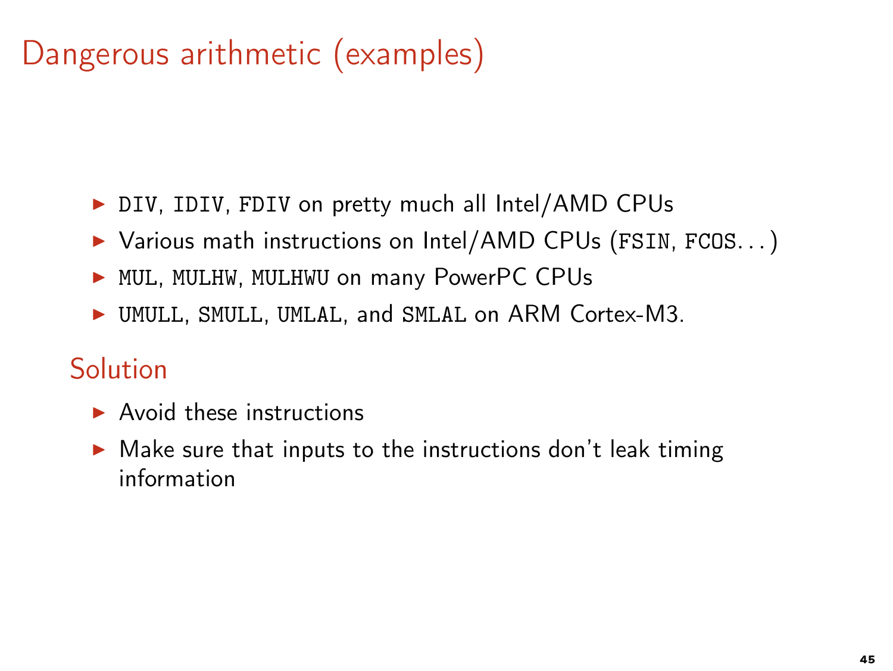# Dangerous arithmetic (examples)

- `DIV`, `IDIV`, `FDIV` on pretty much all Intel/AMD CPUs
- Various math instructions on Intel/AMD CPUs (`FSIN`, `FCOS`...)
- `MUL`, `MULHW`, `MULHWU` on many PowerPC CPUs
- `UMULL`, `SMULL`, `UMLAL`, and `SMLAL` on ARM Cortex-M3.

## Solution

- Avoid these instructions
- Make sure that inputs to the instructions don't leak timing information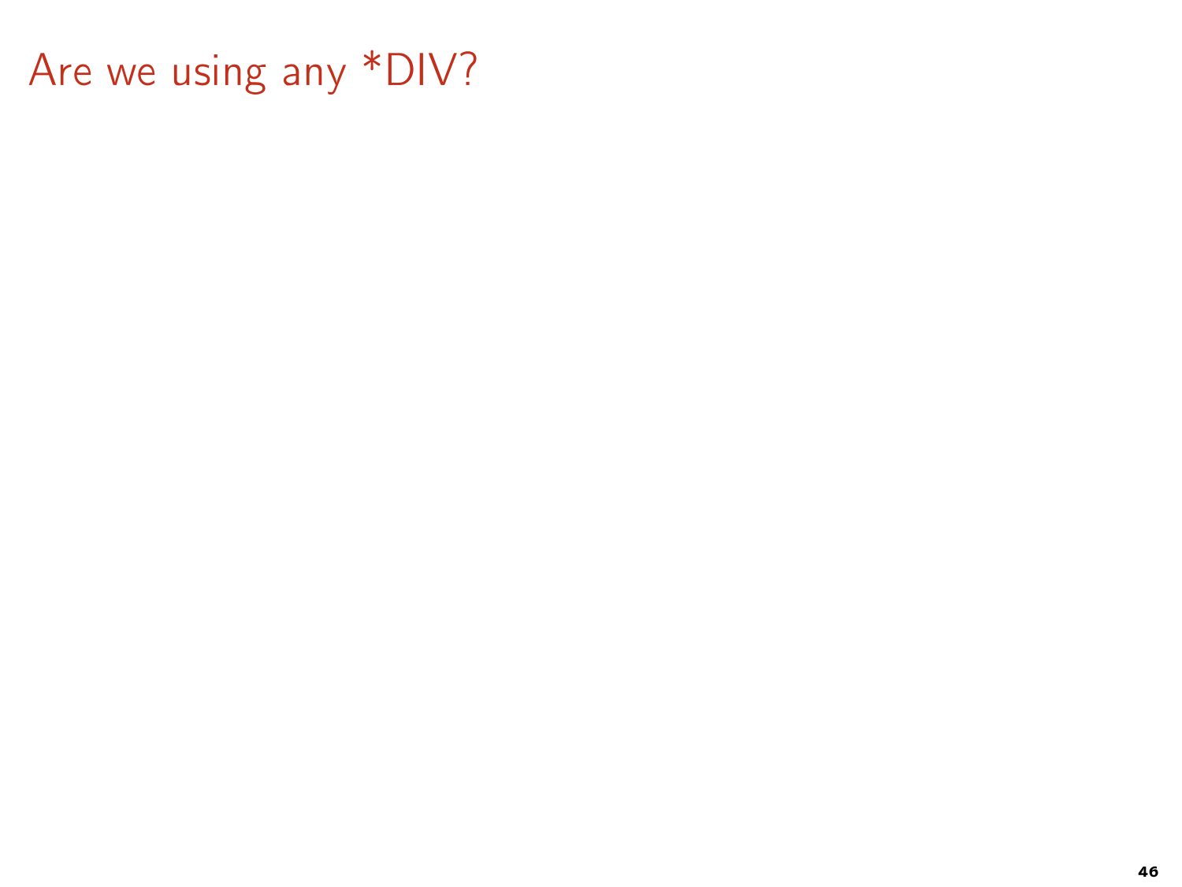# Are we using any *DIV?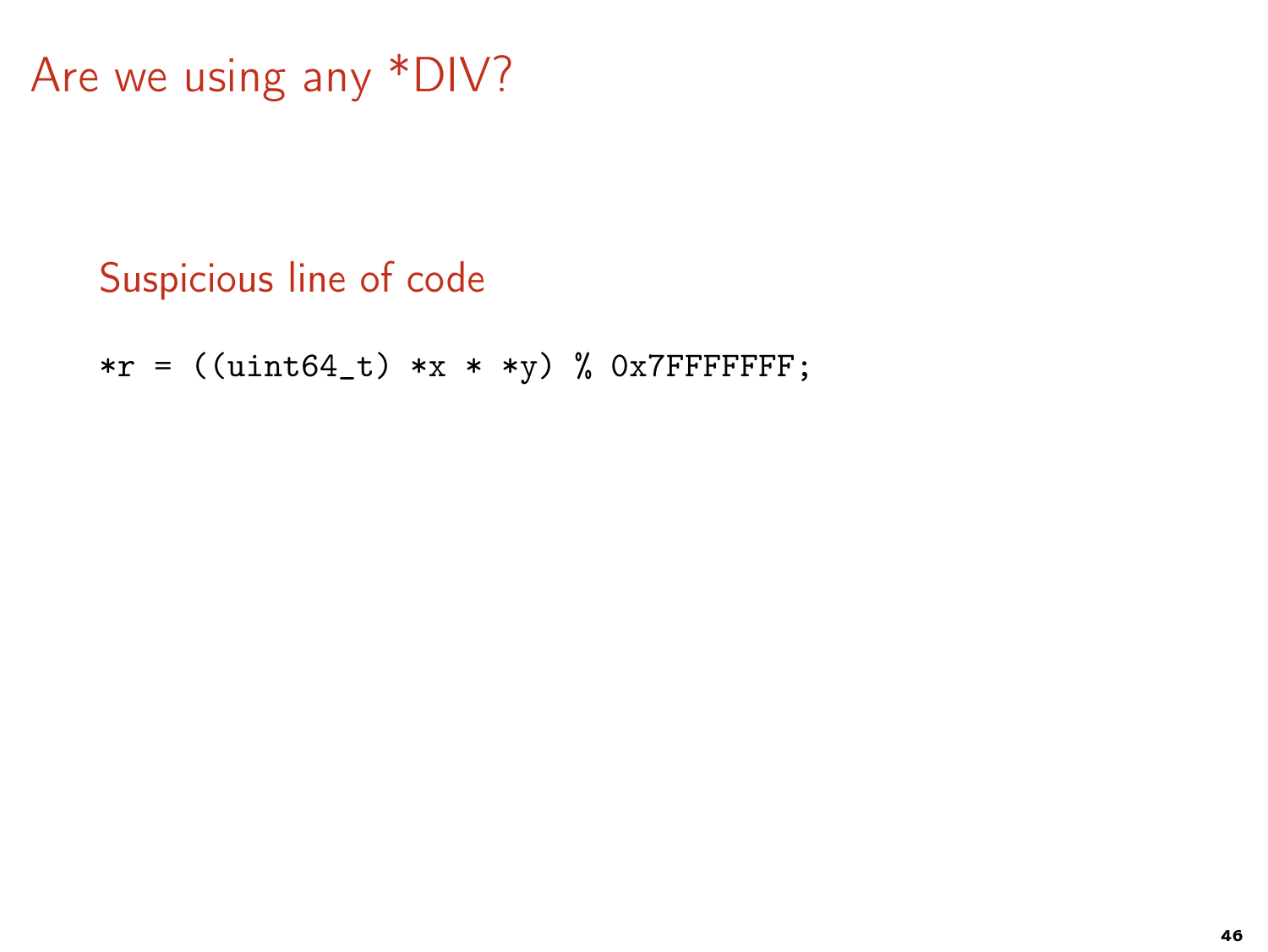# Are we using any *DIV?

## Suspicious line of code

```
*r = ((uint64_t) *x * *y) % 0x7FFFFFFF;
```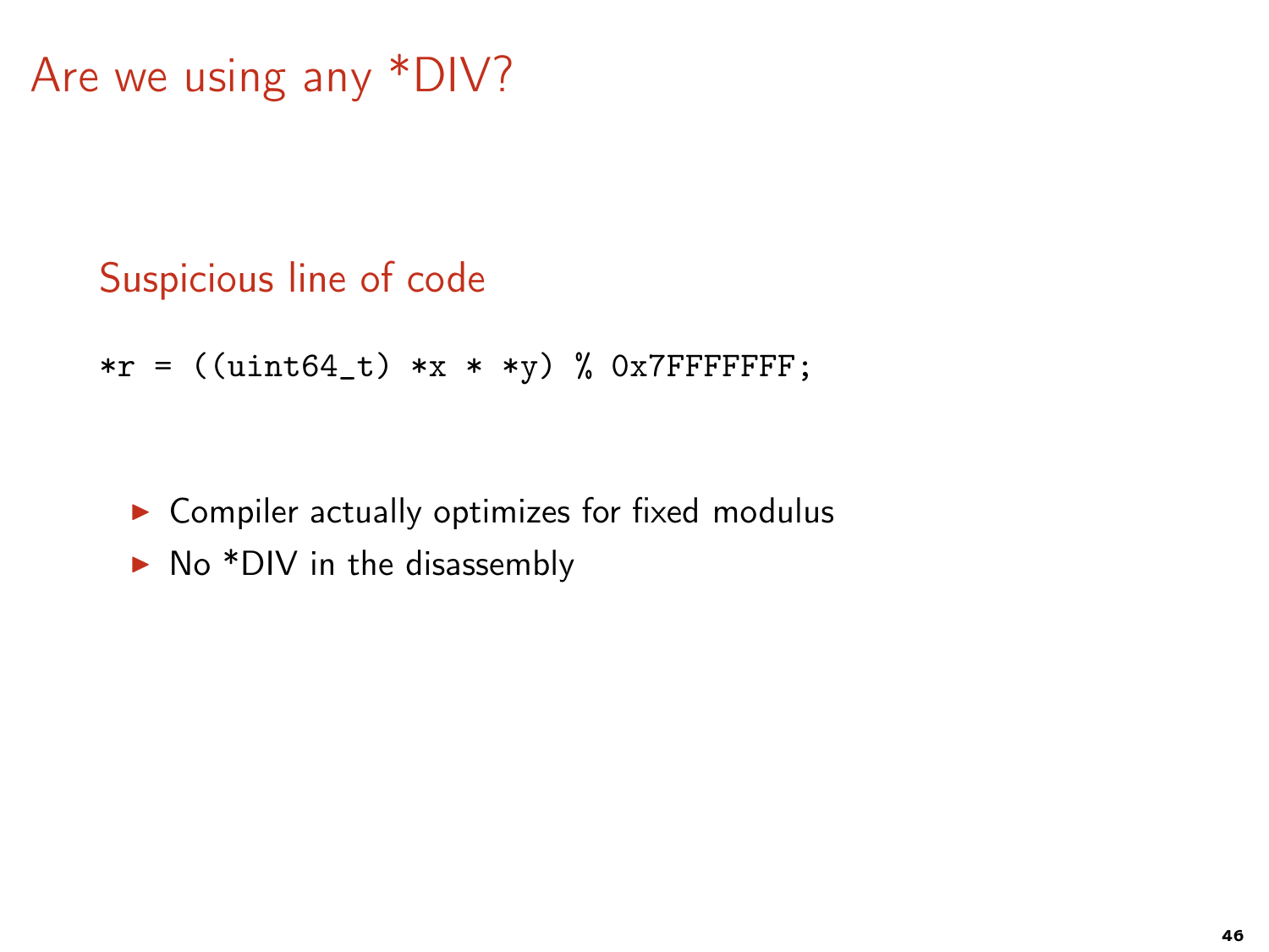# Are we using any *DIV?

## Suspicious line of code

```
*r = ((uint64_t) *x * *y) % 0x7FFFFFFF;
```

- Compiler actually optimizes for fixed modulus
- No *DIV in the disassembly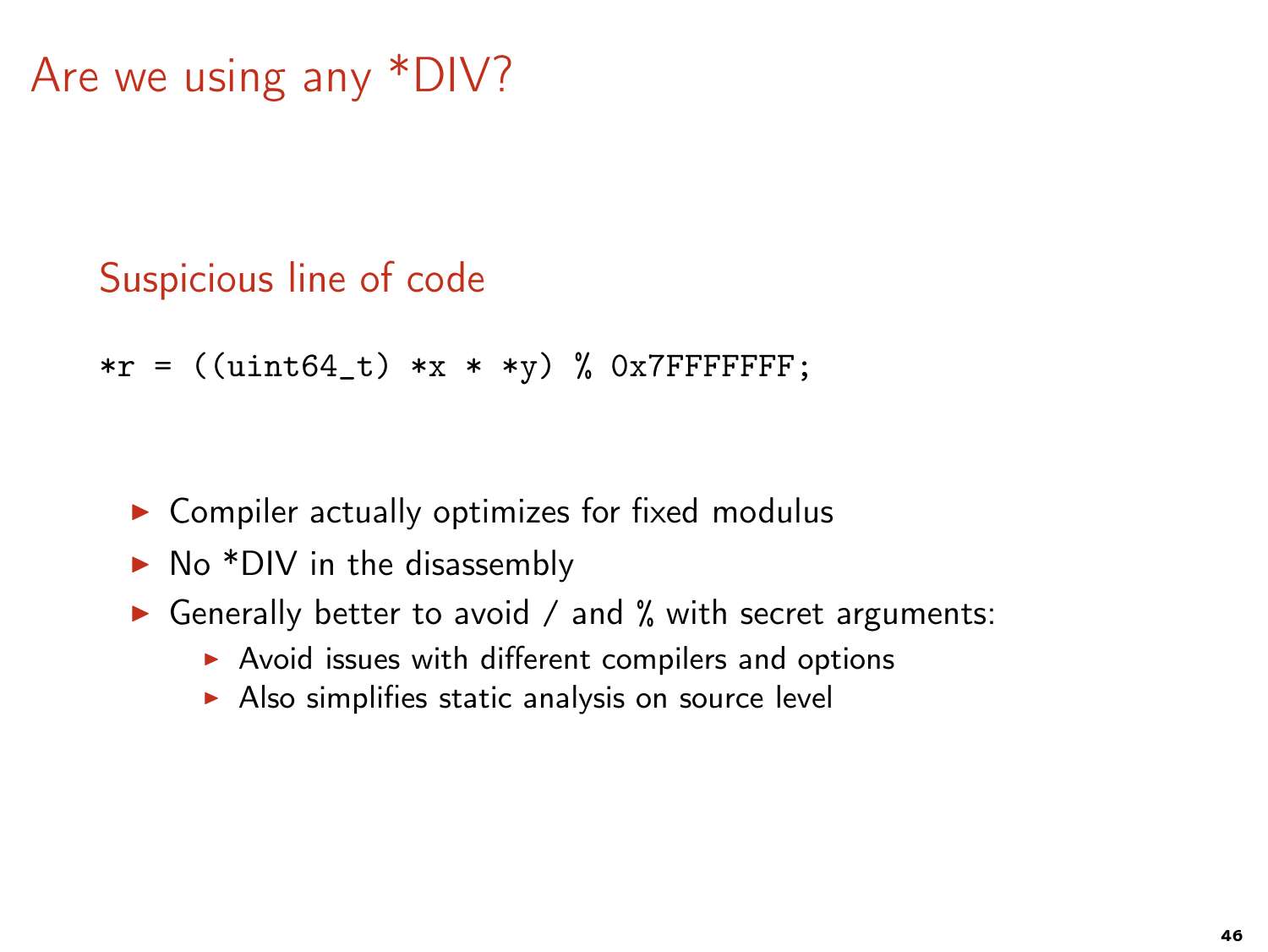# Are we using any *DIV?

## Suspicious line of code

```
*r = ((uint64_t) *x * *y) % 0x7FFFFFFF;
```

- Compiler actually optimizes for fixed modulus
- No *DIV in the disassembly
- Generally better to avoid / and % with secret arguments:
  - Avoid issues with different compilers and options
  - Also simplifies static analysis on source level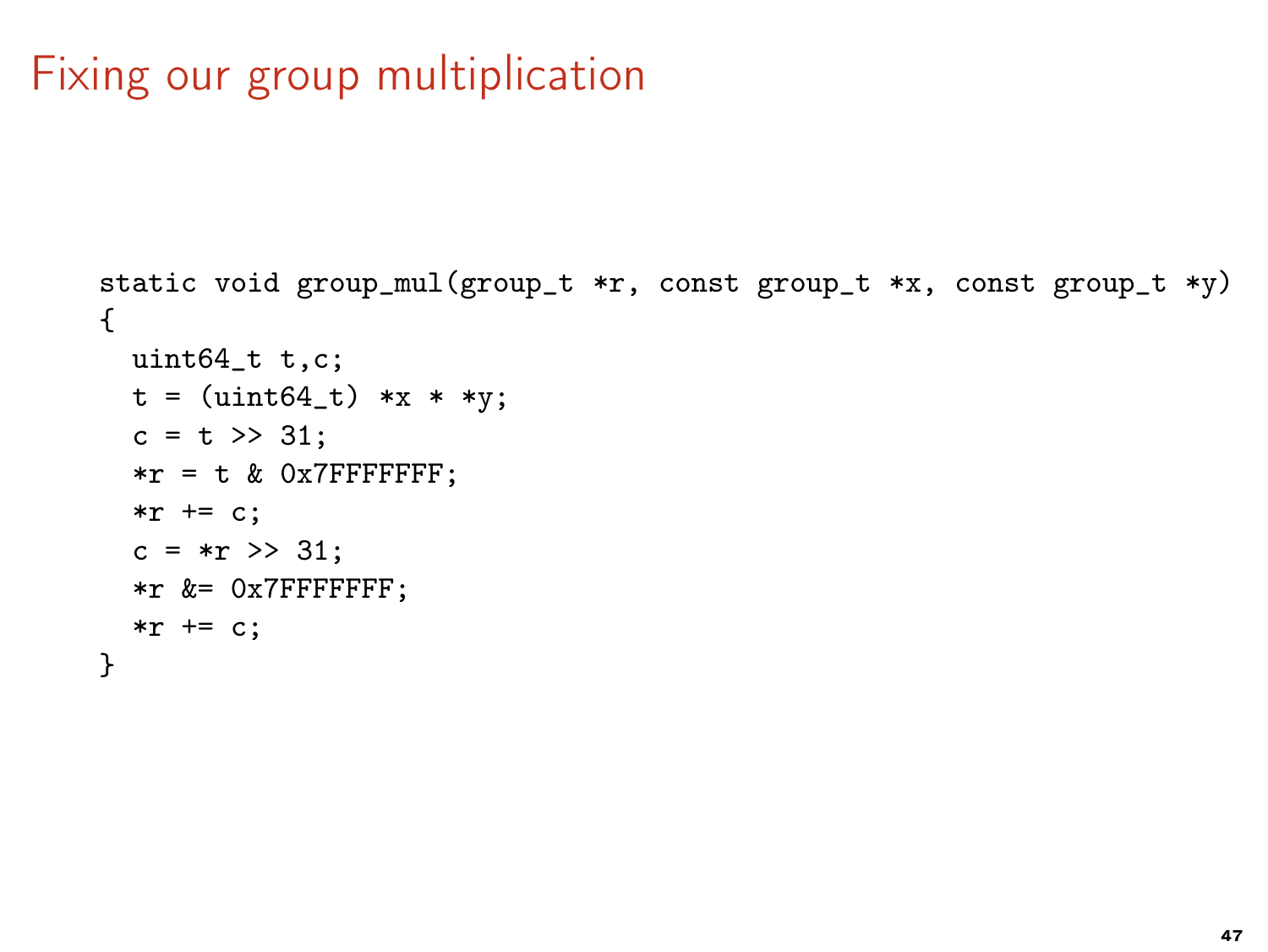# Fixing our group multiplication

```
static void group_mul(group_t *r, const group_t *x, const group_t *y)
{
  uint64_t t,c;
  t = (uint64_t) *x * *y;
  c = t >> 31;
  *r = t & 0x7FFFFFFF;
  *r += c;
  c = *r >> 31;
  *r &= 0x7FFFFFFF;
  *r += c;
}
```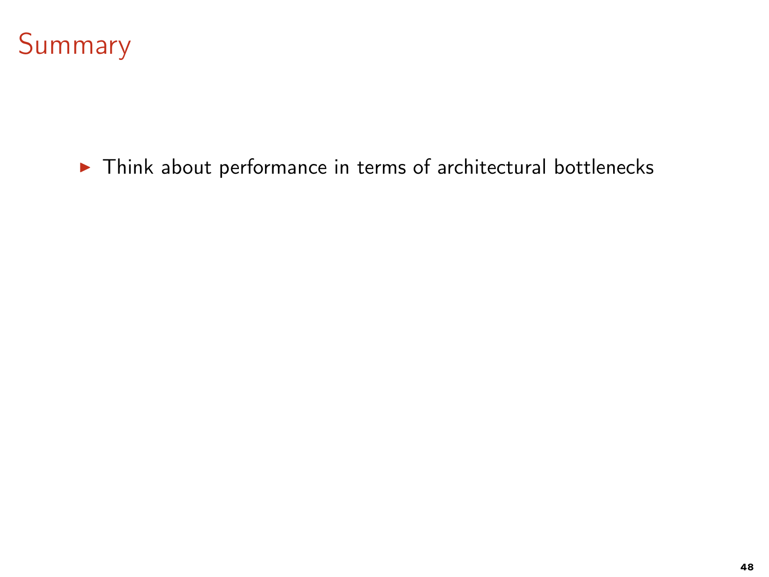# Summary

- Think about performance in terms of architectural bottlenecks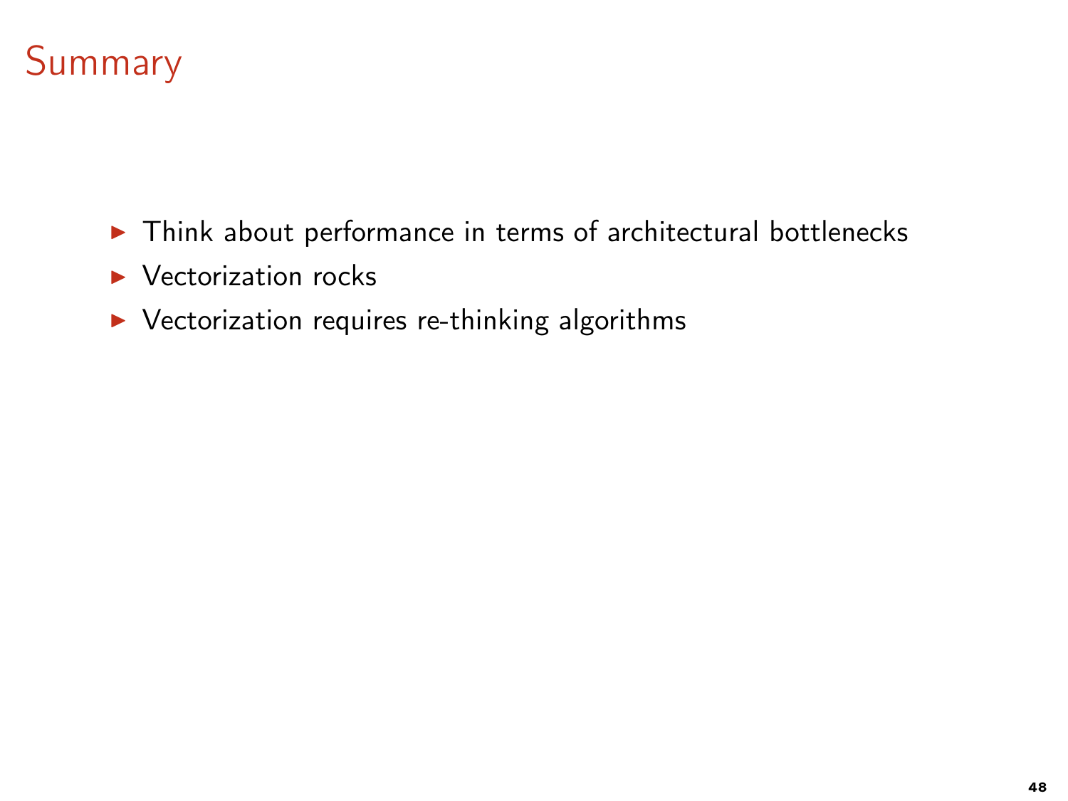# Summary

- Think about performance in terms of architectural bottlenecks
- Vectorization rocks
- Vectorization requires re-thinking algorithms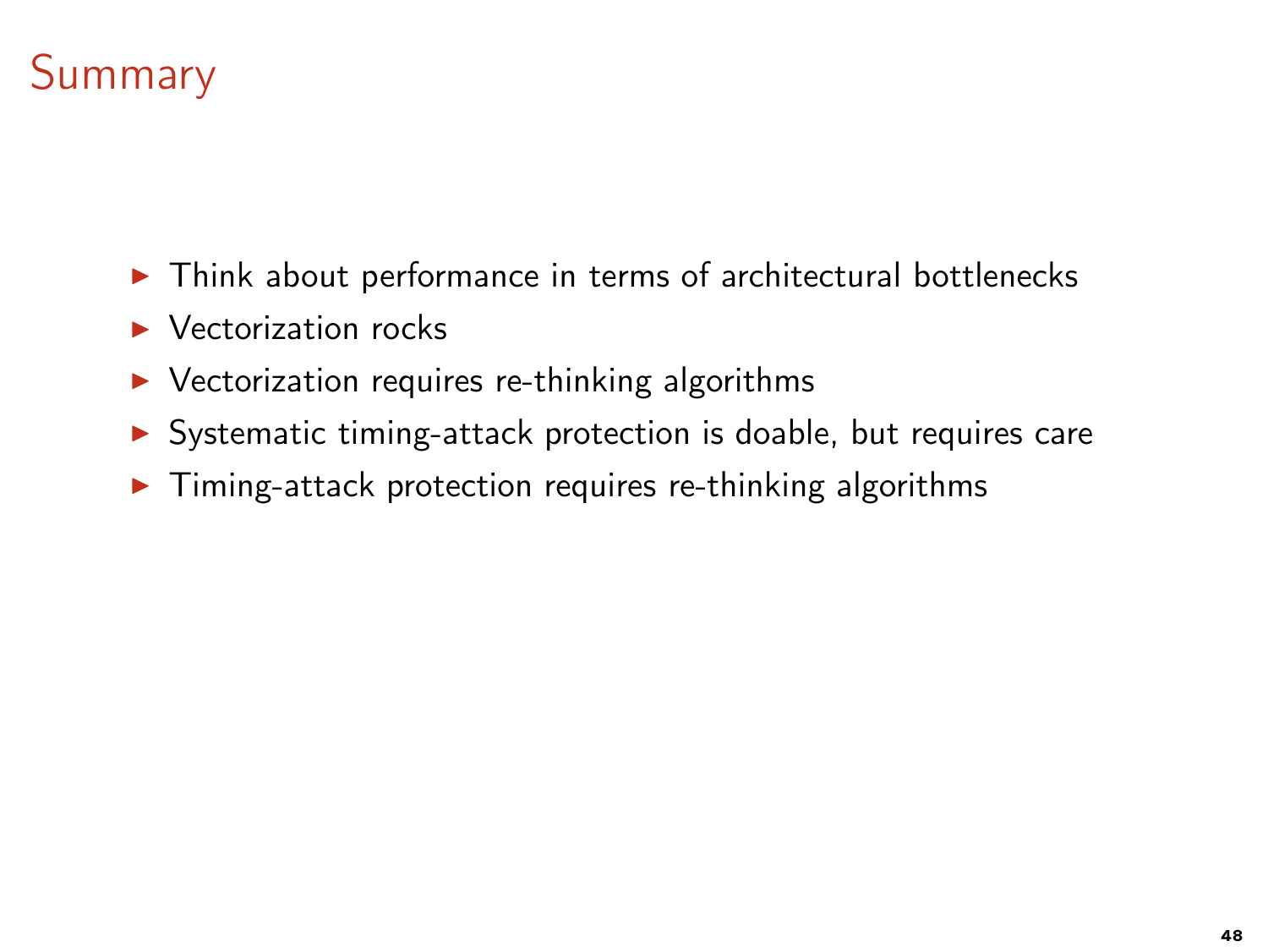# Summary

- Think about performance in terms of architectural bottlenecks
- Vectorization rocks
- Vectorization requires re-thinking algorithms
- Systematic timing-attack protection is doable, but requires care
- Timing-attack protection requires re-thinking algorithms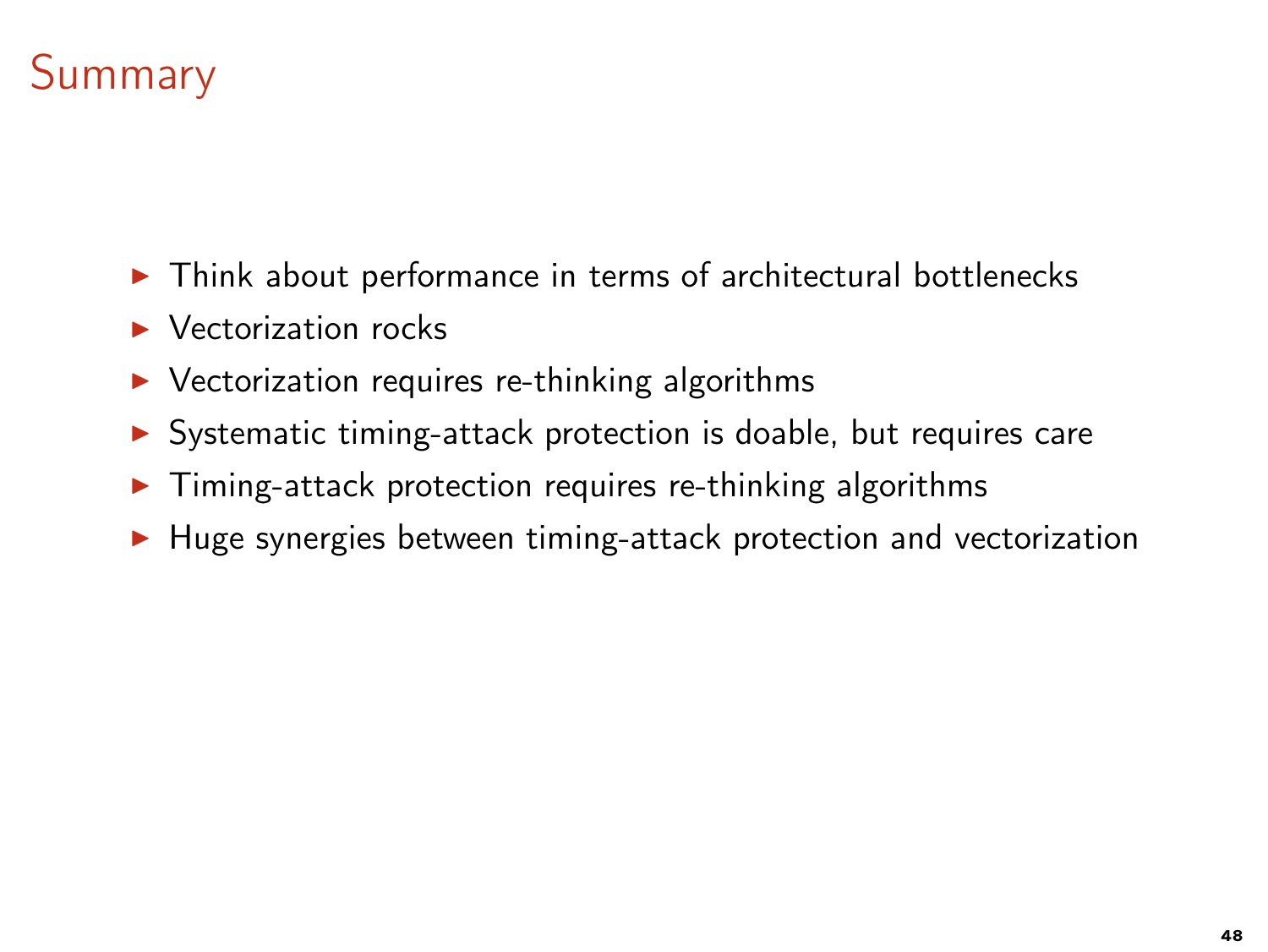# Summary

- Think about performance in terms of architectural bottlenecks
- Vectorization rocks
- Vectorization requires re-thinking algorithms
- Systematic timing-attack protection is doable, but requires care
- Timing-attack protection requires re-thinking algorithms
- Huge synergies between timing-attack protection and vectorization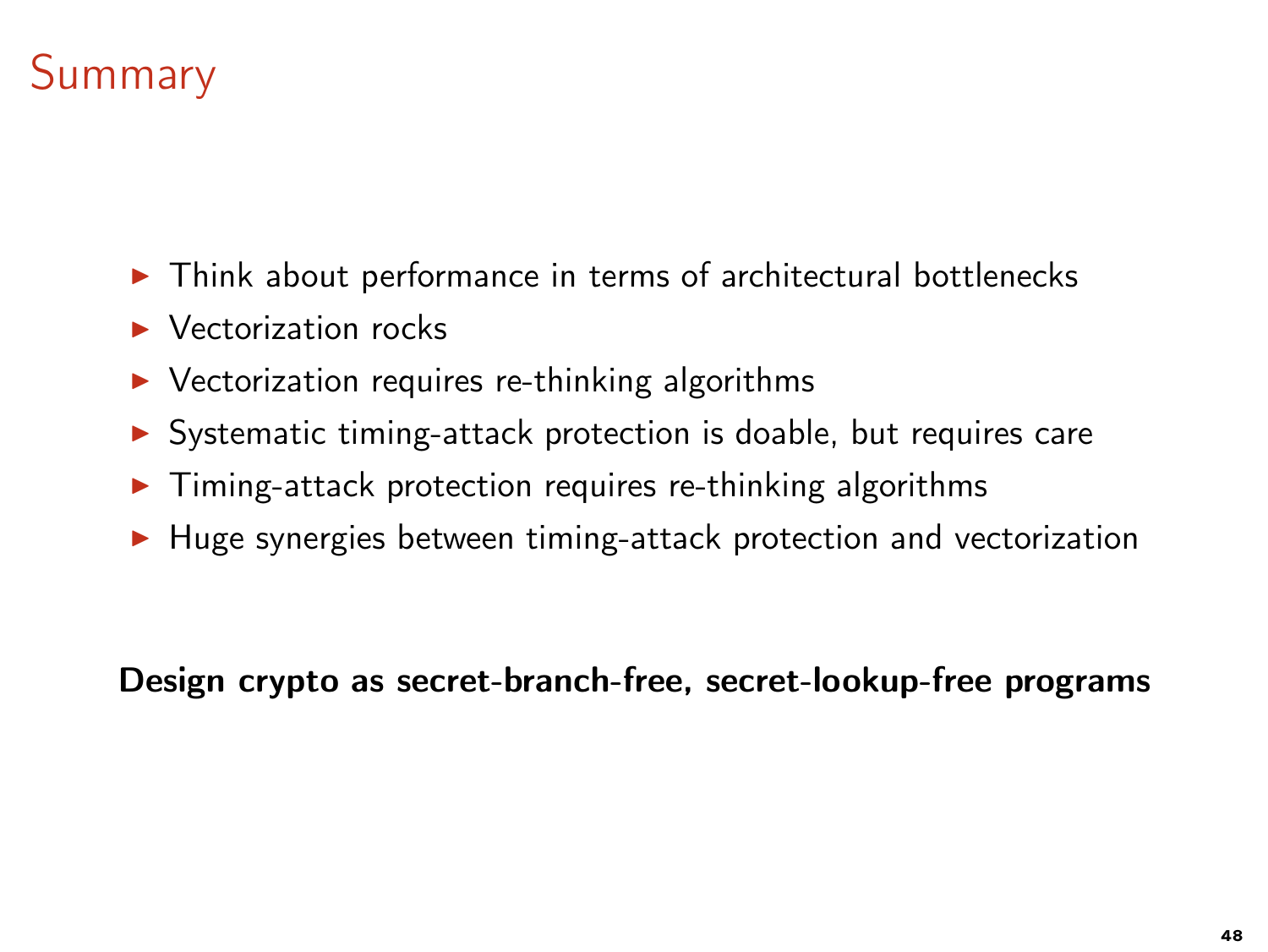# Summary

- Think about performance in terms of architectural bottlenecks
- Vectorization rocks
- Vectorization requires re-thinking algorithms
- Systematic timing-attack protection is doable, but requires care
- Timing-attack protection requires re-thinking algorithms
- Huge synergies between timing-attack protection and vectorization

**Design crypto as secret-branch-free, secret-lookup-free programs**